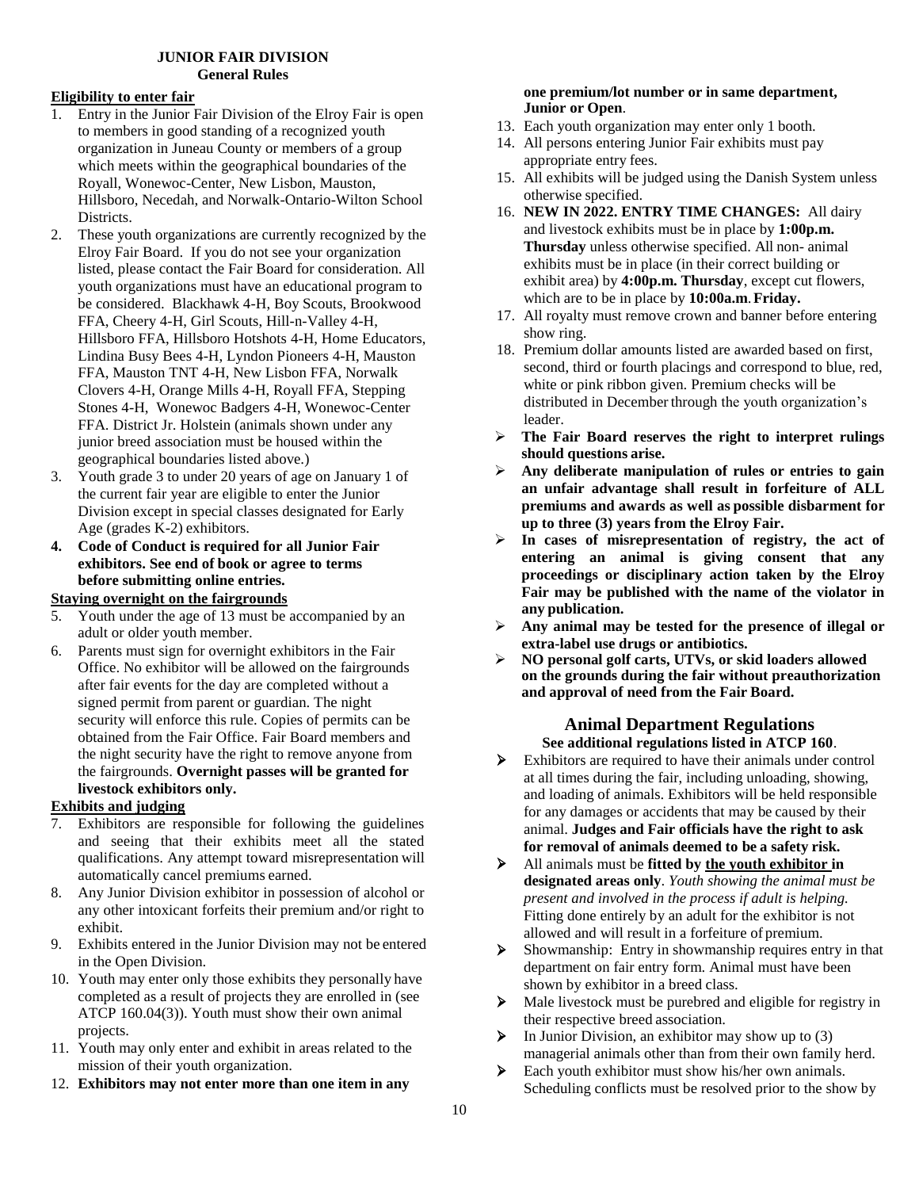# JUNIOR FAIR DIVISION
## General Rules

### Eligibility to enter fair

1. Entry in the Junior Fair Division of the Elroy Fair is open to members in good standing of a recognized youth organization in Juneau County or members of a group which meets within the geographical boundaries of the Royall, Wonewoc-Center, New Lisbon, Mauston, Hillsboro, Necedah, and Norwalk-Ontario-Wilton School Districts.
2. These youth organizations are currently recognized by the Elroy Fair Board. If you do not see your organization listed, please contact the Fair Board for consideration. All youth organizations must have an educational program to be considered. Blackhawk 4-H, Boy Scouts, Brookwood FFA, Cheery 4-H, Girl Scouts, Hill-n-Valley 4-H, Hillsboro FFA, Hillsboro Hotshots 4-H, Home Educators, Lindina Busy Bees 4-H, Lyndon Pioneers 4-H, Mauston FFA, Mauston TNT 4-H, New Lisbon FFA, Norwalk Clovers 4-H, Orange Mills 4-H, Royall FFA, Stepping Stones 4-H, Wonewoc Badgers 4-H, Wonewoc-Center FFA. District Jr. Holstein (animals shown under any junior breed association must be housed within the geographical boundaries listed above.)
3. Youth grade 3 to under 20 years of age on January 1 of the current fair year are eligible to enter the Junior Division except in special classes designated for Early Age (grades K-2) exhibitors.
4. **Code of Conduct is required for all Junior Fair exhibitors. See end of book or agree to terms before submitting online entries.**

### Staying overnight on the fairgrounds

5. Youth under the age of 13 must be accompanied by an adult or older youth member.
6. Parents must sign for overnight exhibitors in the Fair Office. No exhibitor will be allowed on the fairgrounds after fair events for the day are completed without a signed permit from parent or guardian. The night security will enforce this rule. Copies of permits can be obtained from the Fair Office. Fair Board members and the night security have the right to remove anyone from the fairgrounds. **Overnight passes will be granted for livestock exhibitors only.**

### Exhibits and judging

7. Exhibitors are responsible for following the guidelines and seeing that their exhibits meet all the stated qualifications. Any attempt toward misrepresentation will automatically cancel premiums earned.
8. Any Junior Division exhibitor in possession of alcohol or any other intoxicant forfeits their premium and/or right to exhibit.
9. Exhibits entered in the Junior Division may not be entered in the Open Division.
10. Youth may enter only those exhibits they personally have completed as a result of projects they are enrolled in (see ATCP 160.04(3)). Youth must show their own animal projects.
11. Youth may only enter and exhibit in areas related to the mission of their youth organization.
12. **Exhibitors may not enter more than one item in any one premium/lot number or in same department, Junior or Open**.
13. Each youth organization may enter only 1 booth.
14. All persons entering Junior Fair exhibits must pay appropriate entry fees.
15. All exhibits will be judged using the Danish System unless otherwise specified.
16. **NEW IN 2022. ENTRY TIME CHANGES:** All dairy and livestock exhibits must be in place by **1:00p.m. Thursday** unless otherwise specified. All non- animal exhibits must be in place (in their correct building or exhibit area) by **4:00p.m. Thursday**, except cut flowers, which are to be in place by **10:00a.m. Friday.**
17. All royalty must remove crown and banner before entering show ring.
18. Premium dollar amounts listed are awarded based on first, second, third or fourth placings and correspond to blue, red, white or pink ribbon given. Premium checks will be distributed in December through the youth organization's leader.

- **The Fair Board reserves the right to interpret rulings should questions arise.**
- **Any deliberate manipulation of rules or entries to gain an unfair advantage shall result in forfeiture of ALL premiums and awards as well as possible disbarment for up to three (3) years from the Elroy Fair.**
- **In cases of misrepresentation of registry, the act of entering an animal is giving consent that any proceedings or disciplinary action taken by the Elroy Fair may be published with the name of the violator in any publication.**
- **Any animal may be tested for the presence of illegal or extra-label use drugs or antibiotics.**
- **NO personal golf carts, UTVs, or skid loaders allowed on the grounds during the fair without preauthorization and approval of need from the Fair Board.**

## Animal Department Regulations

**See additional regulations listed in ATCP 160**.

- Exhibitors are required to have their animals under control at all times during the fair, including unloading, showing, and loading of animals. Exhibitors will be held responsible for any damages or accidents that may be caused by their animal. **Judges and Fair officials have the right to ask for removal of animals deemed to be a safety risk.**
- All animals must be **fitted by the youth exhibitor in designated areas only**. *Youth showing the animal must be present and involved in the process if adult is helping.* Fitting done entirely by an adult for the exhibitor is not allowed and will result in a forfeiture of premium.
- Showmanship: Entry in showmanship requires entry in that department on fair entry form. Animal must have been shown by exhibitor in a breed class.
- Male livestock must be purebred and eligible for registry in their respective breed association.
- In Junior Division, an exhibitor may show up to (3) managerial animals other than from their own family herd.
- Each youth exhibitor must show his/her own animals. Scheduling conflicts must be resolved prior to the show by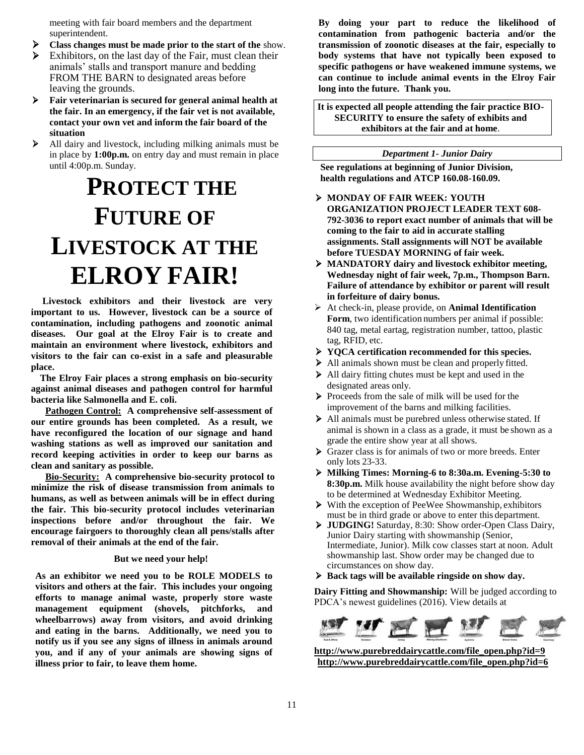meeting with fair board members and the department superintendent.

- **Class changes must be made prior to the start of the** show.
- Exhibitors, on the last day of the Fair, must clean their animals' stalls and transport manure and bedding FROM THE BARN to designated areas before leaving the grounds.
- **Fair veterinarian is secured for general animal health at the fair. In an emergency, if the fair vet is not available, contact your own vet and inform the fair board of the situation**
- All dairy and livestock, including milking animals must be in place by **1:00p.m.** on entry day and must remain in place until 4:00p.m. Sunday.

# PROTECT THE FUTURE OF LIVESTOCK AT THE ELROY FAIR!

**Livestock exhibitors and their livestock are very important to us. However, livestock can be a source of contamination, including pathogens and zoonotic animal diseases. Our goal at the Elroy Fair is to create and maintain an environment where livestock, exhibitors and visitors to the fair can co-exist in a safe and pleasurable place.**

**The Elroy Fair places a strong emphasis on bio-security against animal diseases and pathogen control for harmful bacteria like Salmonella and E. coli.**

**Pathogen Control: A comprehensive self-assessment of our entire grounds has been completed. As a result, we have reconfigured the location of our signage and hand washing stations as well as improved our sanitation and record keeping activities in order to keep our barns as clean and sanitary as possible.**

**Bio-Security: A comprehensive bio-security protocol to minimize the risk of disease transmission from animals to humans, as well as between animals will be in effect during the fair. This bio-security protocol includes veterinarian inspections before and/or throughout the fair. We encourage fairgoers to thoroughly clean all pens/stalls after removal of their animals at the end of the fair.**

**But we need your help!**

**As an exhibitor we need you to be ROLE MODELS to visitors and others at the fair. This includes your ongoing efforts to manage animal waste, properly store waste management equipment (shovels, pitchforks, and wheelbarrows) away from visitors, and avoid drinking and eating in the barns. Additionally, we need you to notify us if you see any signs of illness in animals around you, and if any of your animals are showing signs of illness prior to fair, to leave them home.**

**By doing your part to reduce the likelihood of contamination from pathogenic bacteria and/or the transmission of zoonotic diseases at the fair, especially to body systems that have not typically been exposed to specific pathogens or have weakened immune systems, we can continue to include animal events in the Elroy Fair long into the future. Thank you.**

**It is expected all people attending the fair practice BIO-SECURITY to ensure the safety of exhibits and exhibitors at the fair and at home.**

## *Department 1- Junior Dairy*

**See regulations at beginning of Junior Division, health regulations and ATCP 160.08-160.09.**

- **MONDAY OF FAIR WEEK: YOUTH ORGANIZATION PROJECT LEADER TEXT 608-792-3036 to report exact number of animals that will be coming to the fair to aid in accurate stalling assignments. Stall assignments will NOT be available before TUESDAY MORNING of fair week.**
- **MANDATORY dairy and livestock exhibitor meeting, Wednesday night of fair week, 7p.m., Thompson Barn. Failure of attendance by exhibitor or parent will result in forfeiture of dairy bonus.**
- At check-in, please provide, on **Animal Identification Form**, two identification numbers per animal if possible: 840 tag, metal eartag, registration number, tattoo, plastic tag, RFID, etc.
- **YQCA certification recommended for this species.**
- All animals shown must be clean and properly fitted.
- All dairy fitting chutes must be kept and used in the designated areas only.
- Proceeds from the sale of milk will be used for the improvement of the barns and milking facilities.
- All animals must be purebred unless otherwise stated. If animal is shown in a class as a grade, it must be shown as a grade the entire show year at all shows.
- Grazer class is for animals of two or more breeds. Enter only lots 23-33.
- **Milking Times: Morning-6 to 8:30a.m. Evening-5:30 to 8:30p.m.** Milk house availability the night before show day to be determined at Wednesday Exhibitor Meeting.
- With the exception of PeeWee Showmanship, exhibitors must be in third grade or above to enter this department.
- **JUDGING!** Saturday, 8:30: Show order-Open Class Dairy, Junior Dairy starting with showmanship (Senior, Intermediate, Junior). Milk cow classes start at noon. Adult showmanship last. Show order may be changed due to circumstances on show day.
- **Back tags will be available ringside on show day.**

**Dairy Fitting and Showmanship:** Will be judged according to PDCA's newest guidelines (2016). View details at

**http://www.purebreddairycattle.com/file_open.php?id=9**
**http://www.purebreddairycattle.com/file_open.php?id=6**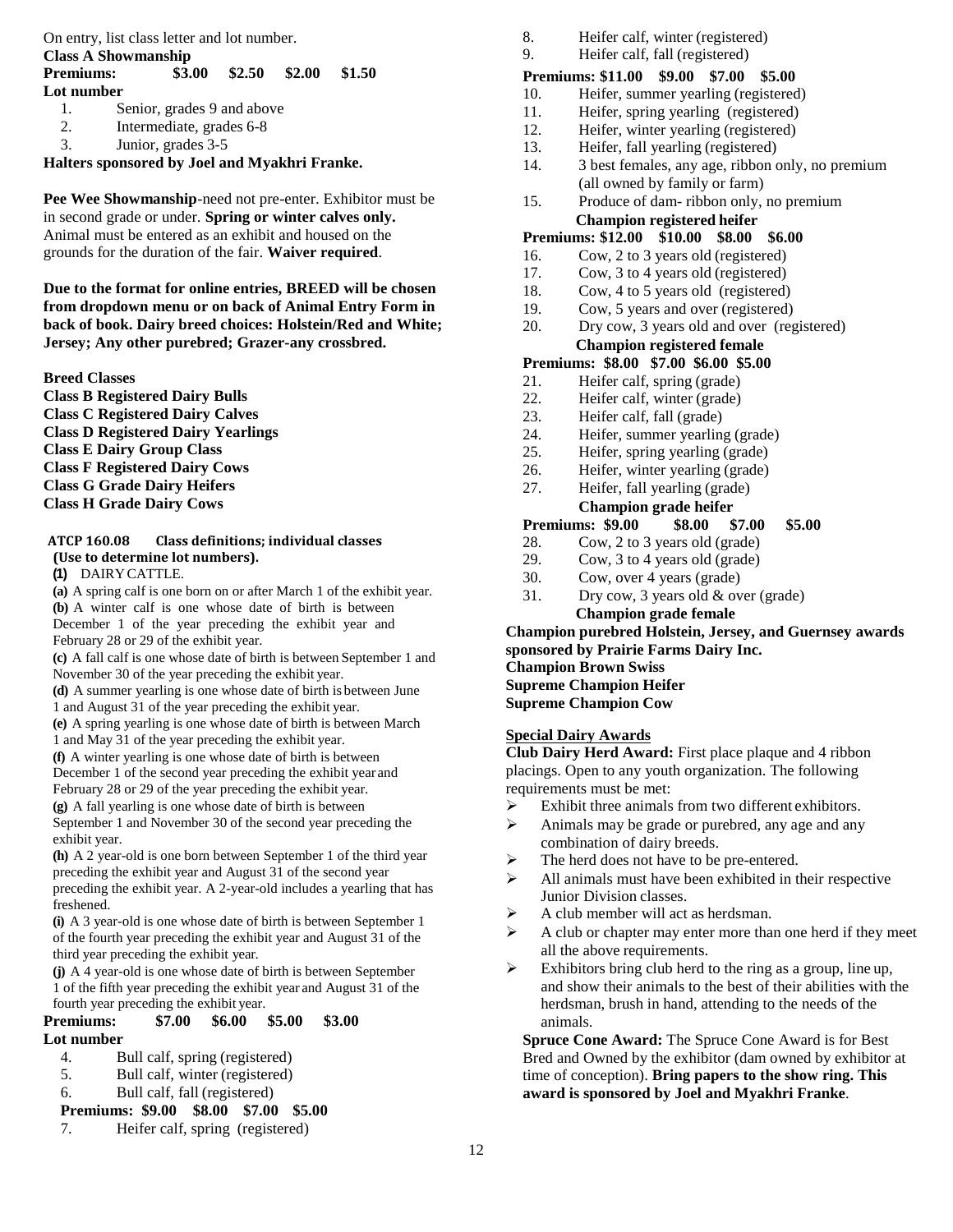On entry, list class letter and lot number.

**Class A Showmanship**

**Premiums: $3.00 $2.50 $2.00 $1.50**

**Lot number**

1. Senior, grades 9 and above
2. Intermediate, grades 6-8
3. Junior, grades 3-5

**Halters sponsored by Joel and Myakhri Franke.**

**Pee Wee Showmanship**-need not pre-enter. Exhibitor must be in second grade or under. **Spring or winter calves only.** Animal must be entered as an exhibit and housed on the grounds for the duration of the fair. **Waiver required**.

**Due to the format for online entries, BREED will be chosen from dropdown menu or on back of Animal Entry Form in back of book. Dairy breed choices: Holstein/Red and White; Jersey; Any other purebred; Grazer-any crossbred.**

**Breed Classes**
**Class B Registered Dairy Bulls**
**Class C Registered Dairy Calves**
**Class D Registered Dairy Yearlings**
**Class E Dairy Group Class**
**Class F Registered Dairy Cows**
**Class G Grade Dairy Heifers**
**Class H Grade Dairy Cows**

**ATCP 160.08 Class definitions; individual classes (Use to determine lot numbers).**

**(1)** DAIRY CATTLE.

**(a)** A spring calf is one born on or after March 1 of the exhibit year.

**(b)** A winter calf is one whose date of birth is between December 1 of the year preceding the exhibit year and February 28 or 29 of the exhibit year.

**(c)** A fall calf is one whose date of birth is between September 1 and November 30 of the year preceding the exhibit year.

**(d)** A summer yearling is one whose date of birth is between June 1 and August 31 of the year preceding the exhibit year.

**(e)** A spring yearling is one whose date of birth is between March 1 and May 31 of the year preceding the exhibit year.

**(f)** A winter yearling is one whose date of birth is between December 1 of the second year preceding the exhibit year and February 28 or 29 of the year preceding the exhibit year.

**(g)** A fall yearling is one whose date of birth is between September 1 and November 30 of the second year preceding the exhibit year.

**(h)** A 2 year-old is one born between September 1 of the third year preceding the exhibit year and August 31 of the second year preceding the exhibit year. A 2-year-old includes a yearling that has freshened.

**(i)** A 3 year-old is one whose date of birth is between September 1 of the fourth year preceding the exhibit year and August 31 of the third year preceding the exhibit year.

**(j)** A 4 year-old is one whose date of birth is between September 1 of the fifth year preceding the exhibit year and August 31 of the fourth year preceding the exhibit year.

**Premiums: $7.00 $6.00 $5.00 $3.00**

**Lot number**

4. Bull calf, spring (registered)
5. Bull calf, winter (registered)
6. Bull calf, fall (registered)

**Premiums: $9.00 $8.00 $7.00 $5.00**

7. Heifer calf, spring (registered)
8. Heifer calf, winter (registered)
9. Heifer calf, fall (registered)

**Premiums: $11.00 $9.00 $7.00 $5.00**

10. Heifer, summer yearling (registered)
11. Heifer, spring yearling (registered)
12. Heifer, winter yearling (registered)
13. Heifer, fall yearling (registered)
14. 3 best females, any age, ribbon only, no premium (all owned by family or farm)
15. Produce of dam- ribbon only, no premium

**Champion registered heifer**

**Premiums: $12.00 $10.00 $8.00 $6.00**

16. Cow, 2 to 3 years old (registered)
17. Cow, 3 to 4 years old (registered)
18. Cow, 4 to 5 years old (registered)
19. Cow, 5 years and over (registered)
20. Dry cow, 3 years old and over (registered)

**Champion registered female**

**Premiums: $8.00 $7.00 $6.00 $5.00**

21. Heifer calf, spring (grade)
22. Heifer calf, winter (grade)
23. Heifer calf, fall (grade)
24. Heifer, summer yearling (grade)
25. Heifer, spring yearling (grade)
26. Heifer, winter yearling (grade)
27. Heifer, fall yearling (grade)

**Champion grade heifer**

**Premiums: $9.00 $8.00 $7.00 $5.00**

28. Cow, 2 to 3 years old (grade)
29. Cow, 3 to 4 years old (grade)
30. Cow, over 4 years (grade)
31. Dry cow, 3 years old & over (grade)

**Champion grade female**

**Champion purebred Holstein, Jersey, and Guernsey awards sponsored by Prairie Farms Dairy Inc.**
**Champion Brown Swiss**
**Supreme Champion Heifer**
**Supreme Champion Cow**

**Special Dairy Awards**

**Club Dairy Herd Award:** First place plaque and 4 ribbon placings. Open to any youth organization. The following requirements must be met:

- Exhibit three animals from two different exhibitors.
- Animals may be grade or purebred, any age and any combination of dairy breeds.
- The herd does not have to be pre-entered.
- All animals must have been exhibited in their respective Junior Division classes.
- A club member will act as herdsman.
- A club or chapter may enter more than one herd if they meet all the above requirements.
- Exhibitors bring club herd to the ring as a group, line up, and show their animals to the best of their abilities with the herdsman, brush in hand, attending to the needs of the animals.

**Spruce Cone Award:** The Spruce Cone Award is for Best Bred and Owned by the exhibitor (dam owned by exhibitor at time of conception). **Bring papers to the show ring. This award is sponsored by Joel and Myakhri Franke**.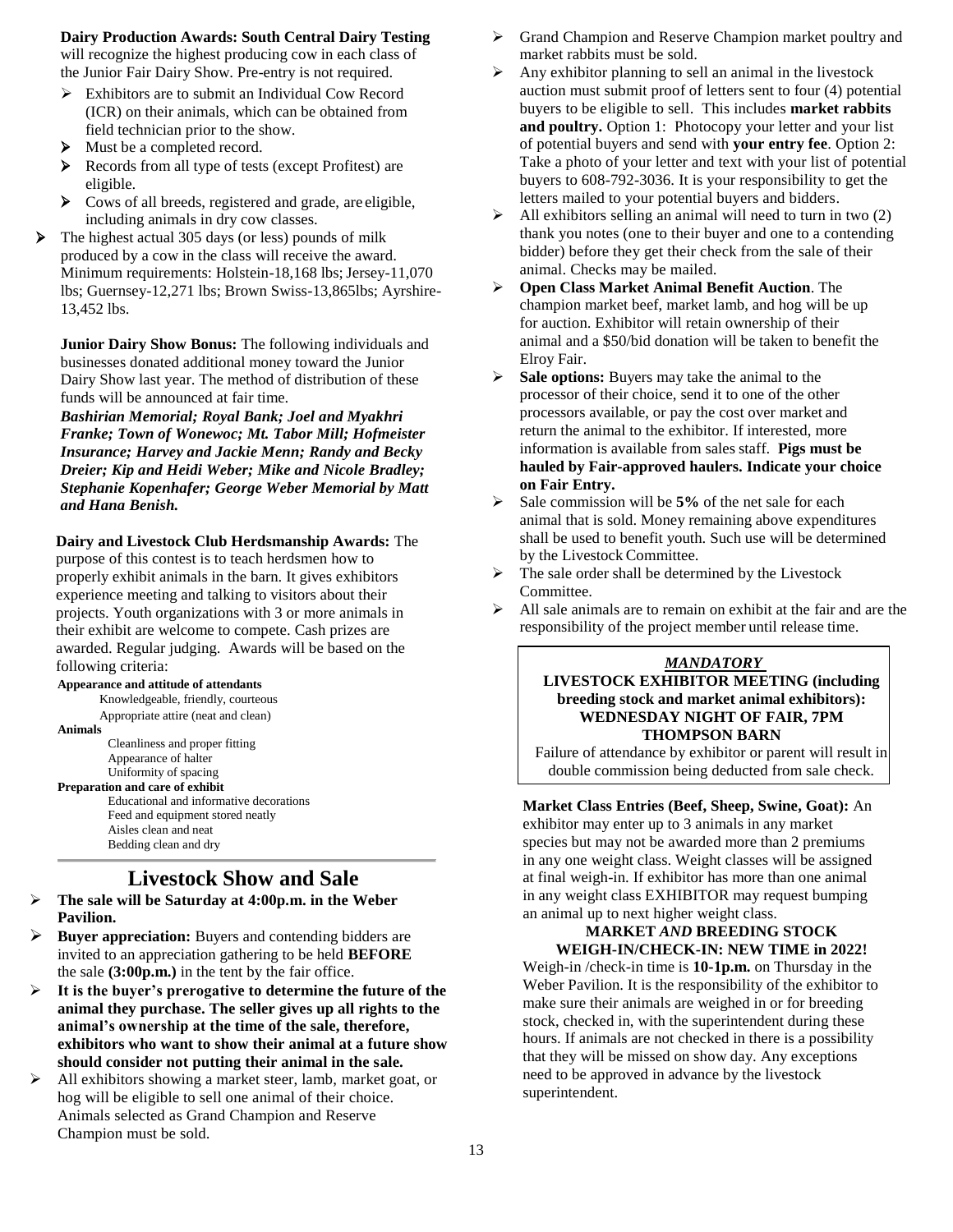**Dairy Production Awards: South Central Dairy Testing** will recognize the highest producing cow in each class of the Junior Fair Dairy Show. Pre-entry is not required.

- Exhibitors are to submit an Individual Cow Record (ICR) on their animals, which can be obtained from field technician prior to the show.
- Must be a completed record.
- Records from all type of tests (except Profitest) are eligible.
- Cows of all breeds, registered and grade, are eligible, including animals in dry cow classes.
- The highest actual 305 days (or less) pounds of milk produced by a cow in the class will receive the award. Minimum requirements: Holstein-18,168 lbs; Jersey-11,070 lbs; Guernsey-12,271 lbs; Brown Swiss-13,865lbs; Ayrshire-13,452 lbs.

**Junior Dairy Show Bonus:** The following individuals and businesses donated additional money toward the Junior Dairy Show last year. The method of distribution of these funds will be announced at fair time.

***Bashirian Memorial; Royal Bank; Joel and Myakhri Franke; Town of Wonewoc; Mt. Tabor Mill; Hofmeister Insurance; Harvey and Jackie Menn; Randy and Becky Dreier; Kip and Heidi Weber; Mike and Nicole Bradley; Stephanie Kopenhafer; George Weber Memorial by Matt and Hana Benish.***

**Dairy and Livestock Club Herdsmanship Awards:** The purpose of this contest is to teach herdsmen how to properly exhibit animals in the barn. It gives exhibitors experience meeting and talking to visitors about their projects. Youth organizations with 3 or more animals in their exhibit are welcome to compete. Cash prizes are awarded. Regular judging. Awards will be based on the following criteria:

**Appearance and attitude of attendants**
- Knowledgeable, friendly, courteous
- Appropriate attire (neat and clean)

**Animals**
- Cleanliness and proper fitting
- Appearance of halter
- Uniformity of spacing

**Preparation and care of exhibit**
- Educational and informative decorations
- Feed and equipment stored neatly
- Aisles clean and neat
- Bedding clean and dry

## Livestock Show and Sale

- **The sale will be Saturday at 4:00p.m. in the Weber Pavilion.**
- **Buyer appreciation:** Buyers and contending bidders are invited to an appreciation gathering to be held **BEFORE** the sale **(3:00p.m.)** in the tent by the fair office.
- **It is the buyer's prerogative to determine the future of the animal they purchase. The seller gives up all rights to the animal's ownership at the time of the sale, therefore, exhibitors who want to show their animal at a future show should consider not putting their animal in the sale.**
- All exhibitors showing a market steer, lamb, market goat, or hog will be eligible to sell one animal of their choice. Animals selected as Grand Champion and Reserve Champion must be sold.
- Grand Champion and Reserve Champion market poultry and market rabbits must be sold.
- Any exhibitor planning to sell an animal in the livestock auction must submit proof of letters sent to four (4) potential buyers to be eligible to sell. This includes **market rabbits and poultry.** Option 1: Photocopy your letter and your list of potential buyers and send with **your entry fee**. Option 2: Take a photo of your letter and text with your list of potential buyers to 608-792-3036. It is your responsibility to get the letters mailed to your potential buyers and bidders.
- All exhibitors selling an animal will need to turn in two (2) thank you notes (one to their buyer and one to a contending bidder) before they get their check from the sale of their animal. Checks may be mailed.
- **Open Class Market Animal Benefit Auction**. The champion market beef, market lamb, and hog will be up for auction. Exhibitor will retain ownership of their animal and a $50/bid donation will be taken to benefit the Elroy Fair.
- **Sale options:** Buyers may take the animal to the processor of their choice, send it to one of the other processors available, or pay the cost over market and return the animal to the exhibitor. If interested, more information is available from sales staff. **Pigs must be hauled by Fair-approved haulers. Indicate your choice on Fair Entry.**
- Sale commission will be **5%** of the net sale for each animal that is sold. Money remaining above expenditures shall be used to benefit youth. Such use will be determined by the Livestock Committee.
- The sale order shall be determined by the Livestock Committee.
- All sale animals are to remain on exhibit at the fair and are the responsibility of the project member until release time.

***MANDATORY***

**LIVESTOCK EXHIBITOR MEETING (including breeding stock and market animal exhibitors): WEDNESDAY NIGHT OF FAIR, 7PM THOMPSON BARN**

Failure of attendance by exhibitor or parent will result in double commission being deducted from sale check.

**Market Class Entries (Beef, Sheep, Swine, Goat):** An exhibitor may enter up to 3 animals in any market species but may not be awarded more than 2 premiums in any one weight class. Weight classes will be assigned at final weigh-in. If exhibitor has more than one animal in any weight class EXHIBITOR may request bumping an animal up to next higher weight class.

**MARKET *AND* BREEDING STOCK WEIGH-IN/CHECK-IN: NEW TIME in 2022!**

Weigh-in /check-in time is **10-1p.m.** on Thursday in the Weber Pavilion. It is the responsibility of the exhibitor to make sure their animals are weighed in or for breeding stock, checked in, with the superintendent during these hours. If animals are not checked in there is a possibility that they will be missed on show day. Any exceptions need to be approved in advance by the livestock superintendent.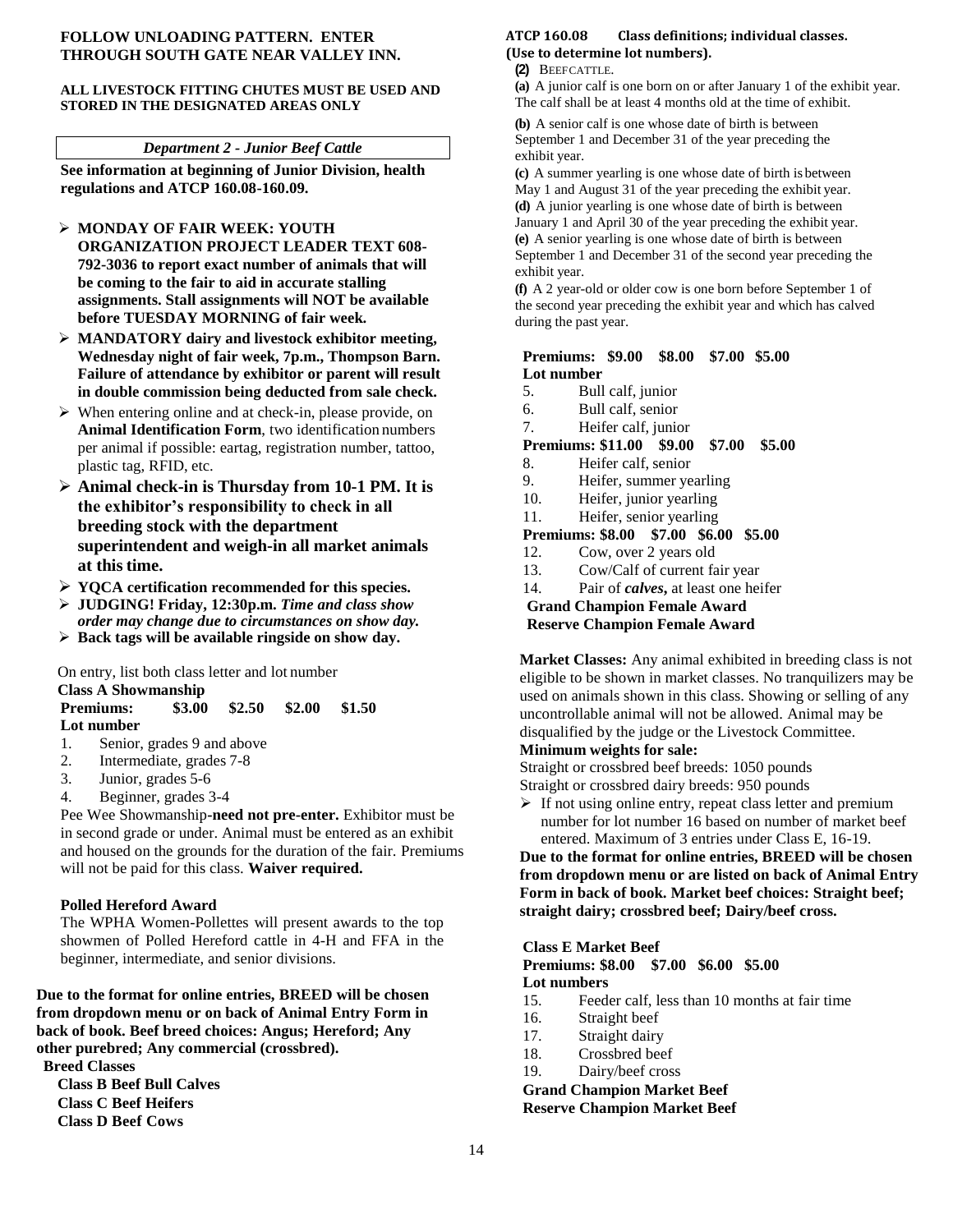**FOLLOW UNLOADING PATTERN. ENTER THROUGH SOUTH GATE NEAR VALLEY INN.**

**ALL LIVESTOCK FITTING CHUTES MUST BE USED AND STORED IN THE DESIGNATED AREAS ONLY**

## *Department 2 - Junior Beef Cattle*

**See information at beginning of Junior Division, health regulations and ATCP 160.08-160.09.**

- **MONDAY OF FAIR WEEK: YOUTH ORGANIZATION PROJECT LEADER TEXT 608-792-3036 to report exact number of animals that will be coming to the fair to aid in accurate stalling assignments. Stall assignments will NOT be available before TUESDAY MORNING of fair week.**
- **MANDATORY dairy and livestock exhibitor meeting, Wednesday night of fair week, 7p.m., Thompson Barn. Failure of attendance by exhibitor or parent will result in double commission being deducted from sale check.**
- When entering online and at check-in, please provide, on **Animal Identification Form**, two identification numbers per animal if possible: eartag, registration number, tattoo, plastic tag, RFID, etc.
- **Animal check-in is Thursday from 10-1 PM. It is the exhibitor's responsibility to check in all breeding stock with the department superintendent and weigh-in all market animals at this time.**
- **YQCA certification recommended for this species.**
- **JUDGING! Friday, 12:30p.m.** ***Time and class show order may change due to circumstances on show day.***
- **Back tags will be available ringside on show day.**

On entry, list both class letter and lot number

**Class A Showmanship**

**Premiums: $3.00 $2.50 $2.00 $1.50**

**Lot number**

1. Senior, grades 9 and above
2. Intermediate, grades 7-8
3. Junior, grades 5-6
4. Beginner, grades 3-4

Pee Wee Showmanship**-need not pre-enter.** Exhibitor must be in second grade or under. Animal must be entered as an exhibit and housed on the grounds for the duration of the fair. Premiums will not be paid for this class. **Waiver required.**

**Polled Hereford Award**

The WPHA Women-Pollettes will present awards to the top showmen of Polled Hereford cattle in 4-H and FFA in the beginner, intermediate, and senior divisions.

**Due to the format for online entries, BREED will be chosen from dropdown menu or on back of Animal Entry Form in back of book. Beef breed choices: Angus; Hereford; Any other purebred; Any commercial (crossbred).**

**Breed Classes**

**Class B Beef Bull Calves**
**Class C Beef Heifers**
**Class D Beef Cows**

**ATCP 160.08 Class definitions; individual classes. (Use to determine lot numbers).**

**(2)** BEEF CATTLE.

**(a)** A junior calf is one born on or after January 1 of the exhibit year. The calf shall be at least 4 months old at the time of exhibit.

**(b)** A senior calf is one whose date of birth is between September 1 and December 31 of the year preceding the exhibit year.

**(c)** A summer yearling is one whose date of birth is between May 1 and August 31 of the year preceding the exhibit year.

**(d)** A junior yearling is one whose date of birth is between January 1 and April 30 of the year preceding the exhibit year.

**(e)** A senior yearling is one whose date of birth is between September 1 and December 31 of the second year preceding the exhibit year.

**(f)** A 2 year-old or older cow is one born before September 1 of the second year preceding the exhibit year and which has calved during the past year.

**Premiums: $9.00 $8.00 $7.00 $5.00**

**Lot number**

5. Bull calf, junior
6. Bull calf, senior
7. Heifer calf, junior

**Premiums: $11.00 $9.00 $7.00 $5.00**

8. Heifer calf, senior
9. Heifer, summer yearling
10. Heifer, junior yearling
11. Heifer, senior yearling

**Premiums: $8.00 $7.00 $6.00 $5.00**

12. Cow, over 2 years old
13. Cow/Calf of current fair year
14. Pair of ***calves*****,** at least one heifer

**Grand Champion Female Award**
**Reserve Champion Female Award**

**Market Classes:** Any animal exhibited in breeding class is not eligible to be shown in market classes. No tranquilizers may be used on animals shown in this class. Showing or selling of any uncontrollable animal will not be allowed. Animal may be disqualified by the judge or the Livestock Committee.

**Minimum weights for sale:**

Straight or crossbred beef breeds: 1050 pounds
Straight or crossbred dairy breeds: 950 pounds

- If not using online entry, repeat class letter and premium number for lot number 16 based on number of market beef entered. Maximum of 3 entries under Class E, 16-19.

**Due to the format for online entries, BREED will be chosen from dropdown menu or are listed on back of Animal Entry Form in back of book. Market beef choices: Straight beef; straight dairy; crossbred beef; Dairy/beef cross.**

**Class E Market Beef**

**Premiums: $8.00 $7.00 $6.00 $5.00**

**Lot numbers**

15. Feeder calf, less than 10 months at fair time
16. Straight beef
17. Straight dairy
18. Crossbred beef
19. Dairy/beef cross

**Grand Champion Market Beef**
**Reserve Champion Market Beef**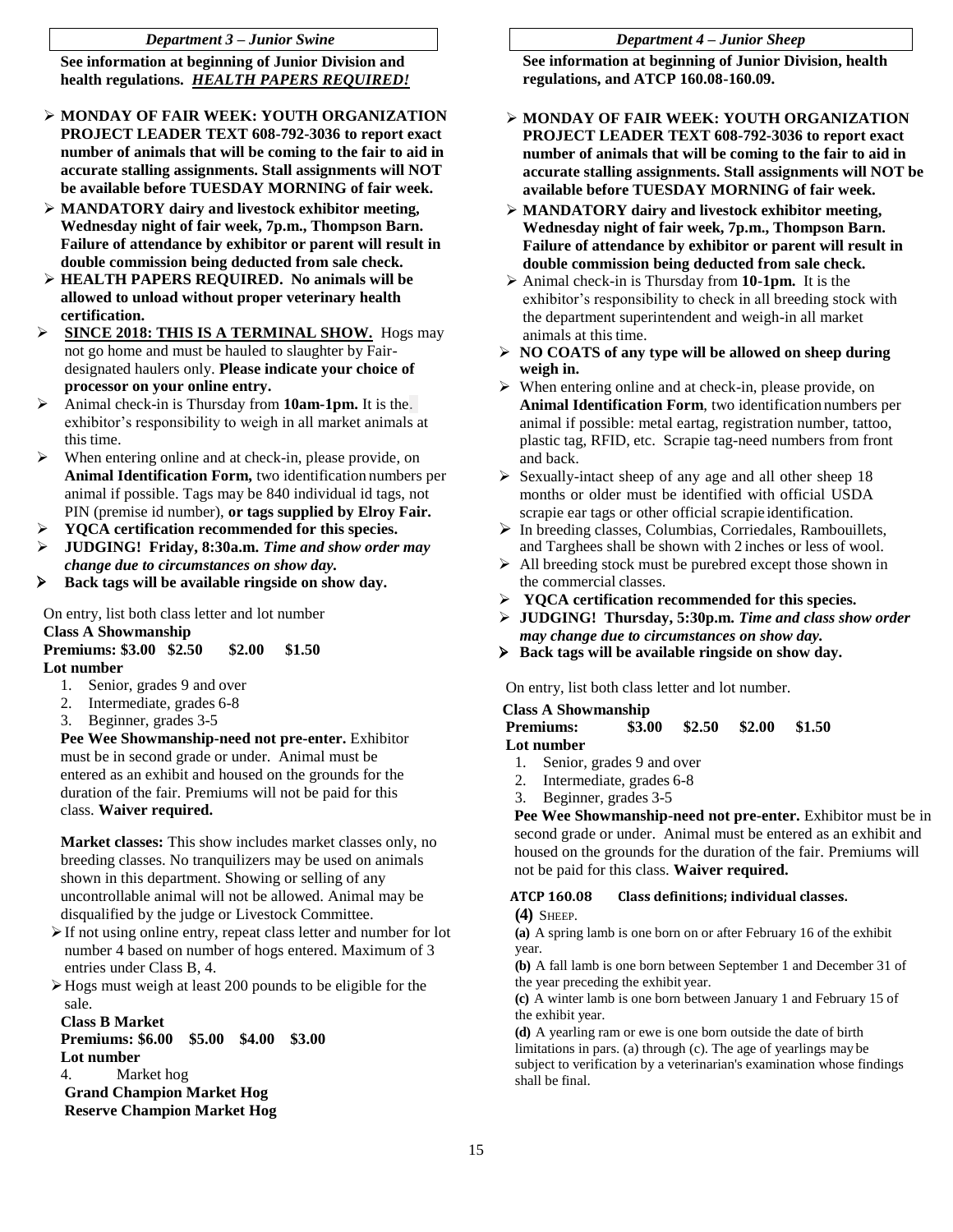## *Department 3 – Junior Swine*

**See information at beginning of Junior Division and health regulations.** ***HEALTH PAPERS REQUIRED!***

- **MONDAY OF FAIR WEEK: YOUTH ORGANIZATION PROJECT LEADER TEXT 608-792-3036 to report exact number of animals that will be coming to the fair to aid in accurate stalling assignments. Stall assignments will NOT be available before TUESDAY MORNING of fair week.**
- **MANDATORY dairy and livestock exhibitor meeting, Wednesday night of fair week, 7p.m., Thompson Barn. Failure of attendance by exhibitor or parent will result in double commission being deducted from sale check.**
- **HEALTH PAPERS REQUIRED. No animals will be allowed to unload without proper veterinary health certification.**
- **SINCE 2018: THIS IS A TERMINAL SHOW.** Hogs may not go home and must be hauled to slaughter by Fair-designated haulers only. **Please indicate your choice of processor on your online entry.**
- Animal check-in is Thursday from **10am-1pm.** It is the exhibitor's responsibility to weigh in all market animals at this time.
- When entering online and at check-in, please provide, on **Animal Identification Form,** two identification numbers per animal if possible. Tags may be 840 individual id tags, not PIN (premise id number), **or tags supplied by Elroy Fair.**
- **YQCA certification recommended for this species.**
- **JUDGING! Friday, 8:30a.m.** ***Time and show order may change due to circumstances on show day.***
- **Back tags will be available ringside on show day.**

On entry, list both class letter and lot number

**Class A Showmanship**

**Premiums: $3.00 $2.50 $2.00 $1.50**

**Lot number**

1. Senior, grades 9 and over
2. Intermediate, grades 6-8
3. Beginner, grades 3-5

**Pee Wee Showmanship-need not pre-enter.** Exhibitor must be in second grade or under. Animal must be entered as an exhibit and housed on the grounds for the duration of the fair. Premiums will not be paid for this class. **Waiver required.**

**Market classes:** This show includes market classes only, no breeding classes. No tranquilizers may be used on animals shown in this department. Showing or selling of any uncontrollable animal will not be allowed. Animal may be disqualified by the judge or Livestock Committee.

- If not using online entry, repeat class letter and number for lot number 4 based on number of hogs entered. Maximum of 3 entries under Class B, 4.
- Hogs must weigh at least 200 pounds to be eligible for the sale.

**Class B Market**

**Premiums: $6.00 $5.00 $4.00 $3.00**

**Lot number**

4. Market hog

**Grand Champion Market Hog**

**Reserve Champion Market Hog**

## *Department 4 – Junior Sheep*

**See information at beginning of Junior Division, health regulations, and ATCP 160.08-160.09.**

- **MONDAY OF FAIR WEEK: YOUTH ORGANIZATION PROJECT LEADER TEXT 608-792-3036 to report exact number of animals that will be coming to the fair to aid in accurate stalling assignments. Stall assignments will NOT be available before TUESDAY MORNING of fair week.**
- **MANDATORY dairy and livestock exhibitor meeting, Wednesday night of fair week, 7p.m., Thompson Barn. Failure of attendance by exhibitor or parent will result in double commission being deducted from sale check.**
- Animal check-in is Thursday from **10-1pm.** It is the exhibitor's responsibility to check in all breeding stock with the department superintendent and weigh-in all market animals at this time.
- **NO COATS of any type will be allowed on sheep during weigh in.**
- When entering online and at check-in, please provide, on **Animal Identification Form**, two identification numbers per animal if possible: metal eartag, registration number, tattoo, plastic tag, RFID, etc. Scrapie tag-need numbers from front and back.
- Sexually-intact sheep of any age and all other sheep 18 months or older must be identified with official USDA scrapie ear tags or other official scrapie identification.
- In breeding classes, Columbias, Corriedales, Rambouillets, and Targhees shall be shown with 2 inches or less of wool.
- All breeding stock must be purebred except those shown in the commercial classes.
- **YQCA certification recommended for this species.**
- **JUDGING! Thursday, 5:30p.m.** ***Time and class show order may change due to circumstances on show day.***
- **Back tags will be available ringside on show day.**

On entry, list both class letter and lot number.

**Class A Showmanship**

**Premiums: $3.00 $2.50 $2.00 $1.50**

**Lot number**

1. Senior, grades 9 and over
2. Intermediate, grades 6-8
3. Beginner, grades 3-5

**Pee Wee Showmanship-need not pre-enter.** Exhibitor must be in second grade or under. Animal must be entered as an exhibit and housed on the grounds for the duration of the fair. Premiums will not be paid for this class. **Waiver required.**

**ATCP 160.08 Class definitions; individual classes.**

**(4)** SHEEP.

**(a)** A spring lamb is one born on or after February 16 of the exhibit year.

**(b)** A fall lamb is one born between September 1 and December 31 of the year preceding the exhibit year.

**(c)** A winter lamb is one born between January 1 and February 15 of the exhibit year.

**(d)** A yearling ram or ewe is one born outside the date of birth limitations in pars. (a) through (c). The age of yearlings may be subject to verification by a veterinarian's examination whose findings shall be final.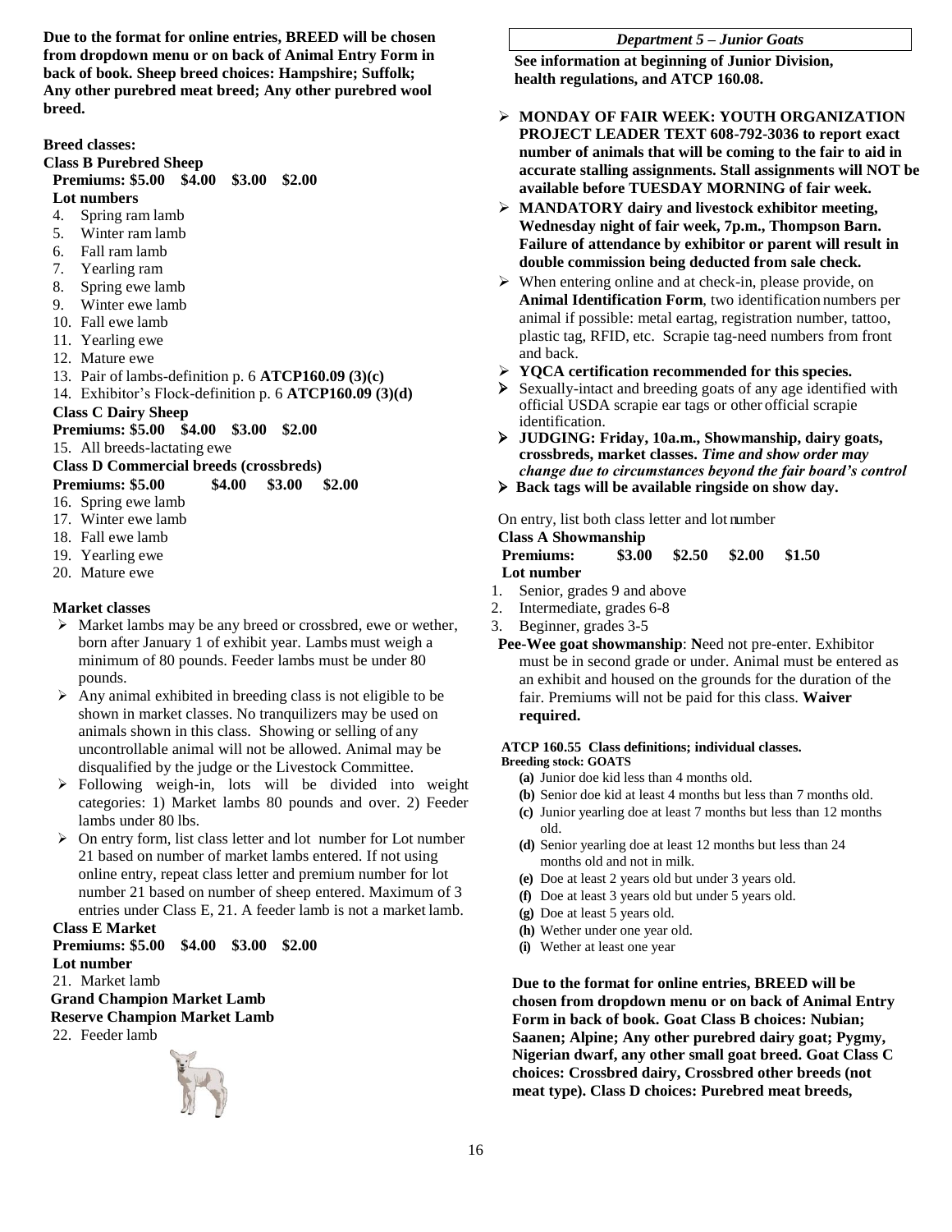**Due to the format for online entries, BREED will be chosen from dropdown menu or on back of Animal Entry Form in back of book. Sheep breed choices: Hampshire; Suffolk; Any other purebred meat breed; Any other purebred wool breed.**

**Breed classes:**

**Class B Purebred Sheep**

**Premiums: $5.00 $4.00 $3.00 $2.00**

**Lot numbers**

4. Spring ram lamb
5. Winter ram lamb
6. Fall ram lamb
7. Yearling ram
8. Spring ewe lamb
9. Winter ewe lamb
10. Fall ewe lamb
11. Yearling ewe
12. Mature ewe
13. Pair of lambs-definition p. 6 **ATCP160.09 (3)(c)**
14. Exhibitor's Flock-definition p. 6 **ATCP160.09 (3)(d)**

**Class C Dairy Sheep**

**Premiums: $5.00 $4.00 $3.00 $2.00**

15. All breeds-lactating ewe

**Class D Commercial breeds (crossbreds)**

**Premiums: $5.00 $4.00 $3.00 $2.00**

16. Spring ewe lamb
17. Winter ewe lamb
18. Fall ewe lamb
19. Yearling ewe
20. Mature ewe

**Market classes**

- Market lambs may be any breed or crossbred, ewe or wether, born after January 1 of exhibit year. Lambs must weigh a minimum of 80 pounds. Feeder lambs must be under 80 pounds.
- Any animal exhibited in breeding class is not eligible to be shown in market classes. No tranquilizers may be used on animals shown in this class. Showing or selling of any uncontrollable animal will not be allowed. Animal may be disqualified by the judge or the Livestock Committee.
- Following weigh-in, lots will be divided into weight categories: 1) Market lambs 80 pounds and over. 2) Feeder lambs under 80 lbs.
- On entry form, list class letter and lot number for Lot number 21 based on number of market lambs entered. If not using online entry, repeat class letter and premium number for lot number 21 based on number of sheep entered. Maximum of 3 entries under Class E, 21. A feeder lamb is not a market lamb.

**Class E Market**

**Premiums: $5.00 $4.00 $3.00 $2.00**

**Lot number**

21. Market lamb

**Grand Champion Market Lamb**

**Reserve Champion Market Lamb**

22. Feeder lamb

***Department 5 – Junior Goats***

**See information at beginning of Junior Division, health regulations, and ATCP 160.08.**

- **MONDAY OF FAIR WEEK: YOUTH ORGANIZATION PROJECT LEADER TEXT 608-792-3036 to report exact number of animals that will be coming to the fair to aid in accurate stalling assignments. Stall assignments will NOT be available before TUESDAY MORNING of fair week.**
- **MANDATORY dairy and livestock exhibitor meeting, Wednesday night of fair week, 7p.m., Thompson Barn. Failure of attendance by exhibitor or parent will result in double commission being deducted from sale check.**
- When entering online and at check-in, please provide, on **Animal Identification Form**, two identification numbers per animal if possible: metal eartag, registration number, tattoo, plastic tag, RFID, etc. Scrapie tag-need numbers from front and back.
- **YQCA certification recommended for this species.**
- Sexually-intact and breeding goats of any age identified with official USDA scrapie ear tags or other official scrapie identification.
- **JUDGING: Friday, 10a.m., Showmanship, dairy goats, crossbreds, market classes.** ***Time and show order may change due to circumstances beyond the fair board's control***
- **Back tags will be available ringside on show day.**

On entry, list both class letter and lot number

**Class A Showmanship**

**Premiums: $3.00 $2.50 $2.00 $1.50**

**Lot number**

1. Senior, grades 9 and above
2. Intermediate, grades 6-8
3. Beginner, grades 3-5

**Pee-Wee goat showmanship**: **N**eed not pre-enter. Exhibitor must be in second grade or under. Animal must be entered as an exhibit and housed on the grounds for the duration of the fair. Premiums will not be paid for this class. **Waiver required.**

**ATCP 160.55 Class definitions; individual classes.**
**Breeding stock: GOATS**

- **(a)** Junior doe kid less than 4 months old.
- **(b)** Senior doe kid at least 4 months but less than 7 months old.
- **(c)** Junior yearling doe at least 7 months but less than 12 months old.
- **(d)** Senior yearling doe at least 12 months but less than 24 months old and not in milk.
- **(e)** Doe at least 2 years old but under 3 years old.
- **(f)** Doe at least 3 years old but under 5 years old.
- **(g)** Doe at least 5 years old.
- **(h)** Wether under one year old.
- **(i)** Wether at least one year

**Due to the format for online entries, BREED will be chosen from dropdown menu or on back of Animal Entry Form in back of book. Goat Class B choices: Nubian; Saanen; Alpine; Any other purebred dairy goat; Pygmy, Nigerian dwarf, any other small goat breed. Goat Class C choices: Crossbred dairy, Crossbred other breeds (not meat type). Class D choices: Purebred meat breeds,**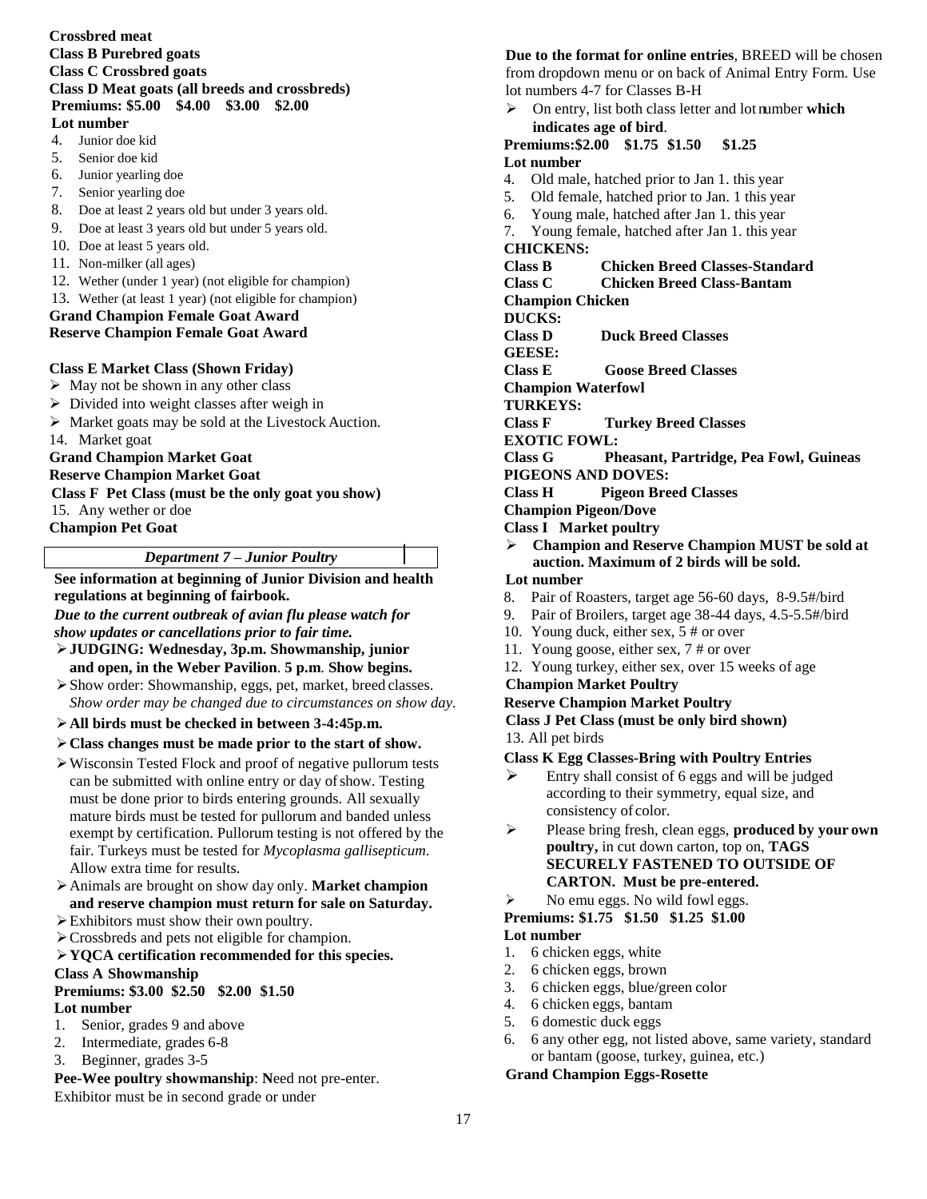**Crossbred meat**
**Class B Purebred goats**
**Class C Crossbred goats**
**Class D Meat goats (all breeds and crossbreds)**
**Premiums: $5.00 $4.00 $3.00 $2.00**

**Lot number**

4. Junior doe kid
5. Senior doe kid
6. Junior yearling doe
7. Senior yearling doe
8. Doe at least 2 years old but under 3 years old.
9. Doe at least 3 years old but under 5 years old.
10. Doe at least 5 years old.
11. Non-milker (all ages)
12. Wether (under 1 year) (not eligible for champion)
13. Wether (at least 1 year) (not eligible for champion)

**Grand Champion Female Goat Award**
**Reserve Champion Female Goat Award**

**Class E Market Class (Shown Friday)**

- May not be shown in any other class
- Divided into weight classes after weigh in
- Market goats may be sold at the Livestock Auction.

14. Market goat

**Grand Champion Market Goat**
**Reserve Champion Market Goat**

**Class F Pet Class (must be the only goat you show)**

15. Any wether or doe

**Champion Pet Goat**

## *Department 7 – Junior Poultry*

**See information at beginning of Junior Division and health regulations at beginning of fairbook.**

***Due to the current outbreak of avian flu please watch for show updates or cancellations prior to fair time.***

- **JUDGING: Wednesday, 3p.m. Showmanship, junior and open, in the Weber Pavilion**. **5 p.m**. **Show begins.**
- Show order: Showmanship, eggs, pet, market, breed classes. *Show order may be changed due to circumstances on show day.*
- **All birds must be checked in between 3-4:45p.m.**
- **Class changes must be made prior to the start of show.**
- Wisconsin Tested Flock and proof of negative pullorum tests can be submitted with online entry or day of show. Testing must be done prior to birds entering grounds. All sexually mature birds must be tested for pullorum and banded unless exempt by certification. Pullorum testing is not offered by the fair. Turkeys must be tested for *Mycoplasma gallisepticum*. Allow extra time for results.
- Animals are brought on show day only. **Market champion and reserve champion must return for sale on Saturday.**
- Exhibitors must show their own poultry.
- Crossbreds and pets not eligible for champion.
- **YQCA certification recommended for this species.**

**Class A Showmanship**
**Premiums: $3.00 $2.50 $2.00 $1.50**

**Lot number**

1. Senior, grades 9 and above
2. Intermediate, grades 6-8
3. Beginner, grades 3-5

**Pee-Wee poultry showmanship**: **N**eed not pre-enter. Exhibitor must be in second grade or under

**Due to the format for online entries**, BREED will be chosen from dropdown menu or on back of Animal Entry Form. Use lot numbers 4-7 for Classes B-H

- On entry, list both class letter and lot number **which indicates age of bird**.

**Premiums:$2.00 $1.75 $1.50 $1.25**

**Lot number**

4. Old male, hatched prior to Jan 1. this year
5. Old female, hatched prior to Jan. 1 this year
6. Young male, hatched after Jan 1. this year
7. Young female, hatched after Jan 1. this year

**CHICKENS:**
**Class B Chicken Breed Classes-Standard**
**Class C Chicken Breed Class-Bantam**
**Champion Chicken**
**DUCKS:**
**Class D Duck Breed Classes**
**GEESE:**
**Class E Goose Breed Classes**
**Champion Waterfowl**
**TURKEYS:**
**Class F Turkey Breed Classes**
**EXOTIC FOWL:**
**Class G Pheasant, Partridge, Pea Fowl, Guineas**
**PIGEONS AND DOVES:**
**Class H Pigeon Breed Classes**
**Champion Pigeon/Dove**
**Class I Market poultry**

- **Champion and Reserve Champion MUST be sold at auction. Maximum of 2 birds will be sold.**

**Lot number**

8. Pair of Roasters, target age 56-60 days, 8-9.5#/bird
9. Pair of Broilers, target age 38-44 days, 4.5-5.5#/bird
10. Young duck, either sex, 5 # or over
11. Young goose, either sex, 7 # or over
12. Young turkey, either sex, over 15 weeks of age

**Champion Market Poultry**
**Reserve Champion Market Poultry**
**Class J Pet Class (must be only bird shown)**

13. All pet birds

**Class K Egg Classes-Bring with Poultry Entries**

- Entry shall consist of 6 eggs and will be judged according to their symmetry, equal size, and consistency of color.
- Please bring fresh, clean eggs, **produced by your own poultry,** in cut down carton, top on, **TAGS SECURELY FASTENED TO OUTSIDE OF CARTON. Must be pre-entered.**
- No emu eggs. No wild fowl eggs.

**Premiums: $1.75 $1.50 $1.25 $1.00**

**Lot number**

1. 6 chicken eggs, white
2. 6 chicken eggs, brown
3. 6 chicken eggs, blue/green color
4. 6 chicken eggs, bantam
5. 6 domestic duck eggs
6. 6 any other egg, not listed above, same variety, standard or bantam (goose, turkey, guinea, etc.)

**Grand Champion Eggs-Rosette**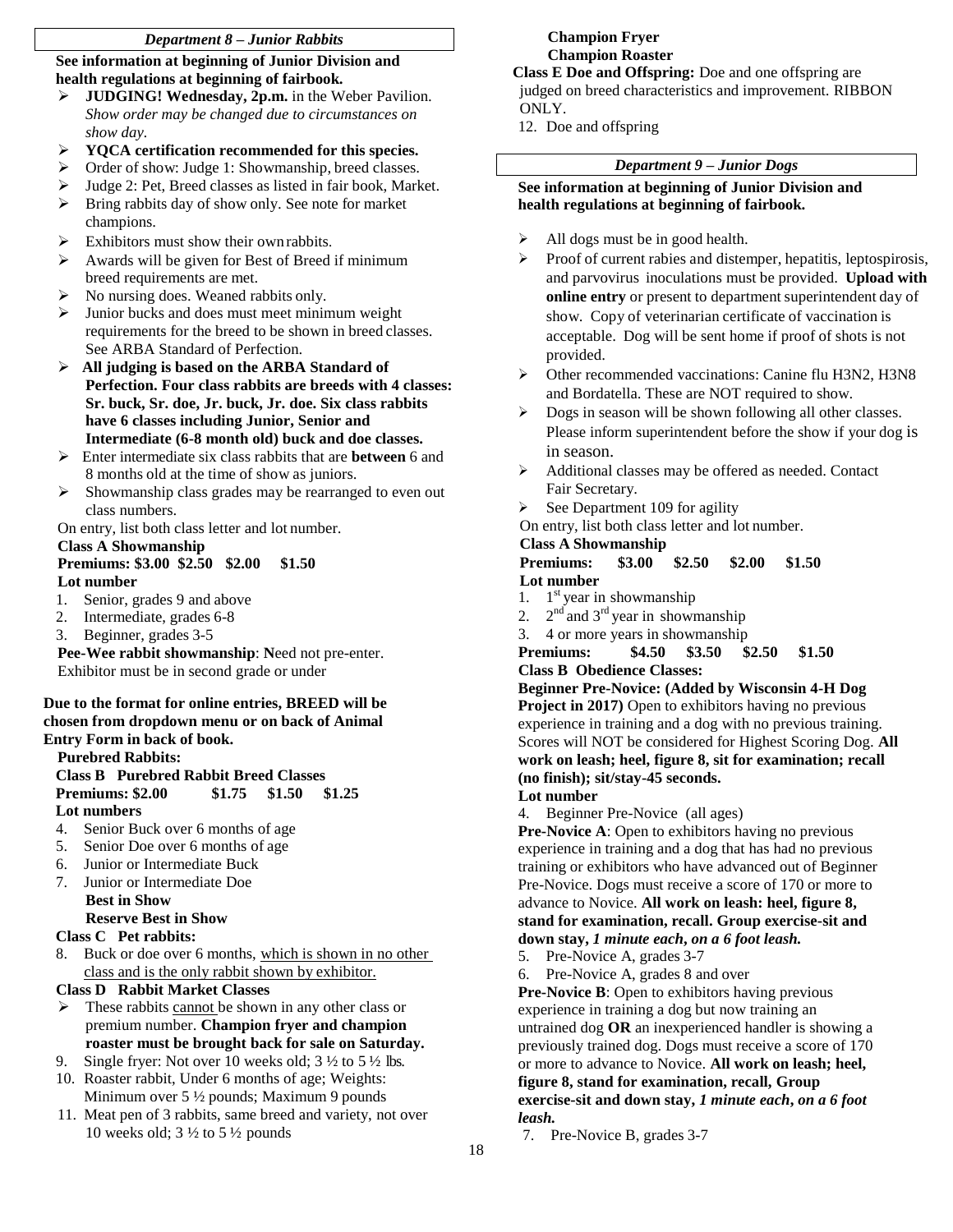## *Department 8 – Junior Rabbits*

**See information at beginning of Junior Division and health regulations at beginning of fairbook.**

- **JUDGING! Wednesday, 2p.m.** in the Weber Pavilion. *Show order may be changed due to circumstances on show day.*
- **YQCA certification recommended for this species.**
- Order of show: Judge 1: Showmanship, breed classes.
- Judge 2: Pet, Breed classes as listed in fair book, Market.
- Bring rabbits day of show only. See note for market champions.
- Exhibitors must show their own rabbits.
- Awards will be given for Best of Breed if minimum breed requirements are met.
- No nursing does. Weaned rabbits only.
- Junior bucks and does must meet minimum weight requirements for the breed to be shown in breed classes. See ARBA Standard of Perfection.
- **All judging is based on the ARBA Standard of Perfection. Four class rabbits are breeds with 4 classes: Sr. buck, Sr. doe, Jr. buck, Jr. doe. Six class rabbits have 6 classes including Junior, Senior and Intermediate (6-8 month old) buck and doe classes.**
- Enter intermediate six class rabbits that are **between** 6 and 8 months old at the time of show as juniors.
- Showmanship class grades may be rearranged to even out class numbers.

On entry, list both class letter and lot number.

**Class A Showmanship**

**Premiums: $3.00 $2.50 $2.00 $1.50**

**Lot number**

1. Senior, grades 9 and above
2. Intermediate, grades 6-8
3. Beginner, grades 3-5

**Pee-Wee rabbit showmanship**: **N**eed not pre-enter. Exhibitor must be in second grade or under

**Due to the format for online entries, BREED will be chosen from dropdown menu or on back of Animal Entry Form in back of book.**

**Purebred Rabbits:**

**Class B Purebred Rabbit Breed Classes**

**Premiums: $2.00 $1.75 $1.50 $1.25**

**Lot numbers**

4. Senior Buck over 6 months of age
5. Senior Doe over 6 months of age
6. Junior or Intermediate Buck
7. Junior or Intermediate Doe

**Best in Show**

**Reserve Best in Show**

**Class C Pet rabbits:**

8. Buck or doe over 6 months, which is shown in no other class and is the only rabbit shown by exhibitor.

**Class D Rabbit Market Classes**

- These rabbits cannot be shown in any other class or premium number. **Champion fryer and champion roaster must be brought back for sale on Saturday.**

9. Single fryer: Not over 10 weeks old; 3 ½ to 5 ½ lbs.
10. Roaster rabbit, Under 6 months of age; Weights: Minimum over 5 ½ pounds; Maximum 9 pounds
11. Meat pen of 3 rabbits, same breed and variety, not over 10 weeks old; 3 ½ to 5 ½ pounds

**Champion Fryer**

**Champion Roaster**

**Class E Doe and Offspring:** Doe and one offspring are judged on breed characteristics and improvement. RIBBON ONLY.

12. Doe and offspring

## *Department 9 – Junior Dogs*

**See information at beginning of Junior Division and health regulations at beginning of fairbook.**

- All dogs must be in good health.
- Proof of current rabies and distemper, hepatitis, leptospirosis, and parvovirus inoculations must be provided. **Upload with online entry** or present to department superintendent day of show. Copy of veterinarian certificate of vaccination is acceptable. Dog will be sent home if proof of shots is not provided.
- Other recommended vaccinations: Canine flu H3N2, H3N8 and Bordatella. These are NOT required to show.
- Dogs in season will be shown following all other classes. Please inform superintendent before the show if your dog is in season.
- Additional classes may be offered as needed. Contact Fair Secretary.
- See Department 109 for agility

On entry, list both class letter and lot number.

**Class A Showmanship**

**Premiums: $3.00 $2.50 $2.00 $1.50**

**Lot number**

1. 1st year in showmanship
2. 2nd and 3rd year in showmanship
3. 4 or more years in showmanship

**Premiums: $4.50 $3.50 $2.50 $1.50**

**Class B Obedience Classes:**

**Beginner Pre-Novice: (Added by Wisconsin 4-H Dog Project in 2017)** Open to exhibitors having no previous experience in training and a dog with no previous training. Scores will NOT be considered for Highest Scoring Dog. **All work on leash; heel, figure 8, sit for examination; recall (no finish); sit/stay-45 seconds.**

**Lot number**

4. Beginner Pre-Novice (all ages)

**Pre-Novice A**: Open to exhibitors having no previous experience in training and a dog that has had no previous training or exhibitors who have advanced out of Beginner Pre-Novice. Dogs must receive a score of 170 or more to advance to Novice. **All work on leash: heel, figure 8, stand for examination, recall. Group exercise-sit and down stay, *1 minute each, on a 6 foot leash.***

5. Pre-Novice A, grades 3-7
6. Pre-Novice A, grades 8 and over

**Pre-Novice B**: Open to exhibitors having previous experience in training a dog but now training an untrained dog **OR** an inexperienced handler is showing a previously trained dog. Dogs must receive a score of 170 or more to advance to Novice. **All work on leash; heel, figure 8, stand for examination, recall, Group exercise-sit and down stay, *1 minute each, on a 6 foot leash.***

7. Pre-Novice B, grades 3-7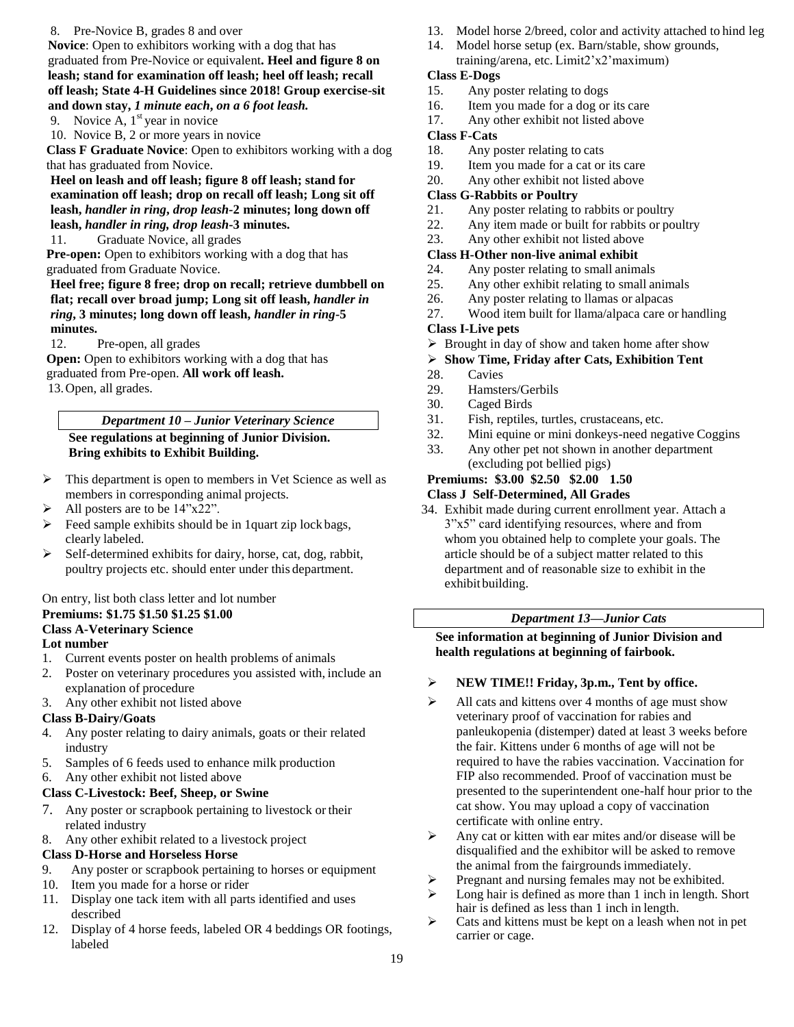8. Pre-Novice B, grades 8 and over

**Novice**: Open to exhibitors working with a dog that has graduated from Pre-Novice or equivalent**. Heel and figure 8 on leash; stand for examination off leash; heel off leash; recall off leash; State 4-H Guidelines since 2018! Group exercise-sit and down stay, *1 minute each, on a 6 foot leash.***

9. Novice A, 1st year in novice
10. Novice B, 2 or more years in novice

**Class F Graduate Novice**: Open to exhibitors working with a dog that has graduated from Novice.

**Heel on leash and off leash; figure 8 off leash; stand for examination off leash; drop on recall off leash; Long sit off leash, *handler in ring, drop leash*-2 minutes; long down off leash, *handler in ring, drop leash*-3 minutes.**

11. Graduate Novice, all grades

**Pre-open:** Open to exhibitors working with a dog that has graduated from Graduate Novice.

**Heel free; figure 8 free; drop on recall; retrieve dumbbell on flat; recall over broad jump; Long sit off leash, *handler in ring*, 3 minutes; long down off leash, *handler in ring*-5 minutes.**

12. Pre-open, all grades

**Open:** Open to exhibitors working with a dog that has graduated from Pre-open. **All work off leash.**

13. Open, all grades.

## *Department 10 – Junior Veterinary Science*

**See regulations at beginning of Junior Division. Bring exhibits to Exhibit Building.**

- This department is open to members in Vet Science as well as members in corresponding animal projects.
- All posters are to be 14"x22".
- Feed sample exhibits should be in 1quart zip lock bags, clearly labeled.
- Self-determined exhibits for dairy, horse, cat, dog, rabbit, poultry projects etc. should enter under this department.

On entry, list both class letter and lot number

**Premiums: $1.75 $1.50 $1.25 $1.00**

**Class A-Veterinary Science**

**Lot number**

1. Current events poster on health problems of animals
2. Poster on veterinary procedures you assisted with, include an explanation of procedure
3. Any other exhibit not listed above

**Class B-Dairy/Goats**

4. Any poster relating to dairy animals, goats or their related industry
5. Samples of 6 feeds used to enhance milk production
6. Any other exhibit not listed above

**Class C-Livestock: Beef, Sheep, or Swine**

7. Any poster or scrapbook pertaining to livestock or their related industry
8. Any other exhibit related to a livestock project

**Class D-Horse and Horseless Horse**

9. Any poster or scrapbook pertaining to horses or equipment
10. Item you made for a horse or rider
11. Display one tack item with all parts identified and uses described
12. Display of 4 horse feeds, labeled OR 4 beddings OR footings, labeled
13. Model horse 2/breed, color and activity attached to hind leg
14. Model horse setup (ex. Barn/stable, show grounds, training/arena, etc. Limit2'x2'maximum)

**Class E-Dogs**

15. Any poster relating to dogs
16. Item you made for a dog or its care
17. Any other exhibit not listed above

**Class F-Cats**

18. Any poster relating to cats
19. Item you made for a cat or its care
20. Any other exhibit not listed above

**Class G-Rabbits or Poultry**

21. Any poster relating to rabbits or poultry
22. Any item made or built for rabbits or poultry
23. Any other exhibit not listed above

**Class H-Other non-live animal exhibit**

24. Any poster relating to small animals
25. Any other exhibit relating to small animals
26. Any poster relating to llamas or alpacas
27. Wood item built for llama/alpaca care or handling

**Class I-Live pets**

- Brought in day of show and taken home after show
- **Show Time, Friday after Cats, Exhibition Tent**

28. Cavies
29. Hamsters/Gerbils
30. Caged Birds
31. Fish, reptiles, turtles, crustaceans, etc.
32. Mini equine or mini donkeys-need negative Coggins
33. Any other pet not shown in another department (excluding pot bellied pigs)

**Premiums: $3.00 $2.50 $2.00 1.50**

**Class J Self-Determined, All Grades**

34. Exhibit made during current enrollment year. Attach a 3"x5" card identifying resources, where and from whom you obtained help to complete your goals. The article should be of a subject matter related to this department and of reasonable size to exhibit in the exhibit building.

## *Department 13—Junior Cats*

**See information at beginning of Junior Division and health regulations at beginning of fairbook.**

- **NEW TIME!! Friday, 3p.m., Tent by office.**
- All cats and kittens over 4 months of age must show veterinary proof of vaccination for rabies and panleukopenia (distemper) dated at least 3 weeks before the fair. Kittens under 6 months of age will not be required to have the rabies vaccination. Vaccination for FIP also recommended. Proof of vaccination must be presented to the superintendent one-half hour prior to the cat show. You may upload a copy of vaccination certificate with online entry.
- Any cat or kitten with ear mites and/or disease will be disqualified and the exhibitor will be asked to remove the animal from the fairgrounds immediately.
- Pregnant and nursing females may not be exhibited.
- Long hair is defined as more than 1 inch in length. Short hair is defined as less than 1 inch in length.
- Cats and kittens must be kept on a leash when not in pet carrier or cage.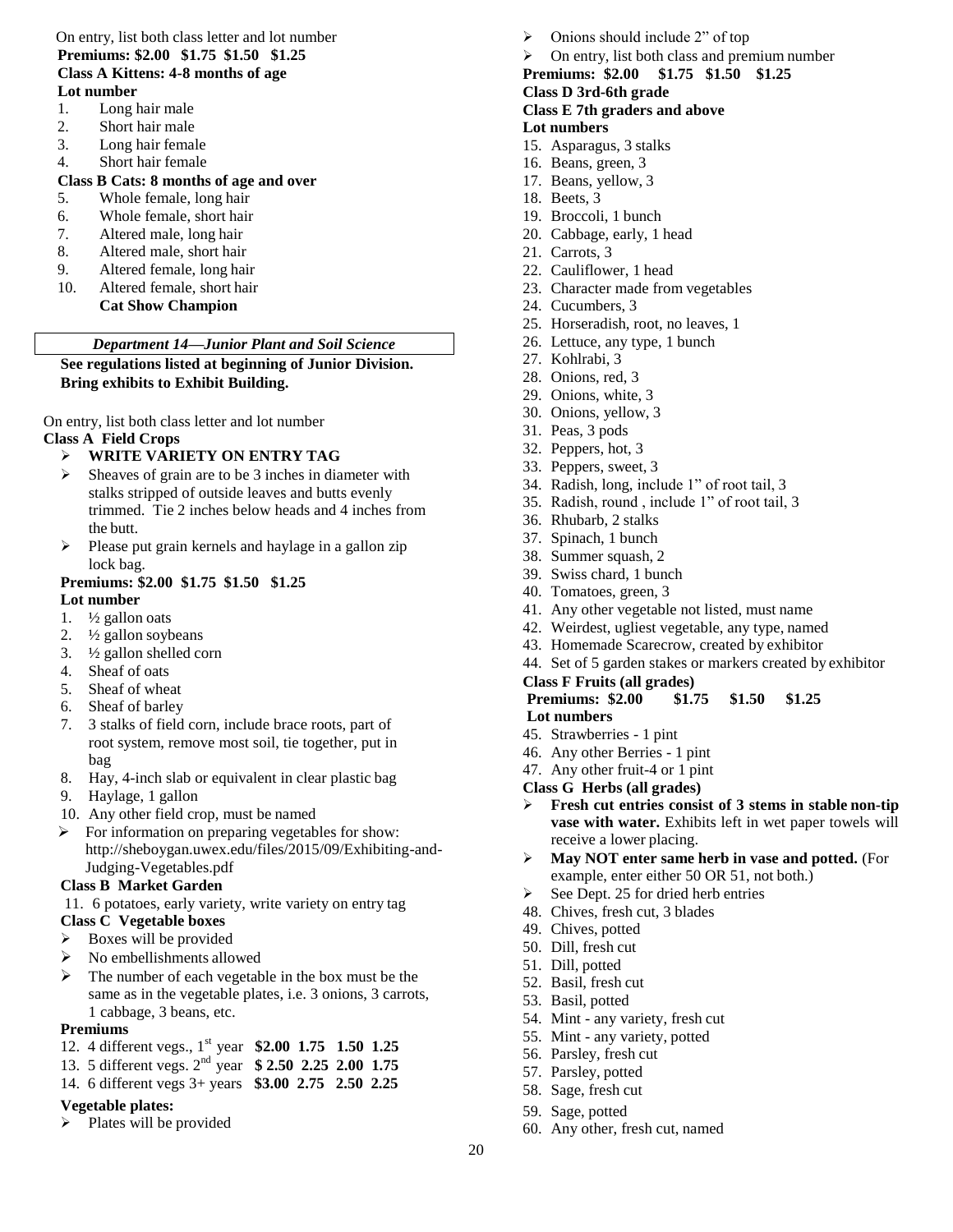On entry, list both class letter and lot number

**Premiums: $2.00 $1.75 $1.50 $1.25**

**Class A Kittens: 4-8 months of age**

**Lot number**

1. Long hair male
2. Short hair male
3. Long hair female
4. Short hair female

**Class B Cats: 8 months of age and over**

5. Whole female, long hair
6. Whole female, short hair
7. Altered male, long hair
8. Altered male, short hair
9. Altered female, long hair
10. Altered female, short hair

**Cat Show Champion**

## *Department 14—Junior Plant and Soil Science*

**See regulations listed at beginning of Junior Division.**
**Bring exhibits to Exhibit Building.**

On entry, list both class letter and lot number

**Class A Field Crops**

- **WRITE VARIETY ON ENTRY TAG**
- Sheaves of grain are to be 3 inches in diameter with stalks stripped of outside leaves and butts evenly trimmed. Tie 2 inches below heads and 4 inches from the butt.
- Please put grain kernels and haylage in a gallon zip lock bag.

**Premiums: $2.00 $1.75 $1.50 $1.25**

**Lot number**

1. ½ gallon oats
2. ½ gallon soybeans
3. ½ gallon shelled corn
4. Sheaf of oats
5. Sheaf of wheat
6. Sheaf of barley
7. 3 stalks of field corn, include brace roots, part of root system, remove most soil, tie together, put in bag
8. Hay, 4-inch slab or equivalent in clear plastic bag
9. Haylage, 1 gallon
10. Any other field crop, must be named

- For information on preparing vegetables for show: http://sheboygan.uwex.edu/files/2015/09/Exhibiting-and-Judging-Vegetables.pdf

**Class B Market Garden**

11. 6 potatoes, early variety, write variety on entry tag

**Class C Vegetable boxes**

- Boxes will be provided
- No embellishments allowed
- The number of each vegetable in the box must be the same as in the vegetable plates, i.e. 3 onions, 3 carrots, 1 cabbage, 3 beans, etc.

**Premiums**

12. 4 different vegs., 1st year **$2.00 1.75 1.50 1.25**
13. 5 different vegs. 2nd year **$ 2.50 2.25 2.00 1.75**
14. 6 different vegs 3+ years **$3.00 2.75 2.50 2.25**

**Vegetable plates:**

- Plates will be provided
- Onions should include 2" of top
- On entry, list both class and premium number

**Premiums: $2.00 $1.75 $1.50 $1.25**

**Class D 3rd-6th grade**

**Class E 7th graders and above**

**Lot numbers**

15. Asparagus, 3 stalks
16. Beans, green, 3
17. Beans, yellow, 3
18. Beets, 3
19. Broccoli, 1 bunch
20. Cabbage, early, 1 head
21. Carrots, 3
22. Cauliflower, 1 head
23. Character made from vegetables
24. Cucumbers, 3
25. Horseradish, root, no leaves, 1
26. Lettuce, any type, 1 bunch
27. Kohlrabi, 3
28. Onions, red, 3
29. Onions, white, 3
30. Onions, yellow, 3
31. Peas, 3 pods
32. Peppers, hot, 3
33. Peppers, sweet, 3
34. Radish, long, include 1" of root tail, 3
35. Radish, round , include 1" of root tail, 3
36. Rhubarb, 2 stalks
37. Spinach, 1 bunch
38. Summer squash, 2
39. Swiss chard, 1 bunch
40. Tomatoes, green, 3
41. Any other vegetable not listed, must name
42. Weirdest, ugliest vegetable, any type, named
43. Homemade Scarecrow, created by exhibitor
44. Set of 5 garden stakes or markers created by exhibitor

**Class F Fruits (all grades)**

**Premiums: $2.00 $1.75 $1.50 $1.25**

**Lot numbers**

45. Strawberries - 1 pint
46. Any other Berries - 1 pint
47. Any other fruit-4 or 1 pint

**Class G Herbs (all grades)**

- **Fresh cut entries consist of 3 stems in stable non-tip vase with water.** Exhibits left in wet paper towels will receive a lower placing.
- **May NOT enter same herb in vase and potted.** (For example, enter either 50 OR 51, not both.)
- See Dept. 25 for dried herb entries

48. Chives, fresh cut, 3 blades
49. Chives, potted
50. Dill, fresh cut
51. Dill, potted
52. Basil, fresh cut
53. Basil, potted
54. Mint - any variety, fresh cut
55. Mint - any variety, potted
56. Parsley, fresh cut
57. Parsley, potted
58. Sage, fresh cut
59. Sage, potted
60. Any other, fresh cut, named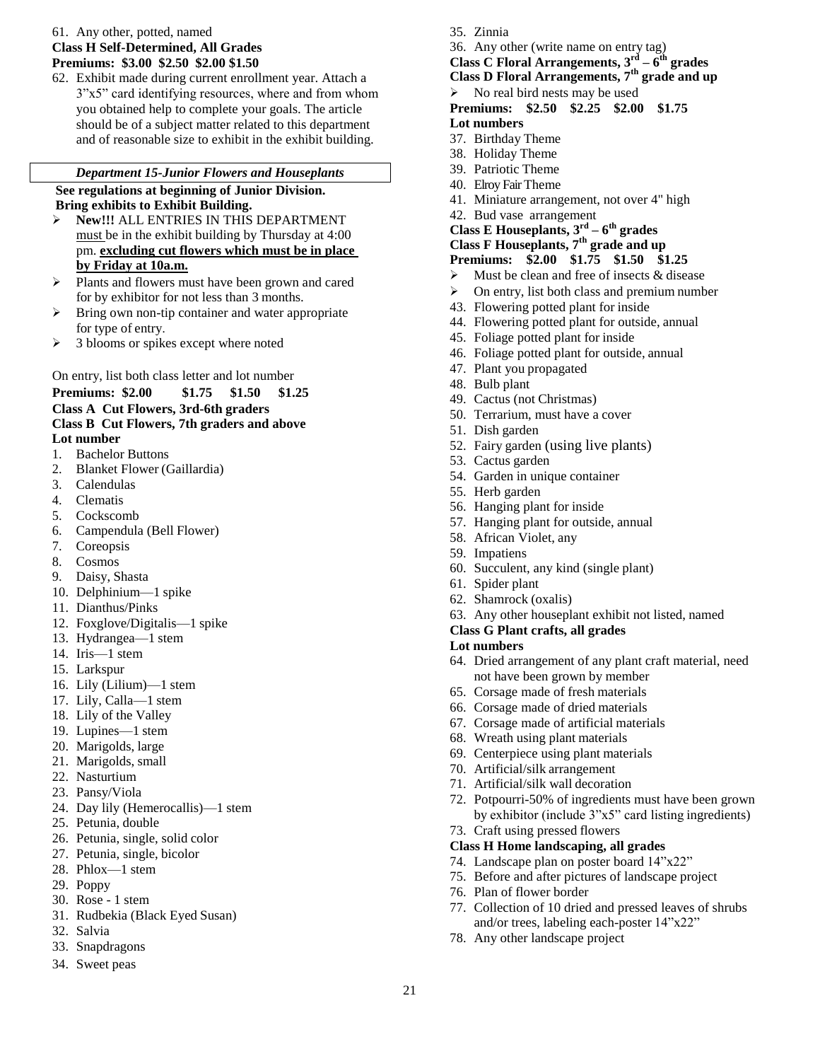61. Any other, potted, named

**Class H Self-Determined, All Grades**
**Premiums: $3.00 $2.50 $2.00 $1.50**

62. Exhibit made during current enrollment year. Attach a 3"x5" card identifying resources, where and from whom you obtained help to complete your goals. The article should be of a subject matter related to this department and of reasonable size to exhibit in the exhibit building.

## *Department 15-Junior Flowers and Houseplants*

**See regulations at beginning of Junior Division.**
**Bring exhibits to Exhibit Building.**

- **New!!!** ALL ENTRIES IN THIS DEPARTMENT must be in the exhibit building by Thursday at 4:00 pm. **excluding cut flowers which must be in place by Friday at 10a.m.**
- Plants and flowers must have been grown and cared for by exhibitor for not less than 3 months.
- Bring own non-tip container and water appropriate for type of entry.
- 3 blooms or spikes except where noted

On entry, list both class letter and lot number

**Premiums: $2.00 $1.75 $1.50 $1.25**
**Class A Cut Flowers, 3rd-6th graders**
**Class B Cut Flowers, 7th graders and above**
**Lot number**

1. Bachelor Buttons
2. Blanket Flower (Gaillardia)
3. Calendulas
4. Clematis
5. Cockscomb
6. Campendula (Bell Flower)
7. Coreopsis
8. Cosmos
9. Daisy, Shasta
10. Delphinium—1 spike
11. Dianthus/Pinks
12. Foxglove/Digitalis—1 spike
13. Hydrangea—1 stem
14. Iris—1 stem
15. Larkspur
16. Lily (Lilium)—1 stem
17. Lily, Calla—1 stem
18. Lily of the Valley
19. Lupines—1 stem
20. Marigolds, large
21. Marigolds, small
22. Nasturtium
23. Pansy/Viola
24. Day lily (Hemerocallis)—1 stem
25. Petunia, double
26. Petunia, single, solid color
27. Petunia, single, bicolor
28. Phlox—1 stem
29. Poppy
30. Rose - 1 stem
31. Rudbekia (Black Eyed Susan)
32. Salvia
33. Snapdragons
34. Sweet peas
35. Zinnia
36. Any other (write name on entry tag)

**Class C Floral Arrangements, 3rd – 6th grades**
**Class D Floral Arrangements, 7th grade and up**

- No real bird nests may be used

**Premiums: $2.50 $2.25 $2.00 $1.75**
**Lot numbers**

37. Birthday Theme
38. Holiday Theme
39. Patriotic Theme
40. Elroy Fair Theme
41. Miniature arrangement, not over 4" high
42. Bud vase arrangement

**Class E Houseplants, 3rd – 6th grades**
**Class F Houseplants, 7th grade and up**
**Premiums: $2.00 $1.75 $1.50 $1.25**

- Must be clean and free of insects & disease
- On entry, list both class and premium number

43. Flowering potted plant for inside
44. Flowering potted plant for outside, annual
45. Foliage potted plant for inside
46. Foliage potted plant for outside, annual
47. Plant you propagated
48. Bulb plant
49. Cactus (not Christmas)
50. Terrarium, must have a cover
51. Dish garden
52. Fairy garden (using live plants)
53. Cactus garden
54. Garden in unique container
55. Herb garden
56. Hanging plant for inside
57. Hanging plant for outside, annual
58. African Violet, any
59. Impatiens
60. Succulent, any kind (single plant)
61. Spider plant
62. Shamrock (oxalis)
63. Any other houseplant exhibit not listed, named

**Class G Plant crafts, all grades**
**Lot numbers**

64. Dried arrangement of any plant craft material, need not have been grown by member
65. Corsage made of fresh materials
66. Corsage made of dried materials
67. Corsage made of artificial materials
68. Wreath using plant materials
69. Centerpiece using plant materials
70. Artificial/silk arrangement
71. Artificial/silk wall decoration
72. Potpourri-50% of ingredients must have been grown by exhibitor (include 3"x5" card listing ingredients)
73. Craft using pressed flowers

**Class H Home landscaping, all grades**

74. Landscape plan on poster board 14"x22"
75. Before and after pictures of landscape project
76. Plan of flower border
77. Collection of 10 dried and pressed leaves of shrubs and/or trees, labeling each-poster 14"x22"
78. Any other landscape project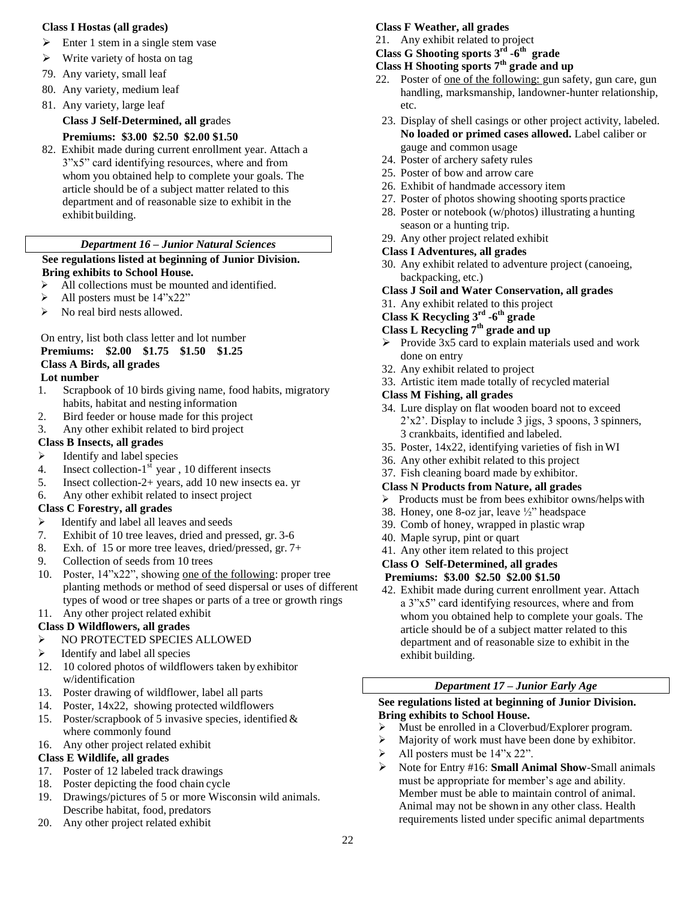**Class I Hostas (all grades)**

- Enter 1 stem in a single stem vase
- Write variety of hosta on tag

79. Any variety, small leaf
80. Any variety, medium leaf
81. Any variety, large leaf

**Class J Self-Determined, all gr**ades

**Premiums: $3.00 $2.50 $2.00 $1.50**

82. Exhibit made during current enrollment year. Attach a 3"x5" card identifying resources, where and from whom you obtained help to complete your goals. The article should be of a subject matter related to this department and of reasonable size to exhibit in the exhibit building.

## *Department 16 – Junior Natural Sciences*

**See regulations listed at beginning of Junior Division. Bring exhibits to School House.**

- All collections must be mounted and identified.
- All posters must be 14"x22"
- No real bird nests allowed.

On entry, list both class letter and lot number

**Premiums: $2.00 $1.75 $1.50 $1.25**

**Class A Birds, all grades**

**Lot number**

1. Scrapbook of 10 birds giving name, food habits, migratory habits, habitat and nesting information
2. Bird feeder or house made for this project
3. Any other exhibit related to bird project

**Class B Insects, all grades**

- Identify and label species

4. Insect collection-1st year , 10 different insects
5. Insect collection-2+ years, add 10 new insects ea. yr
6. Any other exhibit related to insect project

**Class C Forestry, all grades**

- Identify and label all leaves and seeds

7. Exhibit of 10 tree leaves, dried and pressed, gr. 3-6
8. Exh. of 15 or more tree leaves, dried/pressed, gr. 7+
9. Collection of seeds from 10 trees
10. Poster, 14"x22", showing one of the following: proper tree planting methods or method of seed dispersal or uses of different types of wood or tree shapes or parts of a tree or growth rings
11. Any other project related exhibit

**Class D Wildflowers, all grades**

- NO PROTECTED SPECIES ALLOWED
- Identify and label all species

12. 10 colored photos of wildflowers taken by exhibitor w/identification
13. Poster drawing of wildflower, label all parts
14. Poster, 14x22, showing protected wildflowers
15. Poster/scrapbook of 5 invasive species, identified & where commonly found
16. Any other project related exhibit

**Class E Wildlife, all grades**

17. Poster of 12 labeled track drawings
18. Poster depicting the food chain cycle
19. Drawings/pictures of 5 or more Wisconsin wild animals. Describe habitat, food, predators
20. Any other project related exhibit

**Class F Weather, all grades**

21. Any exhibit related to project

**Class G Shooting sports 3rd -6th grade**

**Class H Shooting sports 7th grade and up**

22. Poster of one of the following: gun safety, gun care, gun handling, marksmanship, landowner-hunter relationship, etc.
23. Display of shell casings or other project activity, labeled. **No loaded or primed cases allowed.** Label caliber or gauge and common usage
24. Poster of archery safety rules
25. Poster of bow and arrow care
26. Exhibit of handmade accessory item
27. Poster of photos showing shooting sports practice
28. Poster or notebook (w/photos) illustrating a hunting season or a hunting trip.
29. Any other project related exhibit

**Class I Adventures, all grades**

30. Any exhibit related to adventure project (canoeing, backpacking, etc.)

**Class J Soil and Water Conservation, all grades**

31. Any exhibit related to this project

**Class K Recycling 3rd -6th grade**

**Class L Recycling 7th grade and up**

- Provide 3x5 card to explain materials used and work done on entry

32. Any exhibit related to project
33. Artistic item made totally of recycled material

**Class M Fishing, all grades**

34. Lure display on flat wooden board not to exceed 2'x2'. Display to include 3 jigs, 3 spoons, 3 spinners, 3 crankbaits, identified and labeled.
35. Poster, 14x22, identifying varieties of fish in WI
36. Any other exhibit related to this project
37. Fish cleaning board made by exhibitor.

**Class N Products from Nature, all grades**

- Products must be from bees exhibitor owns/helps with

38. Honey, one 8-oz jar, leave ½" headspace
39. Comb of honey, wrapped in plastic wrap
40. Maple syrup, pint or quart
41. Any other item related to this project

**Class O Self-Determined, all grades**

**Premiums: $3.00 $2.50 $2.00 $1.50**

42. Exhibit made during current enrollment year. Attach a 3"x5" card identifying resources, where and from whom you obtained help to complete your goals. The article should be of a subject matter related to this department and of reasonable size to exhibit in the exhibit building.

## *Department 17 – Junior Early Age*

**See regulations listed at beginning of Junior Division. Bring exhibits to School House.**

- Must be enrolled in a Cloverbud/Explorer program.
- Majority of work must have been done by exhibitor.
- All posters must be 14"x 22".
- Note for Entry #16: **Small Animal Show**-Small animals must be appropriate for member's age and ability. Member must be able to maintain control of animal. Animal may not be shown in any other class. Health requirements listed under specific animal departments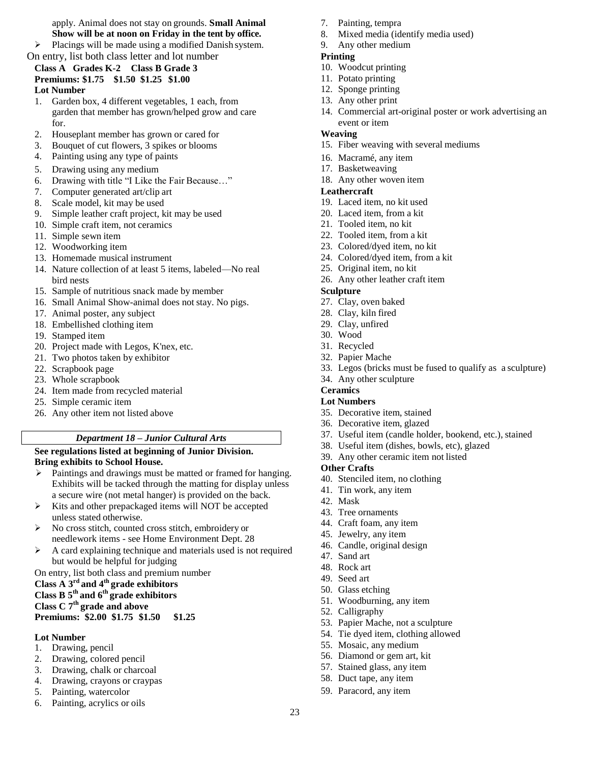apply. Animal does not stay on grounds. **Small Animal Show will be at noon on Friday in the tent by office.**

- Placings will be made using a modified Danish system.

On entry, list both class letter and lot number

**Class A Grades K-2 Class B Grade 3**
**Premiums: $1.75 $1.50 $1.25 $1.00**

**Lot Number**

1. Garden box, 4 different vegetables, 1 each, from garden that member has grown/helped grow and care for.
2. Houseplant member has grown or cared for
3. Bouquet of cut flowers, 3 spikes or blooms
4. Painting using any type of paints
5. Drawing using any medium
6. Drawing with title "I Like the Fair Because…"
7. Computer generated art/clip art
8. Scale model, kit may be used
9. Simple leather craft project, kit may be used
10. Simple craft item, not ceramics
11. Simple sewn item
12. Woodworking item
13. Homemade musical instrument
14. Nature collection of at least 5 items, labeled—No real bird nests
15. Sample of nutritious snack made by member
16. Small Animal Show-animal does not stay. No pigs.
17. Animal poster, any subject
18. Embellished clothing item
19. Stamped item
20. Project made with Legos, K'nex, etc.
21. Two photos taken by exhibitor
22. Scrapbook page
23. Whole scrapbook
24. Item made from recycled material
25. Simple ceramic item
26. Any other item not listed above

## *Department 18 – Junior Cultural Arts*

**See regulations listed at beginning of Junior Division.**
**Bring exhibits to School House.**

- Paintings and drawings must be matted or framed for hanging. Exhibits will be tacked through the matting for display unless a secure wire (not metal hanger) is provided on the back.
- Kits and other prepackaged items will NOT be accepted unless stated otherwise.
- No cross stitch, counted cross stitch, embroidery or needlework items - see Home Environment Dept. 28
- A card explaining technique and materials used is not required but would be helpful for judging

On entry, list both class and premium number

**Class A 3rd and 4th grade exhibitors**
**Class B 5th and 6th grade exhibitors**
**Class C 7th grade and above**
**Premiums: $2.00 $1.75 $1.50 $1.25**

**Lot Number**

1. Drawing, pencil
2. Drawing, colored pencil
3. Drawing, chalk or charcoal
4. Drawing, crayons or craypas
5. Painting, watercolor
6. Painting, acrylics or oils
7. Painting, tempra
8. Mixed media (identify media used)
9. Any other medium

**Printing**

10. Woodcut printing
11. Potato printing
12. Sponge printing
13. Any other print
14. Commercial art-original poster or work advertising an event or item

**Weaving**

15. Fiber weaving with several mediums
16. Macramé, any item
17. Basketweaving
18. Any other woven item

**Leathercraft**

19. Laced item, no kit used
20. Laced item, from a kit
21. Tooled item, no kit
22. Tooled item, from a kit
23. Colored/dyed item, no kit
24. Colored/dyed item, from a kit
25. Original item, no kit
26. Any other leather craft item

**Sculpture**

27. Clay, oven baked
28. Clay, kiln fired
29. Clay, unfired
30. Wood
31. Recycled
32. Papier Mache
33. Legos (bricks must be fused to qualify as a sculpture)
34. Any other sculpture

**Ceramics**

**Lot Numbers**

35. Decorative item, stained
36. Decorative item, glazed
37. Useful item (candle holder, bookend, etc.), stained
38. Useful item (dishes, bowls, etc), glazed
39. Any other ceramic item not listed

**Other Crafts**

40. Stenciled item, no clothing
41. Tin work, any item
42. Mask
43. Tree ornaments
44. Craft foam, any item
45. Jewelry, any item
46. Candle, original design
47. Sand art
48. Rock art
49. Seed art
50. Glass etching
51. Woodburning, any item
52. Calligraphy
53. Papier Mache, not a sculpture
54. Tie dyed item, clothing allowed
55. Mosaic, any medium
56. Diamond or gem art, kit
57. Stained glass, any item
58. Duct tape, any item
59. Paracord, any item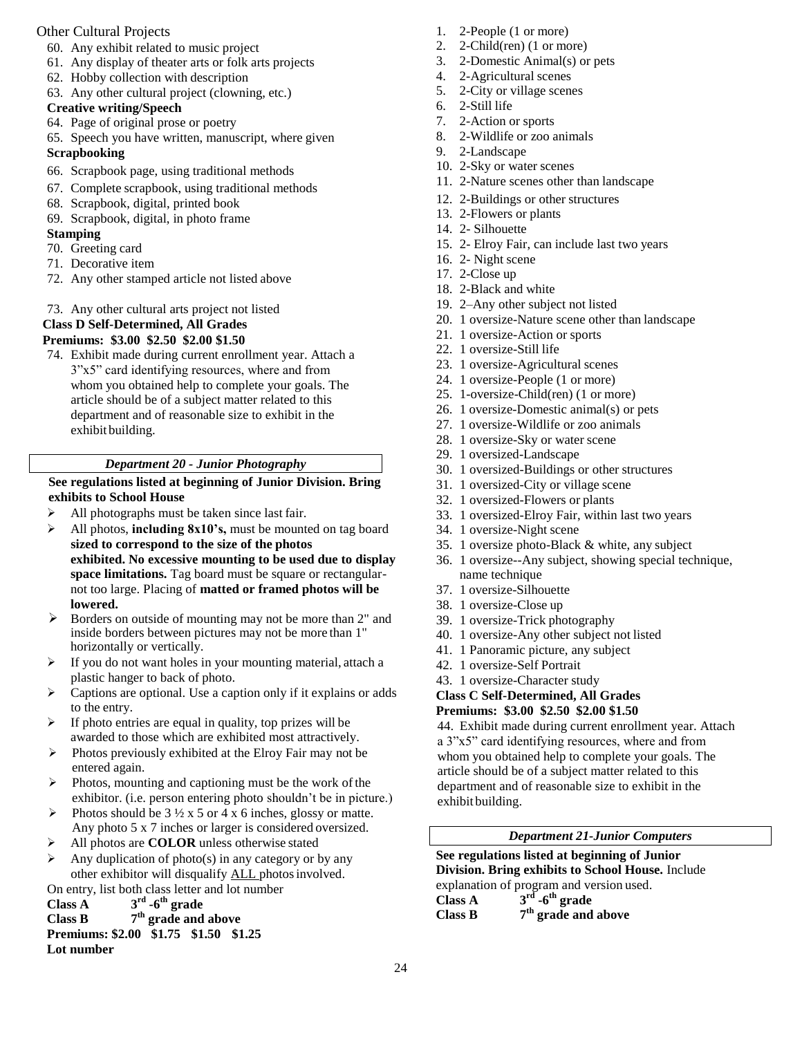Other Cultural Projects

60. Any exhibit related to music project
61. Any display of theater arts or folk arts projects
62. Hobby collection with description
63. Any other cultural project (clowning, etc.)

**Creative writing/Speech**

64. Page of original prose or poetry
65. Speech you have written, manuscript, where given

**Scrapbooking**

66. Scrapbook page, using traditional methods
67. Complete scrapbook, using traditional methods
68. Scrapbook, digital, printed book
69. Scrapbook, digital, in photo frame

**Stamping**

70. Greeting card
71. Decorative item
72. Any other stamped article not listed above

73. Any other cultural arts project not listed

**Class D Self-Determined, All Grades**
**Premiums: $3.00 $2.50 $2.00 $1.50**

74. Exhibit made during current enrollment year. Attach a 3"x5" card identifying resources, where and from whom you obtained help to complete your goals. The article should be of a subject matter related to this department and of reasonable size to exhibit in the exhibit building.

## *Department 20 - Junior Photography*

**See regulations listed at beginning of Junior Division. Bring exhibits to School House**

- All photographs must be taken since last fair.
- All photos, **including 8x10's,** must be mounted on tag board **sized to correspond to the size of the photos exhibited. No excessive mounting to be used due to display space limitations.** Tag board must be square or rectangular-not too large. Placing of **matted or framed photos will be lowered.**
- Borders on outside of mounting may not be more than 2" and inside borders between pictures may not be more than 1" horizontally or vertically.
- If you do not want holes in your mounting material, attach a plastic hanger to back of photo.
- Captions are optional. Use a caption only if it explains or adds to the entry.
- If photo entries are equal in quality, top prizes will be awarded to those which are exhibited most attractively.
- Photos previously exhibited at the Elroy Fair may not be entered again.
- Photos, mounting and captioning must be the work of the exhibitor. (i.e. person entering photo shouldn't be in picture.)
- Photos should be 3 ½ x 5 or 4 x 6 inches, glossy or matte. Any photo 5 x 7 inches or larger is considered oversized.
- All photos are **COLOR** unless otherwise stated
- Any duplication of photo(s) in any category or by any other exhibitor will disqualify ALL photos involved.

On entry, list both class letter and lot number

**Class A** $3^{rd}$-$6^{th}$ **grade**
**Class B** $7^{th}$ **grade and above**
**Premiums: $2.00 $1.75 $1.50 $1.25**
**Lot number**

1. 2-People (1 or more)
2. 2-Child(ren) (1 or more)
3. 2-Domestic Animal(s) or pets
4. 2-Agricultural scenes
5. 2-City or village scenes
6. 2-Still life
7. 2-Action or sports
8. 2-Wildlife or zoo animals
9. 2-Landscape
10. 2-Sky or water scenes
11. 2-Nature scenes other than landscape
12. 2-Buildings or other structures
13. 2-Flowers or plants
14. 2- Silhouette
15. 2- Elroy Fair, can include last two years
16. 2- Night scene
17. 2-Close up
18. 2-Black and white
19. 2–Any other subject not listed
20. 1 oversize-Nature scene other than landscape
21. 1 oversize-Action or sports
22. 1 oversize-Still life
23. 1 oversize-Agricultural scenes
24. 1 oversize-People (1 or more)
25. 1-oversize-Child(ren) (1 or more)
26. 1 oversize-Domestic animal(s) or pets
27. 1 oversize-Wildlife or zoo animals
28. 1 oversize-Sky or water scene
29. 1 oversized-Landscape
30. 1 oversized-Buildings or other structures
31. 1 oversized-City or village scene
32. 1 oversized-Flowers or plants
33. 1 oversized-Elroy Fair, within last two years
34. 1 oversize-Night scene
35. 1 oversize photo-Black & white, any subject
36. 1 oversize--Any subject, showing special technique, name technique
37. 1 oversize-Silhouette
38. 1 oversize-Close up
39. 1 oversize-Trick photography
40. 1 oversize-Any other subject not listed
41. 1 Panoramic picture, any subject
42. 1 oversize-Self Portrait
43. 1 oversize-Character study

**Class C Self-Determined, All Grades**
**Premiums: $3.00 $2.50 $2.00 $1.50**

44. Exhibit made during current enrollment year. Attach a 3"x5" card identifying resources, where and from whom you obtained help to complete your goals. The article should be of a subject matter related to this department and of reasonable size to exhibit in the exhibit building.

## *Department 21-Junior Computers*

**See regulations listed at beginning of Junior Division. Bring exhibits to School House.** Include explanation of program and version used.

**Class A** $3^{rd}$-$6^{th}$ **grade**
**Class B** $7^{th}$ **grade and above**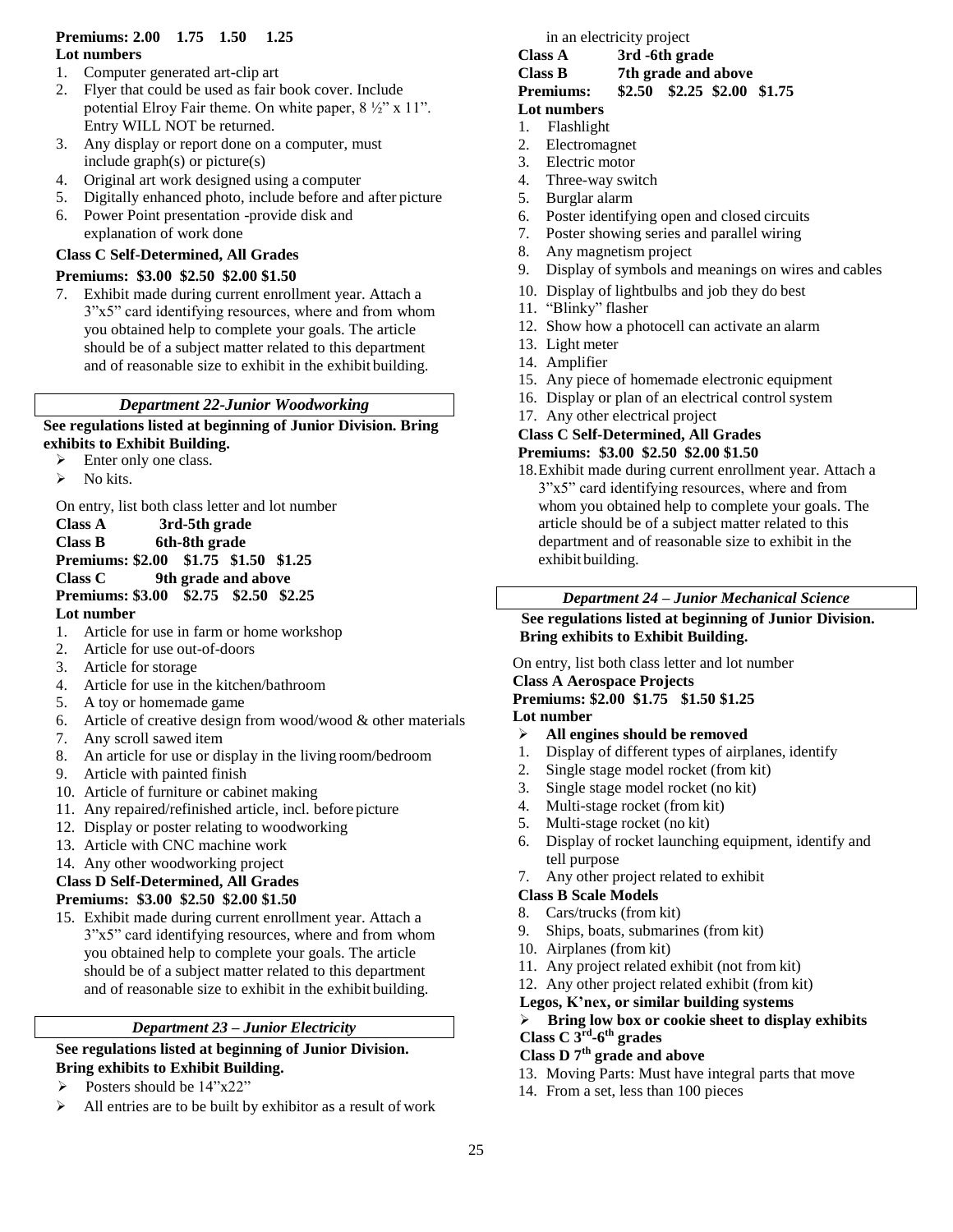**Premiums: 2.00 1.75 1.50 1.25**

**Lot numbers**

1. Computer generated art-clip art
2. Flyer that could be used as fair book cover. Include potential Elroy Fair theme. On white paper, 8 ½" x 11". Entry WILL NOT be returned.
3. Any display or report done on a computer, must include graph(s) or picture(s)
4. Original art work designed using a computer
5. Digitally enhanced photo, include before and after picture
6. Power Point presentation -provide disk and explanation of work done

**Class C Self-Determined, All Grades**

**Premiums: $3.00 $2.50 $2.00 $1.50**

7. Exhibit made during current enrollment year. Attach a 3"x5" card identifying resources, where and from whom you obtained help to complete your goals. The article should be of a subject matter related to this department and of reasonable size to exhibit in the exhibit building.

## *Department 22-Junior Woodworking*

**See regulations listed at beginning of Junior Division. Bring exhibits to Exhibit Building.**

- Enter only one class.
- No kits.

On entry, list both class letter and lot number

**Class A 3rd-5th grade**

**Class B 6th-8th grade**

**Premiums: $2.00 $1.75 $1.50 $1.25**

**Class C 9th grade and above**

**Premiums: $3.00 $2.75 $2.50 $2.25**

**Lot number**

1. Article for use in farm or home workshop
2. Article for use out-of-doors
3. Article for storage
4. Article for use in the kitchen/bathroom
5. A toy or homemade game
6. Article of creative design from wood/wood & other materials
7. Any scroll sawed item
8. An article for use or display in the living room/bedroom
9. Article with painted finish
10. Article of furniture or cabinet making
11. Any repaired/refinished article, incl. before picture
12. Display or poster relating to woodworking
13. Article with CNC machine work
14. Any other woodworking project

**Class D Self-Determined, All Grades**

**Premiums: $3.00 $2.50 $2.00 $1.50**

15. Exhibit made during current enrollment year. Attach a 3"x5" card identifying resources, where and from whom you obtained help to complete your goals. The article should be of a subject matter related to this department and of reasonable size to exhibit in the exhibit building.

## *Department 23 – Junior Electricity*

**See regulations listed at beginning of Junior Division. Bring exhibits to Exhibit Building.**

- Posters should be 14"x22"
- All entries are to be built by exhibitor as a result of work in an electricity project

**Class A 3rd -6th grade**

**Class B 7th grade and above**

**Premiums: $2.50 $2.25 $2.00 $1.75**

**Lot numbers**

1. Flashlight
2. Electromagnet
3. Electric motor
4. Three-way switch
5. Burglar alarm
6. Poster identifying open and closed circuits
7. Poster showing series and parallel wiring
8. Any magnetism project
9. Display of symbols and meanings on wires and cables
10. Display of lightbulbs and job they do best
11. "Blinky" flasher
12. Show how a photocell can activate an alarm
13. Light meter
14. Amplifier
15. Any piece of homemade electronic equipment
16. Display or plan of an electrical control system
17. Any other electrical project

**Class C Self-Determined, All Grades**

**Premiums: $3.00 $2.50 $2.00 $1.50**

18. Exhibit made during current enrollment year. Attach a 3"x5" card identifying resources, where and from whom you obtained help to complete your goals. The article should be of a subject matter related to this department and of reasonable size to exhibit in the exhibit building.

## *Department 24 – Junior Mechanical Science*

**See regulations listed at beginning of Junior Division. Bring exhibits to Exhibit Building.**

On entry, list both class letter and lot number

**Class A Aerospace Projects**

**Premiums: $2.00 $1.75 $1.50 $1.25**

**Lot number**

- **All engines should be removed**

1. Display of different types of airplanes, identify
2. Single stage model rocket (from kit)
3. Single stage model rocket (no kit)
4. Multi-stage rocket (from kit)
5. Multi-stage rocket (no kit)
6. Display of rocket launching equipment, identify and tell purpose
7. Any other project related to exhibit

**Class B Scale Models**

8. Cars/trucks (from kit)
9. Ships, boats, submarines (from kit)
10. Airplanes (from kit)
11. Any project related exhibit (not from kit)
12. Any other project related exhibit (from kit)

**Legos, K'nex, or similar building systems**

- **Bring low box or cookie sheet to display exhibits**

**Class C 3rd-6th grades**

**Class D 7th grade and above**

13. Moving Parts: Must have integral parts that move
14. From a set, less than 100 pieces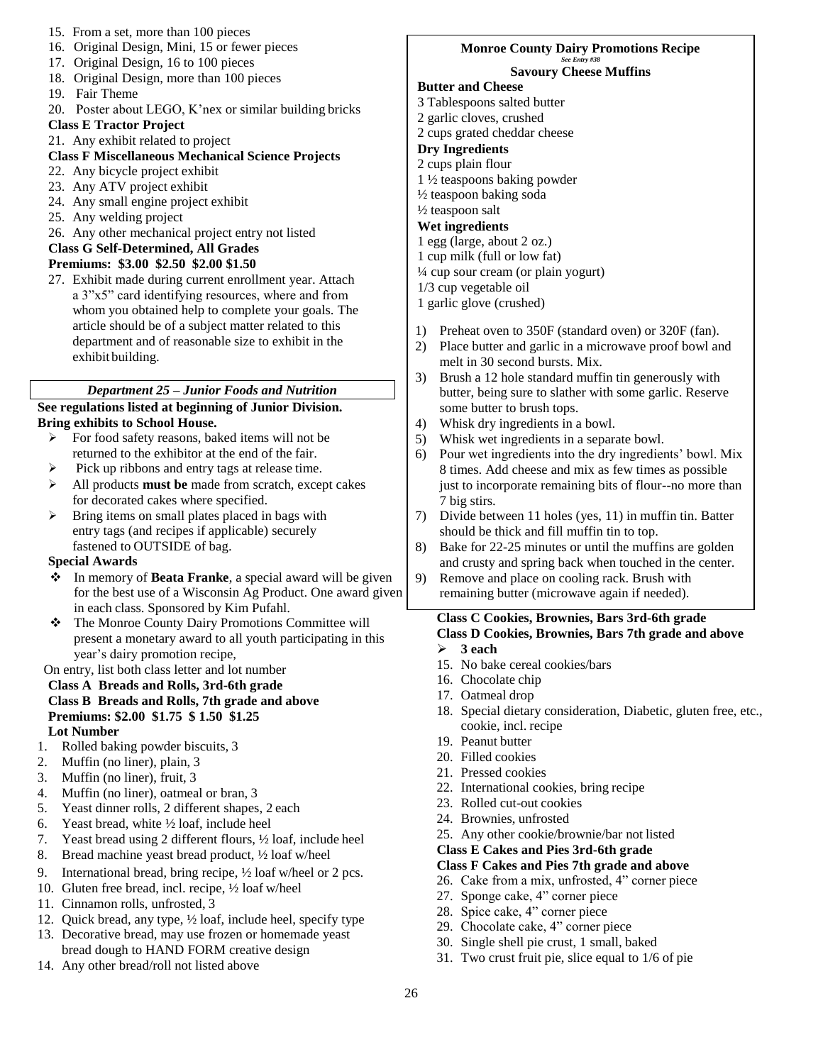15. From a set, more than 100 pieces
16. Original Design, Mini, 15 or fewer pieces
17. Original Design, 16 to 100 pieces
18. Original Design, more than 100 pieces
19. Fair Theme
20. Poster about LEGO, K'nex or similar building bricks

**Class E Tractor Project**

21. Any exhibit related to project

**Class F Miscellaneous Mechanical Science Projects**

22. Any bicycle project exhibit
23. Any ATV project exhibit
24. Any small engine project exhibit
25. Any welding project
26. Any other mechanical project entry not listed

**Class G Self-Determined, All Grades**
**Premiums: $3.00 $2.50 $2.00 $1.50**

27. Exhibit made during current enrollment year. Attach a 3"x5" card identifying resources, where and from whom you obtained help to complete your goals. The article should be of a subject matter related to this department and of reasonable size to exhibit in the exhibit building.

## *Department 25 – Junior Foods and Nutrition*

**See regulations listed at beginning of Junior Division.**
**Bring exhibits to School House.**

- For food safety reasons, baked items will not be returned to the exhibitor at the end of the fair.
- Pick up ribbons and entry tags at release time.
- All products **must be** made from scratch, except cakes for decorated cakes where specified.
- Bring items on small plates placed in bags with entry tags (and recipes if applicable) securely fastened to OUTSIDE of bag.

**Special Awards**

- In memory of **Beata Franke**, a special award will be given for the best use of a Wisconsin Ag Product. One award given in each class. Sponsored by Kim Pufahl.
- The Monroe County Dairy Promotions Committee will present a monetary award to all youth participating in this year's dairy promotion recipe,

On entry, list both class letter and lot number

**Class A Breads and Rolls, 3rd-6th grade**
**Class B Breads and Rolls, 7th grade and above**
**Premiums: $2.00 $1.75 $ 1.50 $1.25**
**Lot Number**

1. Rolled baking powder biscuits, 3
2. Muffin (no liner), plain, 3
3. Muffin (no liner), fruit, 3
4. Muffin (no liner), oatmeal or bran, 3
5. Yeast dinner rolls, 2 different shapes, 2 each
6. Yeast bread, white ½ loaf, include heel
7. Yeast bread using 2 different flours, ½ loaf, include heel
8. Bread machine yeast bread product, ½ loaf w/heel
9. International bread, bring recipe, ½ loaf w/heel or 2 pcs.
10. Gluten free bread, incl. recipe, ½ loaf w/heel
11. Cinnamon rolls, unfrosted, 3
12. Quick bread, any type, ½ loaf, include heel, specify type
13. Decorative bread, may use frozen or homemade yeast bread dough to HAND FORM creative design
14. Any other bread/roll not listed above

**Monroe County Dairy Promotions Recipe**
*See Entry #38*
**Savoury Cheese Muffins**

**Butter and Cheese**
3 Tablespoons salted butter
2 garlic cloves, crushed
2 cups grated cheddar cheese

**Dry Ingredients**
2 cups plain flour
1 ½ teaspoons baking powder
½ teaspoon baking soda
½ teaspoon salt

**Wet ingredients**
1 egg (large, about 2 oz.)
1 cup milk (full or low fat)
¼ cup sour cream (or plain yogurt)
1/3 cup vegetable oil
1 garlic glove (crushed)

1) Preheat oven to 350F (standard oven) or 320F (fan).
2) Place butter and garlic in a microwave proof bowl and melt in 30 second bursts. Mix.
3) Brush a 12 hole standard muffin tin generously with butter, being sure to slather with some garlic. Reserve some butter to brush tops.
4) Whisk dry ingredients in a bowl.
5) Whisk wet ingredients in a separate bowl.
6) Pour wet ingredients into the dry ingredients' bowl. Mix 8 times. Add cheese and mix as few times as possible just to incorporate remaining bits of flour--no more than 7 big stirs.
7) Divide between 11 holes (yes, 11) in muffin tin. Batter should be thick and fill muffin tin to top.
8) Bake for 22-25 minutes or until the muffins are golden and crusty and spring back when touched in the center.
9) Remove and place on cooling rack. Brush with remaining butter (microwave again if needed).

**Class C Cookies, Brownies, Bars 3rd-6th grade**
**Class D Cookies, Brownies, Bars 7th grade and above**

- **3 each**

15. No bake cereal cookies/bars
16. Chocolate chip
17. Oatmeal drop
18. Special dietary consideration, Diabetic, gluten free, etc., cookie, incl. recipe
19. Peanut butter
20. Filled cookies
21. Pressed cookies
22. International cookies, bring recipe
23. Rolled cut-out cookies
24. Brownies, unfrosted
25. Any other cookie/brownie/bar not listed

**Class E Cakes and Pies 3rd-6th grade**
**Class F Cakes and Pies 7th grade and above**

26. Cake from a mix, unfrosted, 4" corner piece
27. Sponge cake, 4" corner piece
28. Spice cake, 4" corner piece
29. Chocolate cake, 4" corner piece
30. Single shell pie crust, 1 small, baked
31. Two crust fruit pie, slice equal to 1/6 of pie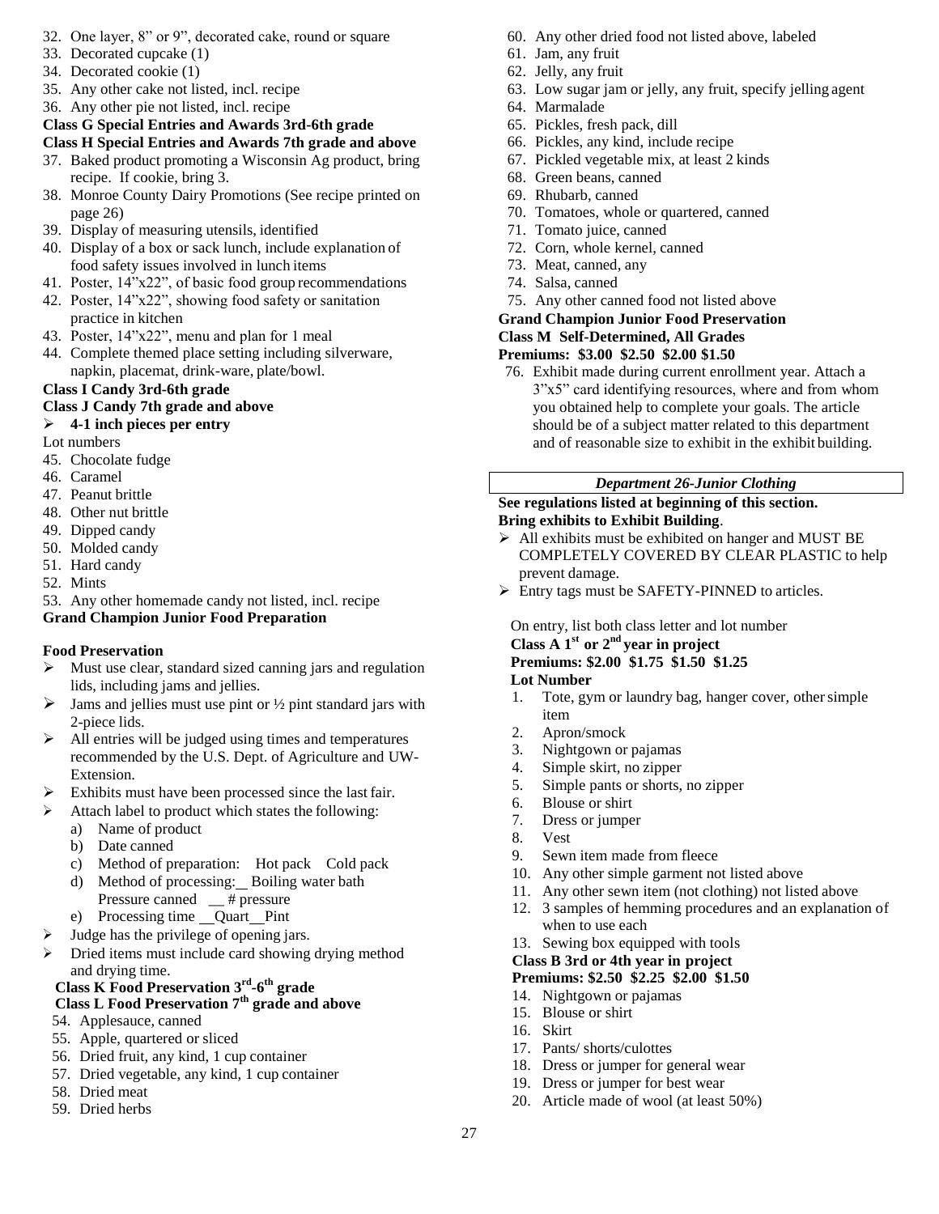32. One layer, 8" or 9", decorated cake, round or square
33. Decorated cupcake (1)
34. Decorated cookie (1)
35. Any other cake not listed, incl. recipe
36. Any other pie not listed, incl. recipe

**Class G Special Entries and Awards 3rd-6th grade**
**Class H Special Entries and Awards 7th grade and above**

37. Baked product promoting a Wisconsin Ag product, bring recipe. If cookie, bring 3.
38. Monroe County Dairy Promotions (See recipe printed on page 26)
39. Display of measuring utensils, identified
40. Display of a box or sack lunch, include explanation of food safety issues involved in lunch items
41. Poster, 14"x22", of basic food group recommendations
42. Poster, 14"x22", showing food safety or sanitation practice in kitchen
43. Poster, 14"x22", menu and plan for 1 meal
44. Complete themed place setting including silverware, napkin, placemat, drink-ware, plate/bowl.

**Class I Candy 3rd-6th grade**
**Class J Candy 7th grade and above**

- **4-1 inch pieces per entry**

Lot numbers

45. Chocolate fudge
46. Caramel
47. Peanut brittle
48. Other nut brittle
49. Dipped candy
50. Molded candy
51. Hard candy
52. Mints
53. Any other homemade candy not listed, incl. recipe

**Grand Champion Junior Food Preparation**

**Food Preservation**

- Must use clear, standard sized canning jars and regulation lids, including jams and jellies.
- Jams and jellies must use pint or ½ pint standard jars with 2-piece lids.
- All entries will be judged using times and temperatures recommended by the U.S. Dept. of Agriculture and UW-Extension.
- Exhibits must have been processed since the last fair.
- Attach label to product which states the following:
  - a) Name of product
  - b) Date canned
  - c) Method of preparation: Hot pack Cold pack
  - d) Method of processing: __ Boiling water bath Pressure canned __ # pressure
  - e) Processing time __Quart__Pint
- Judge has the privilege of opening jars.
- Dried items must include card showing drying method and drying time.

**Class K Food Preservation 3rd-6th grade**
**Class L Food Preservation 7th grade and above**

54. Applesauce, canned
55. Apple, quartered or sliced
56. Dried fruit, any kind, 1 cup container
57. Dried vegetable, any kind, 1 cup container
58. Dried meat
59. Dried herbs
60. Any other dried food not listed above, labeled
61. Jam, any fruit
62. Jelly, any fruit
63. Low sugar jam or jelly, any fruit, specify jelling agent
64. Marmalade
65. Pickles, fresh pack, dill
66. Pickles, any kind, include recipe
67. Pickled vegetable mix, at least 2 kinds
68. Green beans, canned
69. Rhubarb, canned
70. Tomatoes, whole or quartered, canned
71. Tomato juice, canned
72. Corn, whole kernel, canned
73. Meat, canned, any
74. Salsa, canned
75. Any other canned food not listed above

**Grand Champion Junior Food Preservation**

**Class M Self-Determined, All Grades**
**Premiums: $3.00 $2.50 $2.00 $1.50**

76. Exhibit made during current enrollment year. Attach a 3"x5" card identifying resources, where and from whom you obtained help to complete your goals. The article should be of a subject matter related to this department and of reasonable size to exhibit in the exhibit building.

## *Department 26-Junior Clothing*

**See regulations listed at beginning of this section.**
**Bring exhibits to Exhibit Building**.

- All exhibits must be exhibited on hanger and MUST BE COMPLETELY COVERED BY CLEAR PLASTIC to help prevent damage.
- Entry tags must be SAFETY-PINNED to articles.

On entry, list both class letter and lot number

**Class A 1st or 2nd year in project**
**Premiums: $2.00 $1.75 $1.50 $1.25**
**Lot Number**

1. Tote, gym or laundry bag, hanger cover, other simple item
2. Apron/smock
3. Nightgown or pajamas
4. Simple skirt, no zipper
5. Simple pants or shorts, no zipper
6. Blouse or shirt
7. Dress or jumper
8. Vest
9. Sewn item made from fleece
10. Any other simple garment not listed above
11. Any other sewn item (not clothing) not listed above
12. 3 samples of hemming procedures and an explanation of when to use each
13. Sewing box equipped with tools

**Class B 3rd or 4th year in project**
**Premiums: $2.50 $2.25 $2.00 $1.50**

14. Nightgown or pajamas
15. Blouse or shirt
16. Skirt
17. Pants/ shorts/culottes
18. Dress or jumper for general wear
19. Dress or jumper for best wear
20. Article made of wool (at least 50%)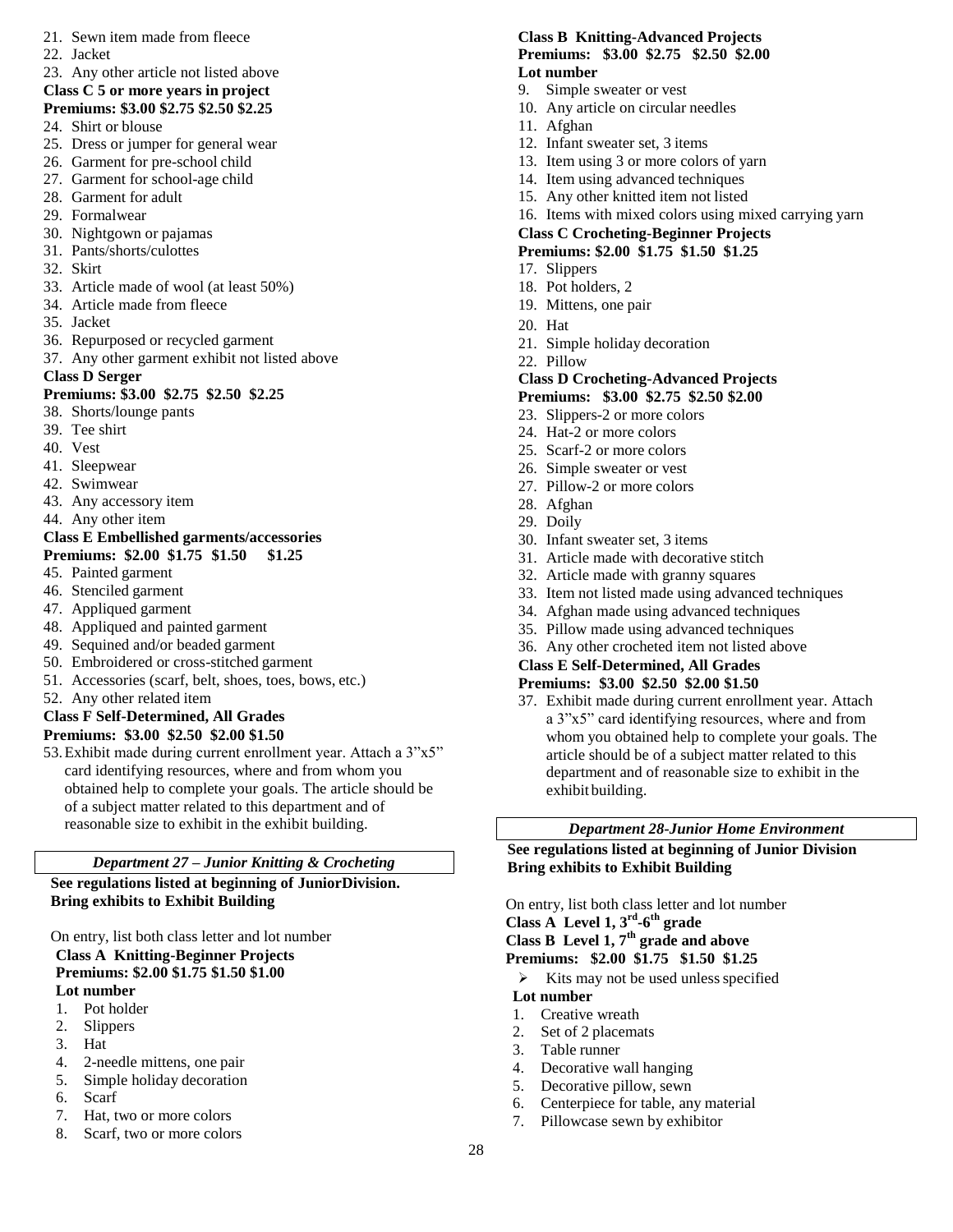21. Sewn item made from fleece
22. Jacket
23. Any other article not listed above

**Class C 5 or more years in project**
**Premiums: $3.00 $2.75 $2.50 $2.25**

24. Shirt or blouse
25. Dress or jumper for general wear
26. Garment for pre-school child
27. Garment for school-age child
28. Garment for adult
29. Formalwear
30. Nightgown or pajamas
31. Pants/shorts/culottes
32. Skirt
33. Article made of wool (at least 50%)
34. Article made from fleece
35. Jacket
36. Repurposed or recycled garment
37. Any other garment exhibit not listed above

**Class D Serger**
**Premiums: $3.00 $2.75 $2.50 $2.25**

38. Shorts/lounge pants
39. Tee shirt
40. Vest
41. Sleepwear
42. Swimwear
43. Any accessory item
44. Any other item

**Class E Embellished garments/accessories**
**Premiums: $2.00 $1.75 $1.50 $1.25**

45. Painted garment
46. Stenciled garment
47. Appliqued garment
48. Appliqued and painted garment
49. Sequined and/or beaded garment
50. Embroidered or cross-stitched garment
51. Accessories (scarf, belt, shoes, toes, bows, etc.)
52. Any other related item

**Class F Self-Determined, All Grades**
**Premiums: $3.00 $2.50 $2.00 $1.50**

53. Exhibit made during current enrollment year. Attach a 3"x5" card identifying resources, where and from whom you obtained help to complete your goals. The article should be of a subject matter related to this department and of reasonable size to exhibit in the exhibit building.

## *Department 27 – Junior Knitting & Crocheting*

**See regulations listed at beginning of JuniorDivision.**
**Bring exhibits to Exhibit Building**

On entry, list both class letter and lot number

**Class A Knitting-Beginner Projects**
**Premiums: $2.00 $1.75 $1.50 $1.00**
**Lot number**

1. Pot holder
2. Slippers
3. Hat
4. 2-needle mittens, one pair
5. Simple holiday decoration
6. Scarf
7. Hat, two or more colors
8. Scarf, two or more colors

**Class B Knitting-Advanced Projects**
**Premiums: $3.00 $2.75 $2.50 $2.00**
**Lot number**

9. Simple sweater or vest
10. Any article on circular needles
11. Afghan
12. Infant sweater set, 3 items
13. Item using 3 or more colors of yarn
14. Item using advanced techniques
15. Any other knitted item not listed
16. Items with mixed colors using mixed carrying yarn

**Class C Crocheting-Beginner Projects**
**Premiums: $2.00 $1.75 $1.50 $1.25**

17. Slippers
18. Pot holders, 2
19. Mittens, one pair
20. Hat
21. Simple holiday decoration
22. Pillow

**Class D Crocheting-Advanced Projects**
**Premiums: $3.00 $2.75 $2.50 $2.00**

23. Slippers-2 or more colors
24. Hat-2 or more colors
25. Scarf-2 or more colors
26. Simple sweater or vest
27. Pillow-2 or more colors
28. Afghan
29. Doily
30. Infant sweater set, 3 items
31. Article made with decorative stitch
32. Article made with granny squares
33. Item not listed made using advanced techniques
34. Afghan made using advanced techniques
35. Pillow made using advanced techniques
36. Any other crocheted item not listed above

**Class E Self-Determined, All Grades**
**Premiums: $3.00 $2.50 $2.00 $1.50**

37. Exhibit made during current enrollment year. Attach a 3"x5" card identifying resources, where and from whom you obtained help to complete your goals. The article should be of a subject matter related to this department and of reasonable size to exhibit in the exhibit building.

## *Department 28-Junior Home Environment*

**See regulations listed at beginning of Junior Division**
**Bring exhibits to Exhibit Building**

On entry, list both class letter and lot number

**Class A Level 1, 3rd-6th grade**
**Class B Level 1, 7th grade and above**
**Premiums: $2.00 $1.75 $1.50 $1.25**

- Kits may not be used unless specified

**Lot number**

1. Creative wreath
2. Set of 2 placemats
3. Table runner
4. Decorative wall hanging
5. Decorative pillow, sewn
6. Centerpiece for table, any material
7. Pillowcase sewn by exhibitor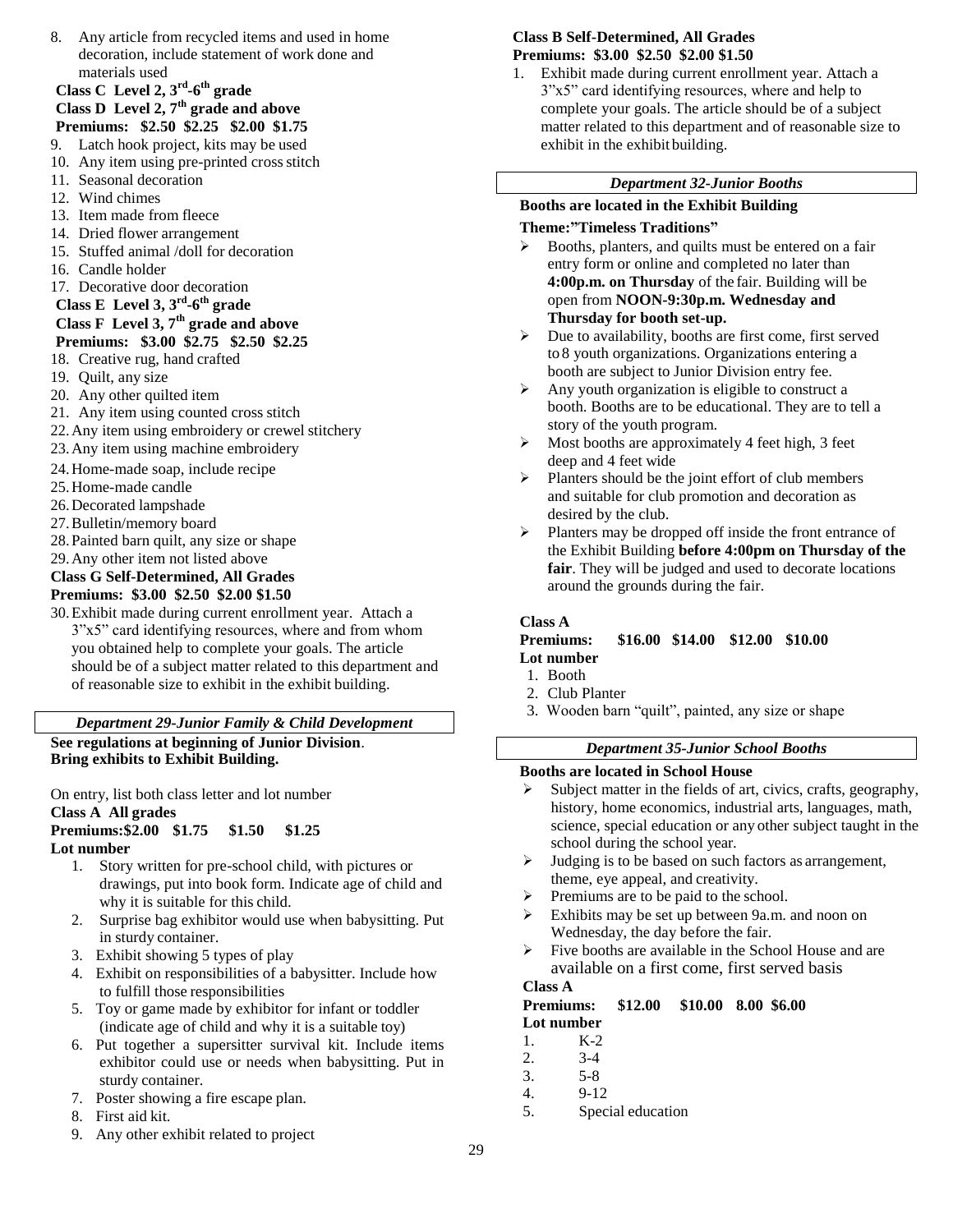8. Any article from recycled items and used in home decoration, include statement of work done and materials used

**Class C Level 2, 3rd-6th grade**
**Class D Level 2, 7th grade and above**
**Premiums: $2.50 $2.25 $2.00 $1.75**

9. Latch hook project, kits may be used
10. Any item using pre-printed cross stitch
11. Seasonal decoration
12. Wind chimes
13. Item made from fleece
14. Dried flower arrangement
15. Stuffed animal /doll for decoration
16. Candle holder
17. Decorative door decoration

**Class E Level 3, 3rd-6th grade**
**Class F Level 3, 7th grade and above**
**Premiums: $3.00 $2.75 $2.50 $2.25**

18. Creative rug, hand crafted
19. Quilt, any size
20. Any other quilted item
21. Any item using counted cross stitch
22. Any item using embroidery or crewel stitchery
23. Any item using machine embroidery
24. Home-made soap, include recipe
25. Home-made candle
26. Decorated lampshade
27. Bulletin/memory board
28. Painted barn quilt, any size or shape
29. Any other item not listed above

**Class G Self-Determined, All Grades**
**Premiums: $3.00 $2.50 $2.00 $1.50**

30. Exhibit made during current enrollment year. Attach a 3"x5" card identifying resources, where and from whom you obtained help to complete your goals. The article should be of a subject matter related to this department and of reasonable size to exhibit in the exhibit building.

## *Department 29-Junior Family & Child Development*

**See regulations at beginning of Junior Division.**
**Bring exhibits to Exhibit Building.**

On entry, list both class letter and lot number

**Class A All grades**
**Premiums:$2.00 $1.75 $1.50 $1.25**
**Lot number**

1. Story written for pre-school child, with pictures or drawings, put into book form. Indicate age of child and why it is suitable for this child.
2. Surprise bag exhibitor would use when babysitting. Put in sturdy container.
3. Exhibit showing 5 types of play
4. Exhibit on responsibilities of a babysitter. Include how to fulfill those responsibilities
5. Toy or game made by exhibitor for infant or toddler (indicate age of child and why it is a suitable toy)
6. Put together a supersitter survival kit. Include items exhibitor could use or needs when babysitting. Put in sturdy container.
7. Poster showing a fire escape plan.
8. First aid kit.
9. Any other exhibit related to project

**Class B Self-Determined, All Grades**
**Premiums: $3.00 $2.50 $2.00 $1.50**

1. Exhibit made during current enrollment year. Attach a 3"x5" card identifying resources, where and help to complete your goals. The article should be of a subject matter related to this department and of reasonable size to exhibit in the exhibit building.

## *Department 32-Junior Booths*

**Booths are located in the Exhibit Building**

**Theme:"Timeless Traditions"**

- Booths, planters, and quilts must be entered on a fair entry form or online and completed no later than **4:00p.m. on Thursday** of the fair. Building will be open from **NOON-9:30p.m. Wednesday and Thursday for booth set-up.**
- Due to availability, booths are first come, first served to 8 youth organizations. Organizations entering a booth are subject to Junior Division entry fee.
- Any youth organization is eligible to construct a booth. Booths are to be educational. They are to tell a story of the youth program.
- Most booths are approximately 4 feet high, 3 feet deep and 4 feet wide
- Planters should be the joint effort of club members and suitable for club promotion and decoration as desired by the club.
- Planters may be dropped off inside the front entrance of the Exhibit Building **before 4:00pm on Thursday of the fair**. They will be judged and used to decorate locations around the grounds during the fair.

**Class A**
**Premiums: $16.00 $14.00 $12.00 $10.00**
**Lot number**

1. Booth
2. Club Planter
3. Wooden barn "quilt", painted, any size or shape

## *Department 35-Junior School Booths*

**Booths are located in School House**

- Subject matter in the fields of art, civics, crafts, geography, history, home economics, industrial arts, languages, math, science, special education or any other subject taught in the school during the school year.
- Judging is to be based on such factors as arrangement, theme, eye appeal, and creativity.
- Premiums are to be paid to the school.
- Exhibits may be set up between 9a.m. and noon on Wednesday, the day before the fair.
- Five booths are available in the School House and are available on a first come, first served basis

**Class A**
**Premiums: $12.00 $10.00 8.00 $6.00**
**Lot number**

1. K-2
2. 3-4
3. 5-8
4. 9-12
5. Special education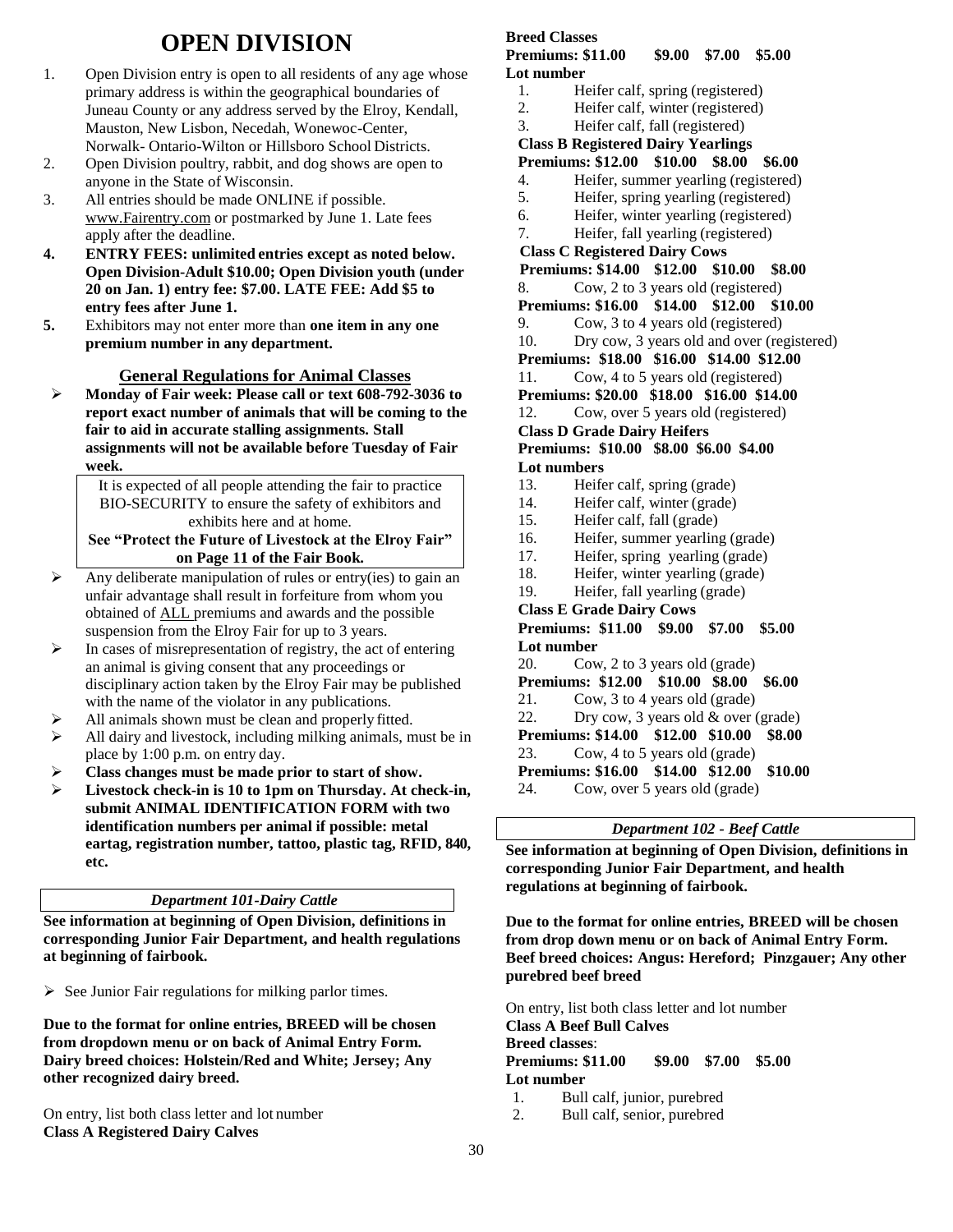# OPEN DIVISION

1. Open Division entry is open to all residents of any age whose primary address is within the geographical boundaries of Juneau County or any address served by the Elroy, Kendall, Mauston, New Lisbon, Necedah, Wonewoc-Center, Norwalk- Ontario-Wilton or Hillsboro School Districts.
2. Open Division poultry, rabbit, and dog shows are open to anyone in the State of Wisconsin.
3. All entries should be made ONLINE if possible. www.Fairentry.com or postmarked by June 1. Late fees apply after the deadline.
4. **ENTRY FEES: unlimited entries except as noted below. Open Division-Adult $10.00; Open Division youth (under 20 on Jan. 1) entry fee: $7.00. LATE FEE: Add $5 to entry fees after June 1.**
5. Exhibitors may not enter more than **one item in any one premium number in any department.**

## General Regulations for Animal Classes

- **Monday of Fair week: Please call or text 608-792-3036 to report exact number of animals that will be coming to the fair to aid in accurate stalling assignments. Stall assignments will not be available before Tuesday of Fair week.**

It is expected of all people attending the fair to practice BIO-SECURITY to ensure the safety of exhibitors and exhibits here and at home.
**See "Protect the Future of Livestock at the Elroy Fair" on Page 11 of the Fair Book.**

- Any deliberate manipulation of rules or entry(ies) to gain an unfair advantage shall result in forfeiture from whom you obtained of ALL premiums and awards and the possible suspension from the Elroy Fair for up to 3 years.
- In cases of misrepresentation of registry, the act of entering an animal is giving consent that any proceedings or disciplinary action taken by the Elroy Fair may be published with the name of the violator in any publications.
- All animals shown must be clean and properly fitted.
- All dairy and livestock, including milking animals, must be in place by 1:00 p.m. on entry day.
- **Class changes must be made prior to start of show.**
- **Livestock check-in is 10 to 1pm on Thursday. At check-in, submit ANIMAL IDENTIFICATION FORM with two identification numbers per animal if possible: metal eartag, registration number, tattoo, plastic tag, RFID, 840, etc.**

## *Department 101-Dairy Cattle*

**See information at beginning of Open Division, definitions in corresponding Junior Fair Department, and health regulations at beginning of fairbook.**

- See Junior Fair regulations for milking parlor times.

**Due to the format for online entries, BREED will be chosen from dropdown menu or on back of Animal Entry Form. Dairy breed choices: Holstein/Red and White; Jersey; Any other recognized dairy breed.**

On entry, list both class letter and lot number

**Class A Registered Dairy Calves**

**Breed Classes**

**Premiums: $11.00 $9.00 $7.00 $5.00**

**Lot number**

1. Heifer calf, spring (registered)
2. Heifer calf, winter (registered)
3. Heifer calf, fall (registered)

**Class B Registered Dairy Yearlings**

**Premiums: $12.00 $10.00 $8.00 $6.00**

4. Heifer, summer yearling (registered)
5. Heifer, spring yearling (registered)
6. Heifer, winter yearling (registered)
7. Heifer, fall yearling (registered)

**Class C Registered Dairy Cows**

**Premiums: $14.00 $12.00 $10.00 $8.00**

8. Cow, 2 to 3 years old (registered)

**Premiums: $16.00 $14.00 $12.00 $10.00**

9. Cow, 3 to 4 years old (registered)
10. Dry cow, 3 years old and over (registered)

**Premiums: $18.00 $16.00 $14.00 $12.00**

11. Cow, 4 to 5 years old (registered)

**Premiums: $20.00 $18.00 $16.00 $14.00**

12. Cow, over 5 years old (registered)

**Class D Grade Dairy Heifers**

**Premiums: $10.00 $8.00 $6.00 $4.00**

**Lot numbers**

13. Heifer calf, spring (grade)
14. Heifer calf, winter (grade)
15. Heifer calf, fall (grade)
16. Heifer, summer yearling (grade)
17. Heifer, spring yearling (grade)
18. Heifer, winter yearling (grade)
19. Heifer, fall yearling (grade)

**Class E Grade Dairy Cows**

**Premiums: $11.00 $9.00 $7.00 $5.00**

**Lot number**

20. Cow, 2 to 3 years old (grade)

**Premiums: $12.00 $10.00 $8.00 $6.00**

21. Cow, 3 to 4 years old (grade)
22. Dry cow, 3 years old & over (grade)

**Premiums: $14.00 $12.00 $10.00 $8.00**

23. Cow, 4 to 5 years old (grade)

**Premiums: $16.00 $14.00 $12.00 $10.00**

24. Cow, over 5 years old (grade)

## *Department 102 - Beef Cattle*

**See information at beginning of Open Division, definitions in corresponding Junior Fair Department, and health regulations at beginning of fairbook.**

**Due to the format for online entries, BREED will be chosen from drop down menu or on back of Animal Entry Form. Beef breed choices: Angus: Hereford; Pinzgauer; Any other purebred beef breed**

On entry, list both class letter and lot number

**Class A Beef Bull Calves**

**Breed classes**:

**Premiums: $11.00 $9.00 $7.00 $5.00**

**Lot number**

1. Bull calf, junior, purebred
2. Bull calf, senior, purebred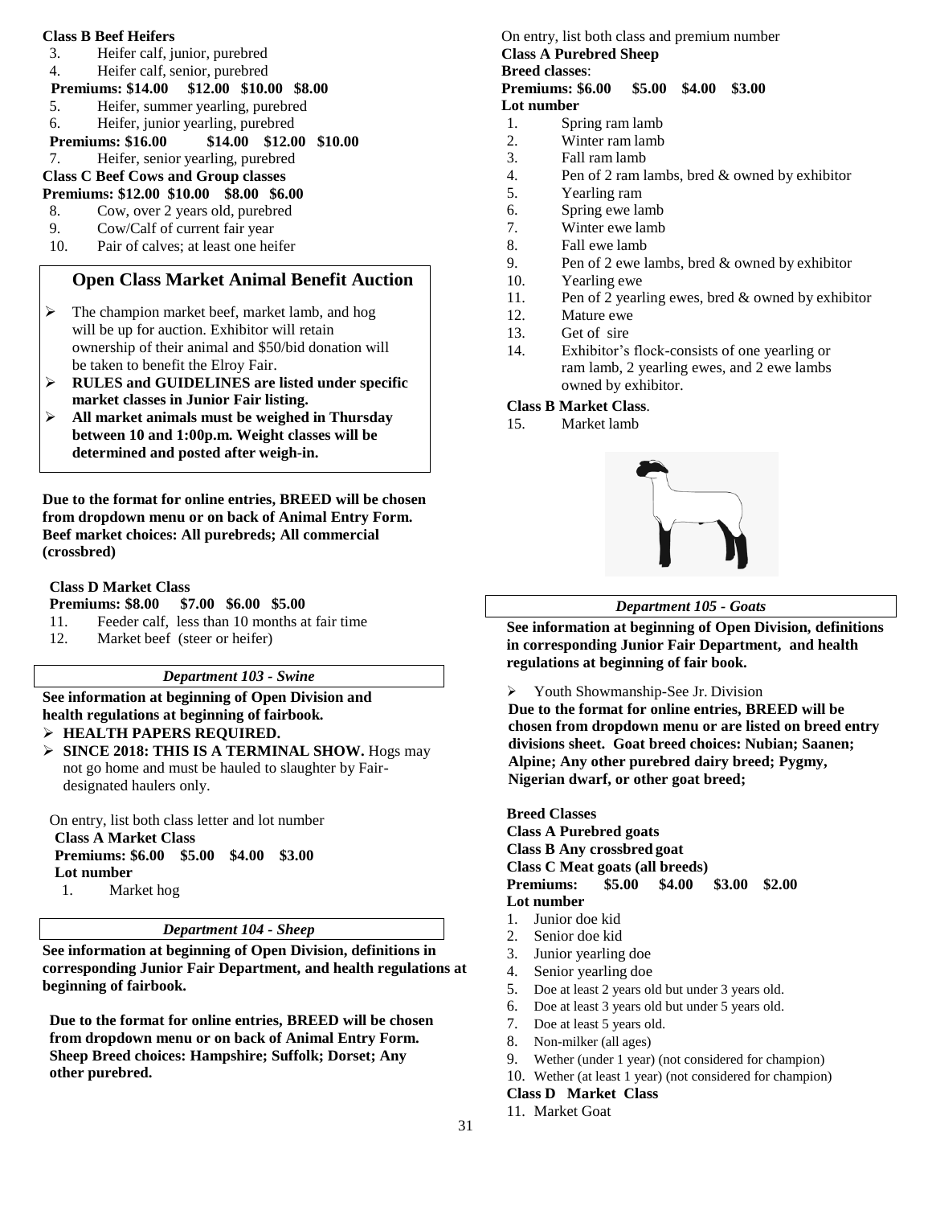**Class B Beef Heifers**

3. Heifer calf, junior, purebred
4. Heifer calf, senior, purebred

**Premiums: $14.00 $12.00 $10.00 $8.00**

5. Heifer, summer yearling, purebred
6. Heifer, junior yearling, purebred

**Premiums: $16.00 $14.00 $12.00 $10.00**

7. Heifer, senior yearling, purebred

**Class C Beef Cows and Group classes**

**Premiums: $12.00 $10.00 $8.00 $6.00**

8. Cow, over 2 years old, purebred
9. Cow/Calf of current fair year
10. Pair of calves; at least one heifer

## Open Class Market Animal Benefit Auction

- The champion market beef, market lamb, and hog will be up for auction. Exhibitor will retain ownership of their animal and $50/bid donation will be taken to benefit the Elroy Fair.
- **RULES and GUIDELINES are listed under specific market classes in Junior Fair listing.**
- **All market animals must be weighed in Thursday between 10 and 1:00p.m. Weight classes will be determined and posted after weigh-in.**

**Due to the format for online entries, BREED will be chosen from dropdown menu or on back of Animal Entry Form. Beef market choices: All purebreds; All commercial (crossbred)**

**Class D Market Class**

**Premiums: $8.00 $7.00 $6.00 $5.00**

11. Feeder calf, less than 10 months at fair time
12. Market beef (steer or heifer)

### *Department 103 - Swine*

**See information at beginning of Open Division and health regulations at beginning of fairbook.**

- **HEALTH PAPERS REQUIRED.**
- **SINCE 2018: THIS IS A TERMINAL SHOW.** Hogs may not go home and must be hauled to slaughter by Fair-designated haulers only.

On entry, list both class letter and lot number

**Class A Market Class**

**Premiums: $6.00 $5.00 $4.00 $3.00**

**Lot number**

1. Market hog

### *Department 104 - Sheep*

**See information at beginning of Open Division, definitions in corresponding Junior Fair Department, and health regulations at beginning of fairbook.**

**Due to the format for online entries, BREED will be chosen from dropdown menu or on back of Animal Entry Form. Sheep Breed choices: Hampshire; Suffolk; Dorset; Any other purebred.**

On entry, list both class and premium number

**Class A Purebred Sheep**

**Breed classes**:

**Premiums: $6.00 $5.00 $4.00 $3.00**

**Lot number**

1. Spring ram lamb
2. Winter ram lamb
3. Fall ram lamb
4. Pen of 2 ram lambs, bred & owned by exhibitor
5. Yearling ram
6. Spring ewe lamb
7. Winter ewe lamb
8. Fall ewe lamb
9. Pen of 2 ewe lambs, bred & owned by exhibitor
10. Yearling ewe
11. Pen of 2 yearling ewes, bred & owned by exhibitor
12. Mature ewe
13. Get of sire
14. Exhibitor's flock-consists of one yearling or ram lamb, 2 yearling ewes, and 2 ewe lambs owned by exhibitor.

**Class B Market Class**.

15. Market lamb

### *Department 105 - Goats*

**See information at beginning of Open Division, definitions in corresponding Junior Fair Department, and health regulations at beginning of fair book.**

- Youth Showmanship-See Jr. Division

**Due to the format for online entries, BREED will be chosen from dropdown menu or are listed on breed entry divisions sheet. Goat breed choices: Nubian; Saanen; Alpine; Any other purebred dairy breed; Pygmy, Nigerian dwarf, or other goat breed;**

**Breed Classes**

**Class A Purebred goats**

**Class B Any crossbred goat**

**Class C Meat goats (all breeds)**

**Premiums: $5.00 $4.00 $3.00 $2.00**

**Lot number**

1. Junior doe kid
2. Senior doe kid
3. Junior yearling doe
4. Senior yearling doe
5. Doe at least 2 years old but under 3 years old.
6. Doe at least 3 years old but under 5 years old.
7. Doe at least 5 years old.
8. Non-milker (all ages)
9. Wether (under 1 year) (not considered for champion)
10. Wether (at least 1 year) (not considered for champion)

**Class D Market Class**

11. Market Goat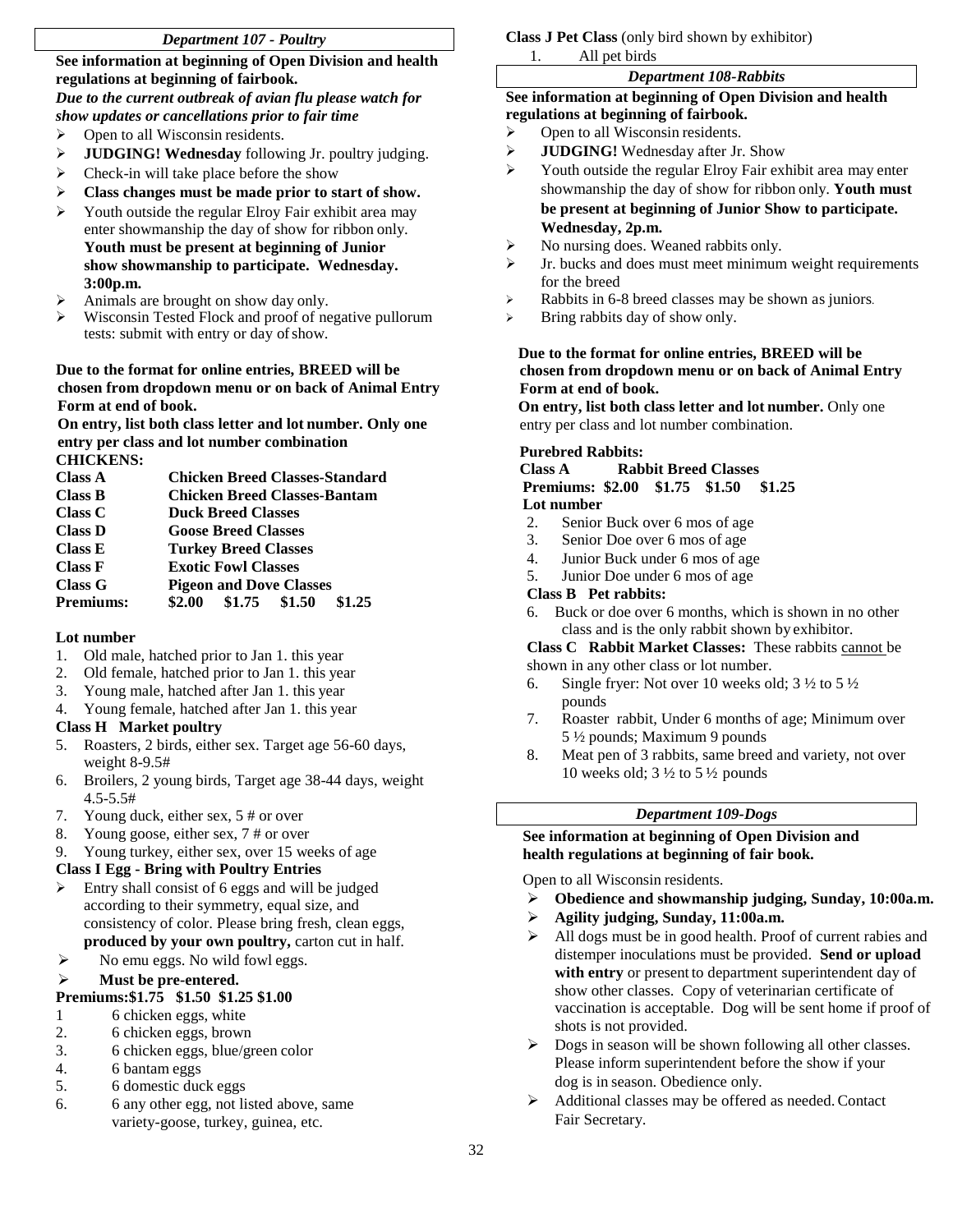## *Department 107 - Poultry*

**See information at beginning of Open Division and health regulations at beginning of fairbook.**

***Due to the current outbreak of avian flu please watch for show updates or cancellations prior to fair time***

- Open to all Wisconsin residents.
- **JUDGING! Wednesday** following Jr. poultry judging.
- Check-in will take place before the show
- **Class changes must be made prior to start of show.**
- Youth outside the regular Elroy Fair exhibit area may enter showmanship the day of show for ribbon only. **Youth must be present at beginning of Junior show showmanship to participate. Wednesday. 3:00p.m.**
- Animals are brought on show day only.
- Wisconsin Tested Flock and proof of negative pullorum tests: submit with entry or day of show.

**Due to the format for online entries, BREED will be chosen from dropdown menu or on back of Animal Entry Form at end of book.**

**On entry, list both class letter and lot number. Only one entry per class and lot number combination**

**CHICKENS:**

| | |
|---|---|
| **Class A** | **Chicken Breed Classes-Standard** |
| **Class B** | **Chicken Breed Classes-Bantam** |
| **Class C** | **Duck Breed Classes** |
| **Class D** | **Goose Breed Classes** |
| **Class E** | **Turkey Breed Classes** |
| **Class F** | **Exotic Fowl Classes** |
| **Class G** | **Pigeon and Dove Classes** |
| **Premiums:** | **$2.00 $1.75 $1.50 $1.25** |

**Lot number**

1. Old male, hatched prior to Jan 1. this year
2. Old female, hatched prior to Jan 1. this year
3. Young male, hatched after Jan 1. this year
4. Young female, hatched after Jan 1. this year

**Class H Market poultry**

5. Roasters, 2 birds, either sex. Target age 56-60 days, weight 8-9.5#
6. Broilers, 2 young birds, Target age 38-44 days, weight 4.5-5.5#
7. Young duck, either sex, 5 # or over
8. Young goose, either sex, 7 # or over
9. Young turkey, either sex, over 15 weeks of age

**Class I Egg - Bring with Poultry Entries**

- Entry shall consist of 6 eggs and will be judged according to their symmetry, equal size, and consistency of color. Please bring fresh, clean eggs, **produced by your own poultry,** carton cut in half.
- No emu eggs. No wild fowl eggs.
- **Must be pre-entered.**

**Premiums:$1.75 $1.50 $1.25 $1.00**

1. 6 chicken eggs, white
2. 6 chicken eggs, brown
3. 6 chicken eggs, blue/green color
4. 6 bantam eggs
5. 6 domestic duck eggs
6. 6 any other egg, not listed above, same variety-goose, turkey, guinea, etc.

**Class J Pet Class** (only bird shown by exhibitor)

1. All pet birds

## *Department 108-Rabbits*

**See information at beginning of Open Division and health regulations at beginning of fairbook.**

- Open to all Wisconsin residents.
- **JUDGING!** Wednesday after Jr. Show
- Youth outside the regular Elroy Fair exhibit area may enter showmanship the day of show for ribbon only. **Youth must be present at beginning of Junior Show to participate. Wednesday, 2p.m.**
- No nursing does. Weaned rabbits only.
- Jr. bucks and does must meet minimum weight requirements for the breed
- Rabbits in 6-8 breed classes may be shown as juniors.
- Bring rabbits day of show only.

**Due to the format for online entries, BREED will be chosen from dropdown menu or on back of Animal Entry Form at end of book.**

**On entry, list both class letter and lot number.** Only one entry per class and lot number combination.

**Purebred Rabbits:**

**Class A Rabbit Breed Classes**

**Premiums: $2.00 $1.75 $1.50 $1.25**

**Lot number**

2. Senior Buck over 6 mos of age
3. Senior Doe over 6 mos of age
4. Junior Buck under 6 mos of age
5. Junior Doe under 6 mos of age

**Class B Pet rabbits:**

6. Buck or doe over 6 months, which is shown in no other class and is the only rabbit shown by exhibitor.

**Class C Rabbit Market Classes:** These rabbits cannot be shown in any other class or lot number.

6. Single fryer: Not over 10 weeks old; 3 ½ to 5 ½ pounds
7. Roaster rabbit, Under 6 months of age; Minimum over 5 ½ pounds; Maximum 9 pounds
8. Meat pen of 3 rabbits, same breed and variety, not over 10 weeks old; 3 ½ to 5 ½ pounds

## *Department 109-Dogs*

**See information at beginning of Open Division and health regulations at beginning of fair book.**

Open to all Wisconsin residents.

- **Obedience and showmanship judging, Sunday, 10:00a.m.**
- **Agility judging, Sunday, 11:00a.m.**
- All dogs must be in good health. Proof of current rabies and distemper inoculations must be provided. **Send or upload with entry** or present to department superintendent day of show other classes. Copy of veterinarian certificate of vaccination is acceptable. Dog will be sent home if proof of shots is not provided.
- Dogs in season will be shown following all other classes. Please inform superintendent before the show if your dog is in season. Obedience only.
- Additional classes may be offered as needed. Contact Fair Secretary.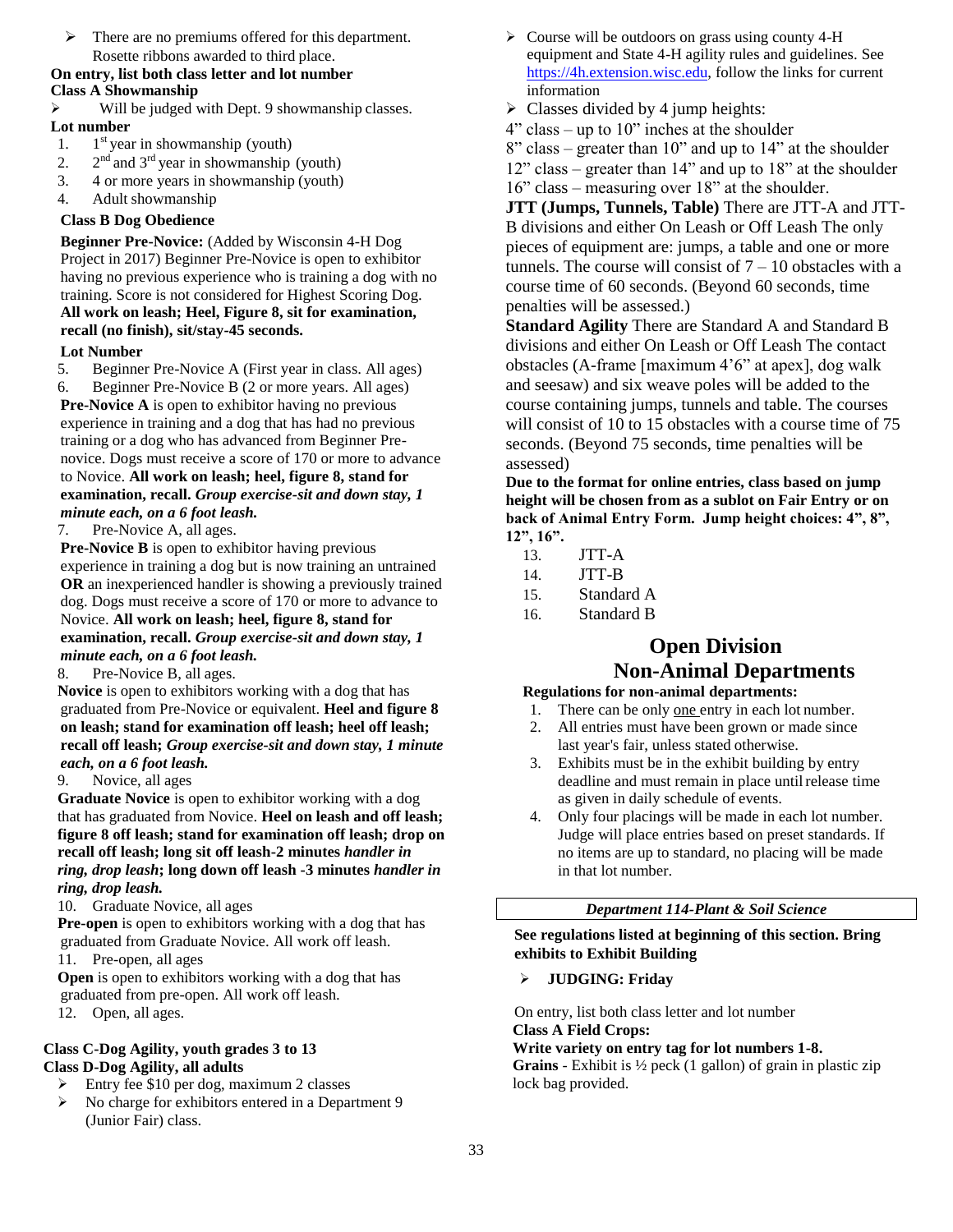- There are no premiums offered for this department. Rosette ribbons awarded to third place.

**On entry, list both class letter and lot number**

**Class A Showmanship**

- Will be judged with Dept. 9 showmanship classes.

**Lot number**

1. 1st year in showmanship (youth)
2. 2nd and 3rd year in showmanship (youth)
3. 4 or more years in showmanship (youth)
4. Adult showmanship

**Class B Dog Obedience**

**Beginner Pre-Novice:** (Added by Wisconsin 4-H Dog Project in 2017) Beginner Pre-Novice is open to exhibitor having no previous experience who is training a dog with no training. Score is not considered for Highest Scoring Dog. **All work on leash; Heel, Figure 8, sit for examination, recall (no finish), sit/stay-45 seconds.**

**Lot Number**

5. Beginner Pre-Novice A (First year in class. All ages)
6. Beginner Pre-Novice B (2 or more years. All ages)

**Pre-Novice A** is open to exhibitor having no previous experience in training and a dog that has had no previous training or a dog who has advanced from Beginner Pre-novice. Dogs must receive a score of 170 or more to advance to Novice. **All work on leash; heel, figure 8, stand for examination, recall.** ***Group exercise-sit and down stay, 1 minute each, on a 6 foot leash.***

7. Pre-Novice A, all ages.

**Pre-Novice B** is open to exhibitor having previous experience in training a dog but is now training an untrained **OR** an inexperienced handler is showing a previously trained dog. Dogs must receive a score of 170 or more to advance to Novice. **All work on leash; heel, figure 8, stand for examination, recall.** ***Group exercise-sit and down stay, 1 minute each, on a 6 foot leash.***

8. Pre-Novice B, all ages.

**Novice** is open to exhibitors working with a dog that has graduated from Pre-Novice or equivalent. **Heel and figure 8 on leash; stand for examination off leash; heel off leash; recall off leash;** ***Group exercise-sit and down stay, 1 minute each, on a 6 foot leash.***

9. Novice, all ages

**Graduate Novice** is open to exhibitor working with a dog that has graduated from Novice. **Heel on leash and off leash; figure 8 off leash; stand for examination off leash; drop on recall off leash; long sit off leash-2 minutes** ***handler in ring, drop leash*****; long down off leash -3 minutes** ***handler in ring, drop leash.***

10. Graduate Novice, all ages

**Pre-open** is open to exhibitors working with a dog that has graduated from Graduate Novice. All work off leash.

11. Pre-open, all ages

**Open** is open to exhibitors working with a dog that has graduated from pre-open. All work off leash.

12. Open, all ages.

**Class C-Dog Agility, youth grades 3 to 13**

**Class D-Dog Agility, all adults**

- Entry fee $10 per dog, maximum 2 classes
- No charge for exhibitors entered in a Department 9 (Junior Fair) class.
- Course will be outdoors on grass using county 4-H equipment and State 4-H agility rules and guidelines. See https://4h.extension.wisc.edu, follow the links for current information
- Classes divided by 4 jump heights:

4" class – up to 10" inches at the shoulder
8" class – greater than 10" and up to 14" at the shoulder
12" class – greater than 14" and up to 18" at the shoulder
16" class – measuring over 18" at the shoulder.

**JTT (Jumps, Tunnels, Table)** There are JTT-A and JTT-B divisions and either On Leash or Off Leash The only pieces of equipment are: jumps, a table and one or more tunnels. The course will consist of 7 – 10 obstacles with a course time of 60 seconds. (Beyond 60 seconds, time penalties will be assessed.)

**Standard Agility** There are Standard A and Standard B divisions and either On Leash or Off Leash The contact obstacles (A-frame [maximum 4'6" at apex], dog walk and seesaw) and six weave poles will be added to the course containing jumps, tunnels and table. The courses will consist of 10 to 15 obstacles with a course time of 75 seconds. (Beyond 75 seconds, time penalties will be assessed)

**Due to the format for online entries, class based on jump height will be chosen from as a sublot on Fair Entry or on back of Animal Entry Form. Jump height choices: 4", 8", 12", 16".**

13. JTT-A
14. JTT-B
15. Standard A
16. Standard B

# Open Division Non-Animal Departments

**Regulations for non-animal departments:**

1. There can be only one entry in each lot number.
2. All entries must have been grown or made since last year's fair, unless stated otherwise.
3. Exhibits must be in the exhibit building by entry deadline and must remain in place until release time as given in daily schedule of events.
4. Only four placings will be made in each lot number. Judge will place entries based on preset standards. If no items are up to standard, no placing will be made in that lot number.

## *Department 114-Plant & Soil Science*

**See regulations listed at beginning of this section. Bring exhibits to Exhibit Building**

- **JUDGING: Friday**

On entry, list both class letter and lot number

**Class A Field Crops:**

**Write variety on entry tag for lot numbers 1-8.**

**Grains** - Exhibit is ½ peck (1 gallon) of grain in plastic zip lock bag provided.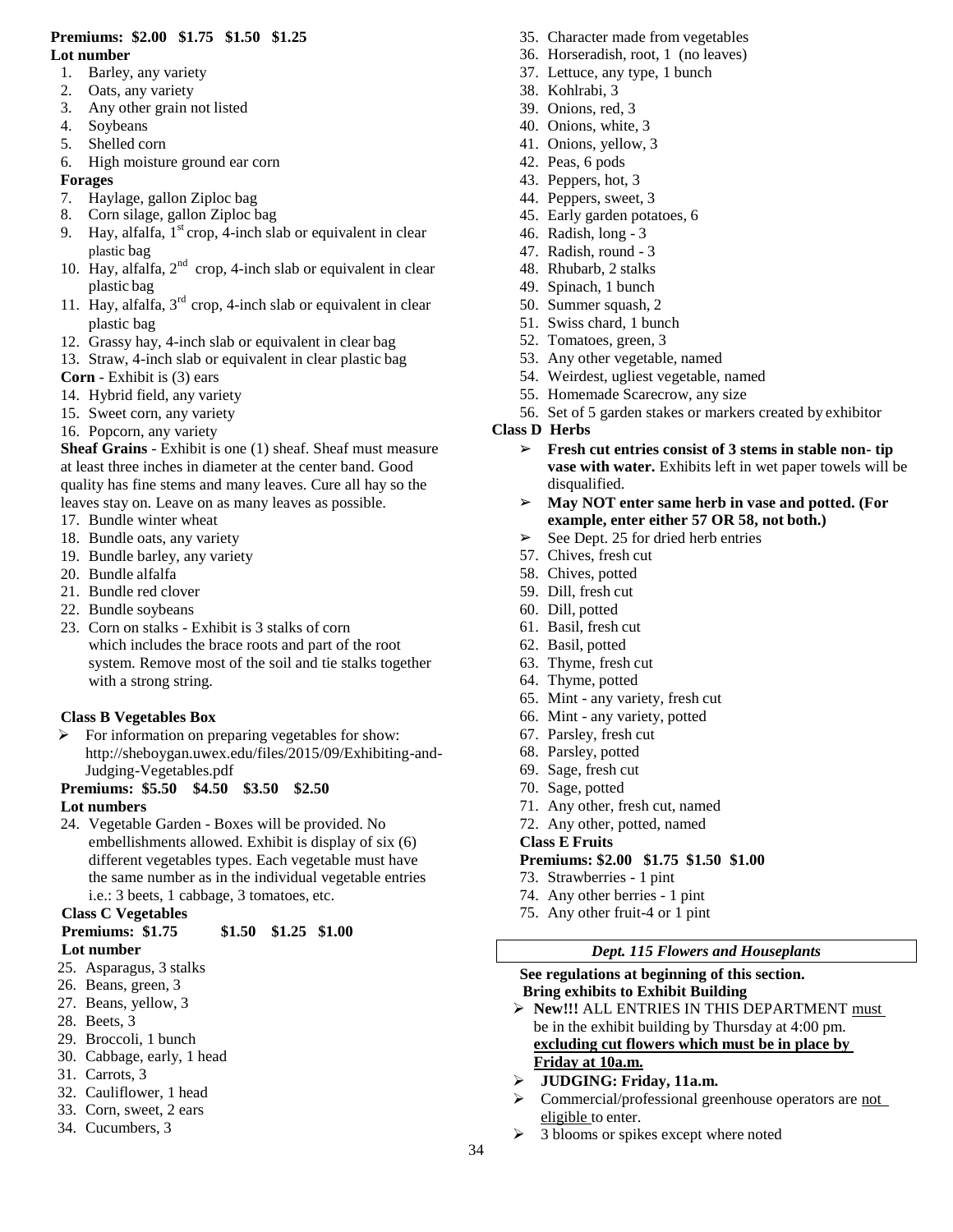**Premiums: $2.00 $1.75 $1.50 $1.25**

**Lot number**

1. Barley, any variety
2. Oats, any variety
3. Any other grain not listed
4. Soybeans
5. Shelled corn
6. High moisture ground ear corn

**Forages**

7. Haylage, gallon Ziploc bag
8. Corn silage, gallon Ziploc bag
9. Hay, alfalfa, 1st crop, 4-inch slab or equivalent in clear plastic bag
10. Hay, alfalfa, 2nd crop, 4-inch slab or equivalent in clear plastic bag
11. Hay, alfalfa, 3rd crop, 4-inch slab or equivalent in clear plastic bag
12. Grassy hay, 4-inch slab or equivalent in clear bag
13. Straw, 4-inch slab or equivalent in clear plastic bag

**Corn** - Exhibit is (3) ears

14. Hybrid field, any variety
15. Sweet corn, any variety
16. Popcorn, any variety

**Sheaf Grains** - Exhibit is one (1) sheaf. Sheaf must measure at least three inches in diameter at the center band. Good quality has fine stems and many leaves. Cure all hay so the leaves stay on. Leave on as many leaves as possible.

17. Bundle winter wheat
18. Bundle oats, any variety
19. Bundle barley, any variety
20. Bundle alfalfa
21. Bundle red clover
22. Bundle soybeans
23. Corn on stalks - Exhibit is 3 stalks of corn which includes the brace roots and part of the root system. Remove most of the soil and tie stalks together with a strong string.

**Class B Vegetables Box**

- For information on preparing vegetables for show: http://sheboygan.uwex.edu/files/2015/09/Exhibiting-and-Judging-Vegetables.pdf

**Premiums: $5.50 $4.50 $3.50 $2.50**

**Lot numbers**

24. Vegetable Garden - Boxes will be provided. No embellishments allowed. Exhibit is display of six (6) different vegetables types. Each vegetable must have the same number as in the individual vegetable entries i.e.: 3 beets, 1 cabbage, 3 tomatoes, etc.

**Class C Vegetables**

**Premiums: $1.75 $1.50 $1.25 $1.00**

**Lot number**

25. Asparagus, 3 stalks
26. Beans, green, 3
27. Beans, yellow, 3
28. Beets, 3
29. Broccoli, 1 bunch
30. Cabbage, early, 1 head
31. Carrots, 3
32. Cauliflower, 1 head
33. Corn, sweet, 2 ears
34. Cucumbers, 3
35. Character made from vegetables
36. Horseradish, root, 1 (no leaves)
37. Lettuce, any type, 1 bunch
38. Kohlrabi, 3
39. Onions, red, 3
40. Onions, white, 3
41. Onions, yellow, 3
42. Peas, 6 pods
43. Peppers, hot, 3
44. Peppers, sweet, 3
45. Early garden potatoes, 6
46. Radish, long - 3
47. Radish, round - 3
48. Rhubarb, 2 stalks
49. Spinach, 1 bunch
50. Summer squash, 2
51. Swiss chard, 1 bunch
52. Tomatoes, green, 3
53. Any other vegetable, named
54. Weirdest, ugliest vegetable, named
55. Homemade Scarecrow, any size
56. Set of 5 garden stakes or markers created by exhibitor

**Class D Herbs**

- **Fresh cut entries consist of 3 stems in stable non- tip vase with water.** Exhibits left in wet paper towels will be disqualified.
- **May NOT enter same herb in vase and potted. (For example, enter either 57 OR 58, not both.)**
- See Dept. 25 for dried herb entries

57. Chives, fresh cut
58. Chives, potted
59. Dill, fresh cut
60. Dill, potted
61. Basil, fresh cut
62. Basil, potted
63. Thyme, fresh cut
64. Thyme, potted
65. Mint - any variety, fresh cut
66. Mint - any variety, potted
67. Parsley, fresh cut
68. Parsley, potted
69. Sage, fresh cut
70. Sage, potted
71. Any other, fresh cut, named
72. Any other, potted, named

**Class E Fruits**

**Premiums: $2.00 $1.75 $1.50 $1.00**

73. Strawberries - 1 pint
74. Any other berries - 1 pint
75. Any other fruit-4 or 1 pint

## *Dept. 115 Flowers and Houseplants*

**See regulations at beginning of this section.**
**Bring exhibits to Exhibit Building**

- **New!!!** ALL ENTRIES IN THIS DEPARTMENT must be in the exhibit building by Thursday at 4:00 pm. **excluding cut flowers which must be in place by Friday at 10a.m.**
- **JUDGING: Friday, 11a.m.**
- Commercial/professional greenhouse operators are not eligible to enter.
- 3 blooms or spikes except where noted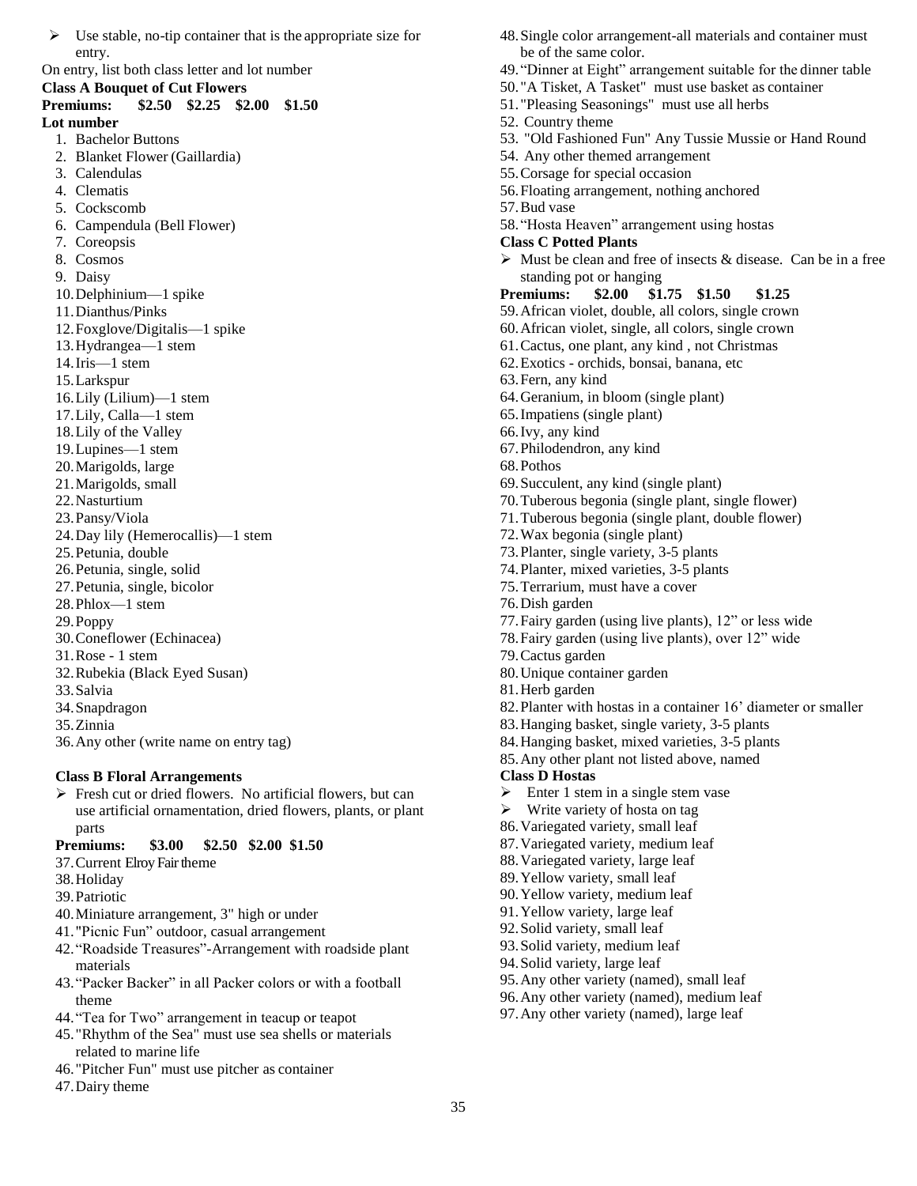- Use stable, no-tip container that is the appropriate size for entry.

On entry, list both class letter and lot number

**Class A Bouquet of Cut Flowers**

**Premiums: $2.50 $2.25 $2.00 $1.50**

**Lot number**

1. Bachelor Buttons
2. Blanket Flower (Gaillardia)
3. Calendulas
4. Clematis
5. Cockscomb
6. Campendula (Bell Flower)
7. Coreopsis
8. Cosmos
9. Daisy
10. Delphinium—1 spike
11. Dianthus/Pinks
12. Foxglove/Digitalis—1 spike
13. Hydrangea—1 stem
14. Iris—1 stem
15. Larkspur
16. Lily (Lilium)—1 stem
17. Lily, Calla—1 stem
18. Lily of the Valley
19. Lupines—1 stem
20. Marigolds, large
21. Marigolds, small
22. Nasturtium
23. Pansy/Viola
24. Day lily (Hemerocallis)—1 stem
25. Petunia, double
26. Petunia, single, solid
27. Petunia, single, bicolor
28. Phlox—1 stem
29. Poppy
30. Coneflower (Echinacea)
31. Rose - 1 stem
32. Rubekia (Black Eyed Susan)
33. Salvia
34. Snapdragon
35. Zinnia
36. Any other (write name on entry tag)

**Class B Floral Arrangements**

- Fresh cut or dried flowers. No artificial flowers, but can use artificial ornamentation, dried flowers, plants, or plant parts

**Premiums: $3.00 $2.50 $2.00 $1.50**

37. Current Elroy Fair theme
38. Holiday
39. Patriotic
40. Miniature arrangement, 3" high or under
41. "Picnic Fun" outdoor, casual arrangement
42. "Roadside Treasures"-Arrangement with roadside plant materials
43. "Packer Backer" in all Packer colors or with a football theme
44. "Tea for Two" arrangement in teacup or teapot
45. "Rhythm of the Sea" must use sea shells or materials related to marine life
46. "Pitcher Fun" must use pitcher as container
47. Dairy theme
48. Single color arrangement-all materials and container must be of the same color.
49. "Dinner at Eight" arrangement suitable for the dinner table
50. "A Tisket, A Tasket" must use basket as container
51. "Pleasing Seasonings" must use all herbs
52. Country theme
53. "Old Fashioned Fun" Any Tussie Mussie or Hand Round
54. Any other themed arrangement
55. Corsage for special occasion
56. Floating arrangement, nothing anchored
57. Bud vase
58. "Hosta Heaven" arrangement using hostas

**Class C Potted Plants**

- Must be clean and free of insects & disease. Can be in a free standing pot or hanging

**Premiums: $2.00 $1.75 $1.50 $1.25**

59. African violet, double, all colors, single crown
60. African violet, single, all colors, single crown
61. Cactus, one plant, any kind , not Christmas
62. Exotics - orchids, bonsai, banana, etc
63. Fern, any kind
64. Geranium, in bloom (single plant)
65. Impatiens (single plant)
66. Ivy, any kind
67. Philodendron, any kind
68. Pothos
69. Succulent, any kind (single plant)
70. Tuberous begonia (single plant, single flower)
71. Tuberous begonia (single plant, double flower)
72. Wax begonia (single plant)
73. Planter, single variety, 3-5 plants
74. Planter, mixed varieties, 3-5 plants
75. Terrarium, must have a cover
76. Dish garden
77. Fairy garden (using live plants), 12" or less wide
78. Fairy garden (using live plants), over 12" wide
79. Cactus garden
80. Unique container garden
81. Herb garden
82. Planter with hostas in a container 16' diameter or smaller
83. Hanging basket, single variety, 3-5 plants
84. Hanging basket, mixed varieties, 3-5 plants
85. Any other plant not listed above, named

**Class D Hostas**

- Enter 1 stem in a single stem vase
- Write variety of hosta on tag

86. Variegated variety, small leaf
87. Variegated variety, medium leaf
88. Variegated variety, large leaf
89. Yellow variety, small leaf
90. Yellow variety, medium leaf
91. Yellow variety, large leaf
92. Solid variety, small leaf
93. Solid variety, medium leaf
94. Solid variety, large leaf
95. Any other variety (named), small leaf
96. Any other variety (named), medium leaf
97. Any other variety (named), large leaf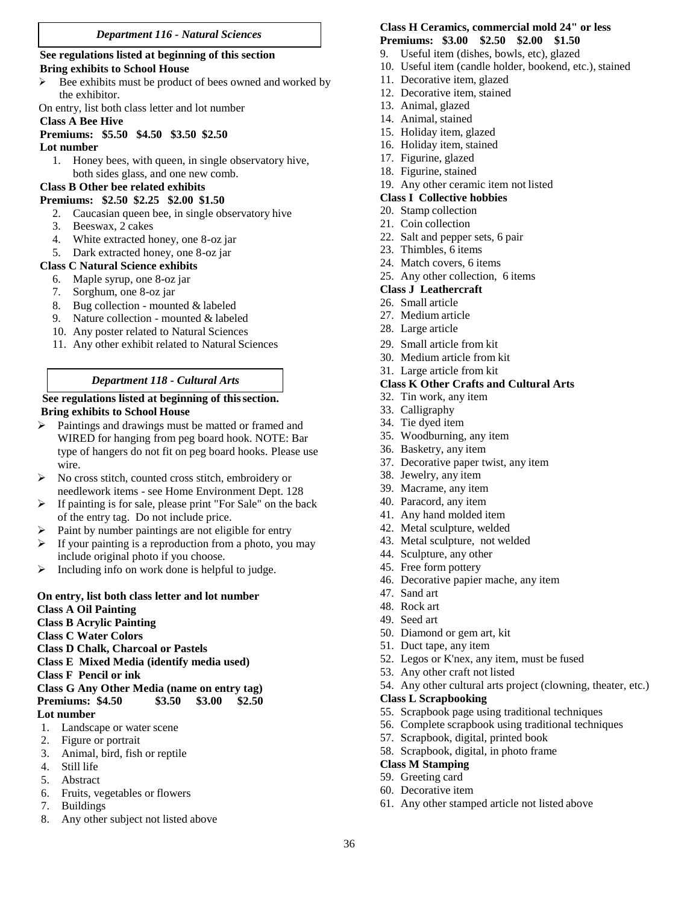## *Department 116 - Natural Sciences*

**See regulations listed at beginning of this section**
**Bring exhibits to School House**

- Bee exhibits must be product of bees owned and worked by the exhibitor.

On entry, list both class letter and lot number

**Class A Bee Hive**
**Premiums: $5.50 $4.50 $3.50 $2.50**
**Lot number**

1. Honey bees, with queen, in single observatory hive, both sides glass, and one new comb.

**Class B Other bee related exhibits**
**Premiums: $2.50 $2.25 $2.00 $1.50**

2. Caucasian queen bee, in single observatory hive
3. Beeswax, 2 cakes
4. White extracted honey, one 8-oz jar
5. Dark extracted honey, one 8-oz jar

**Class C Natural Science exhibits**

6. Maple syrup, one 8-oz jar
7. Sorghum, one 8-oz jar
8. Bug collection - mounted & labeled
9. Nature collection - mounted & labeled
10. Any poster related to Natural Sciences
11. Any other exhibit related to Natural Sciences

## *Department 118 - Cultural Arts*

**See regulations listed at beginning of this section.**
**Bring exhibits to School House**

- Paintings and drawings must be matted or framed and WIRED for hanging from peg board hook. NOTE: Bar type of hangers do not fit on peg board hooks. Please use wire.
- No cross stitch, counted cross stitch, embroidery or needlework items - see Home Environment Dept. 128
- If painting is for sale, please print "For Sale" on the back of the entry tag. Do not include price.
- Paint by number paintings are not eligible for entry
- If your painting is a reproduction from a photo, you may include original photo if you choose.
- Including info on work done is helpful to judge.

**On entry, list both class letter and lot number**
**Class A Oil Painting**
**Class B Acrylic Painting**
**Class C Water Colors**
**Class D Chalk, Charcoal or Pastels**
**Class E Mixed Media (identify media used)**
**Class F Pencil or ink**
**Class G Any Other Media (name on entry tag)**
**Premiums: $4.50 $3.50 $3.00 $2.50**
**Lot number**

1. Landscape or water scene
2. Figure or portrait
3. Animal, bird, fish or reptile
4. Still life
5. Abstract
6. Fruits, vegetables or flowers
7. Buildings
8. Any other subject not listed above

**Class H Ceramics, commercial mold 24" or less**
**Premiums: $3.00 $2.50 $2.00 $1.50**

9. Useful item (dishes, bowls, etc), glazed
10. Useful item (candle holder, bookend, etc.), stained
11. Decorative item, glazed
12. Decorative item, stained
13. Animal, glazed
14. Animal, stained
15. Holiday item, glazed
16. Holiday item, stained
17. Figurine, glazed
18. Figurine, stained
19. Any other ceramic item not listed

**Class I Collective hobbies**

20. Stamp collection
21. Coin collection
22. Salt and pepper sets, 6 pair
23. Thimbles, 6 items
24. Match covers, 6 items
25. Any other collection, 6 items

**Class J Leathercraft**

26. Small article
27. Medium article
28. Large article
29. Small article from kit
30. Medium article from kit
31. Large article from kit

**Class K Other Crafts and Cultural Arts**

32. Tin work, any item
33. Calligraphy
34. Tie dyed item
35. Woodburning, any item
36. Basketry, any item
37. Decorative paper twist, any item
38. Jewelry, any item
39. Macrame, any item
40. Paracord, any item
41. Any hand molded item
42. Metal sculpture, welded
43. Metal sculpture, not welded
44. Sculpture, any other
45. Free form pottery
46. Decorative papier mache, any item
47. Sand art
48. Rock art
49. Seed art
50. Diamond or gem art, kit
51. Duct tape, any item
52. Legos or K'nex, any item, must be fused
53. Any other craft not listed
54. Any other cultural arts project (clowning, theater, etc.)

**Class L Scrapbooking**

55. Scrapbook page using traditional techniques
56. Complete scrapbook using traditional techniques
57. Scrapbook, digital, printed book
58. Scrapbook, digital, in photo frame

**Class M Stamping**

59. Greeting card
60. Decorative item
61. Any other stamped article not listed above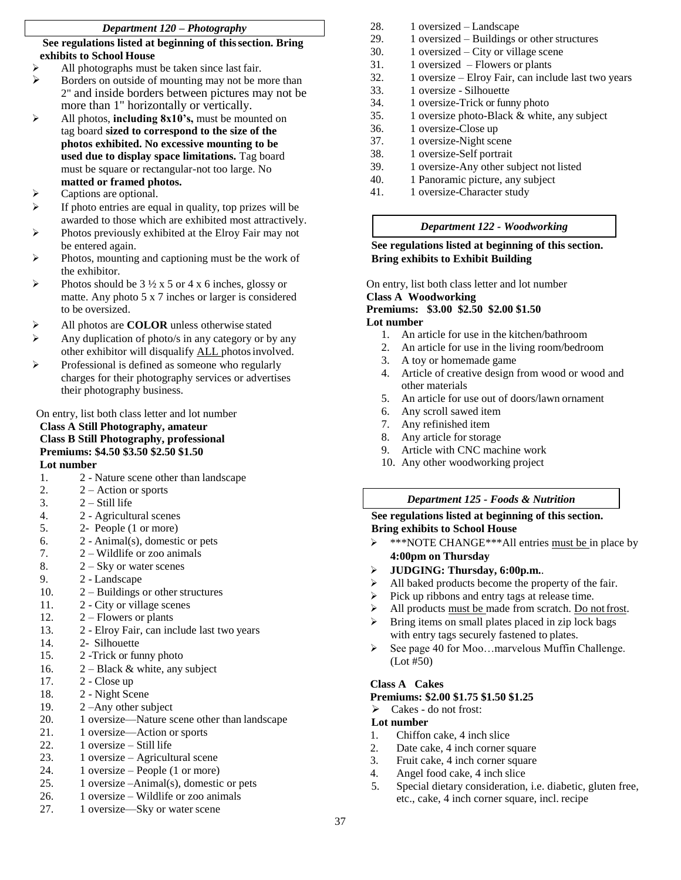### *Department 120 – Photography*

**See regulations listed at beginning of this section. Bring exhibits to School House**

- All photographs must be taken since last fair.
- Borders on outside of mounting may not be more than 2" and inside borders between pictures may not be more than 1" horizontally or vertically.
- All photos, **including 8x10's,** must be mounted on tag board **sized to correspond to the size of the photos exhibited. No excessive mounting to be used due to display space limitations.** Tag board must be square or rectangular-not too large. No **matted or framed photos.**
- Captions are optional.
- If photo entries are equal in quality, top prizes will be awarded to those which are exhibited most attractively.
- Photos previously exhibited at the Elroy Fair may not be entered again.
- Photos, mounting and captioning must be the work of the exhibitor.
- Photos should be 3 ½ x 5 or 4 x 6 inches, glossy or matte. Any photo 5 x 7 inches or larger is considered to be oversized.
- All photos are **COLOR** unless otherwise stated
- Any duplication of photo/s in any category or by any other exhibitor will disqualify ALL photos involved.
- Professional is defined as someone who regularly charges for their photography services or advertises their photography business.

On entry, list both class letter and lot number

**Class A Still Photography, amateur**
**Class B Still Photography, professional**
**Premiums: $4.50 $3.50 $2.50 $1.50**

**Lot number**

1. 2 - Nature scene other than landscape
2. 2 – Action or sports
3. 2 – Still life
4. 2 - Agricultural scenes
5. 2- People (1 or more)
6. 2 - Animal(s), domestic or pets
7. 2 – Wildlife or zoo animals
8. 2 – Sky or water scenes
9. 2 - Landscape
10. 2 – Buildings or other structures
11. 2 - City or village scenes
12. 2 – Flowers or plants
13. 2 - Elroy Fair, can include last two years
14. 2- Silhouette
15. 2 -Trick or funny photo
16. 2 – Black & white, any subject
17. 2 - Close up
18. 2 - Night Scene
19. 2 –Any other subject
20. 1 oversize—Nature scene other than landscape
21. 1 oversize—Action or sports
22. 1 oversize – Still life
23. 1 oversize – Agricultural scene
24. 1 oversize – People (1 or more)
25. 1 oversize –Animal(s), domestic or pets
26. 1 oversize – Wildlife or zoo animals
27. 1 oversize—Sky or water scene
28. 1 oversized – Landscape
29. 1 oversized – Buildings or other structures
30. 1 oversized – City or village scene
31. 1 oversized – Flowers or plants
32. 1 oversize – Elroy Fair, can include last two years
33. 1 oversize - Silhouette
34. 1 oversize-Trick or funny photo
35. 1 oversize photo-Black & white, any subject
36. 1 oversize-Close up
37. 1 oversize-Night scene
38. 1 oversize-Self portrait
39. 1 oversize-Any other subject not listed
40. 1 Panoramic picture, any subject
41. 1 oversize-Character study

### *Department 122 - Woodworking*

**See regulations listed at beginning of this section. Bring exhibits to Exhibit Building**

On entry, list both class letter and lot number

**Class A Woodworking**
**Premiums: $3.00 $2.50 $2.00 $1.50**

**Lot number**

1. An article for use in the kitchen/bathroom
2. An article for use in the living room/bedroom
3. A toy or homemade game
4. Article of creative design from wood or wood and other materials
5. An article for use out of doors/lawn ornament
6. Any scroll sawed item
7. Any refinished item
8. Any article for storage
9. Article with CNC machine work
10. Any other woodworking project

### *Department 125 - Foods & Nutrition*

**See regulations listed at beginning of this section. Bring exhibits to School House**

- \*\*\*NOTE CHANGE\*\*\*All entries must be in place by **4:00pm on Thursday**
- **JUDGING: Thursday, 6:00p.m.**.
- All baked products become the property of the fair.
- Pick up ribbons and entry tags at release time.
- All products must be made from scratch. Do not frost.
- Bring items on small plates placed in zip lock bags with entry tags securely fastened to plates.
- See page 40 for Moo…marvelous Muffin Challenge. (Lot #50)

**Class A Cakes**
**Premiums: $2.00 $1.75 $1.50 $1.25**

- Cakes - do not frost:

**Lot number**

1. Chiffon cake, 4 inch slice
2. Date cake, 4 inch corner square
3. Fruit cake, 4 inch corner square
4. Angel food cake, 4 inch slice
5. Special dietary consideration, i.e. diabetic, gluten free, etc., cake, 4 inch corner square, incl. recipe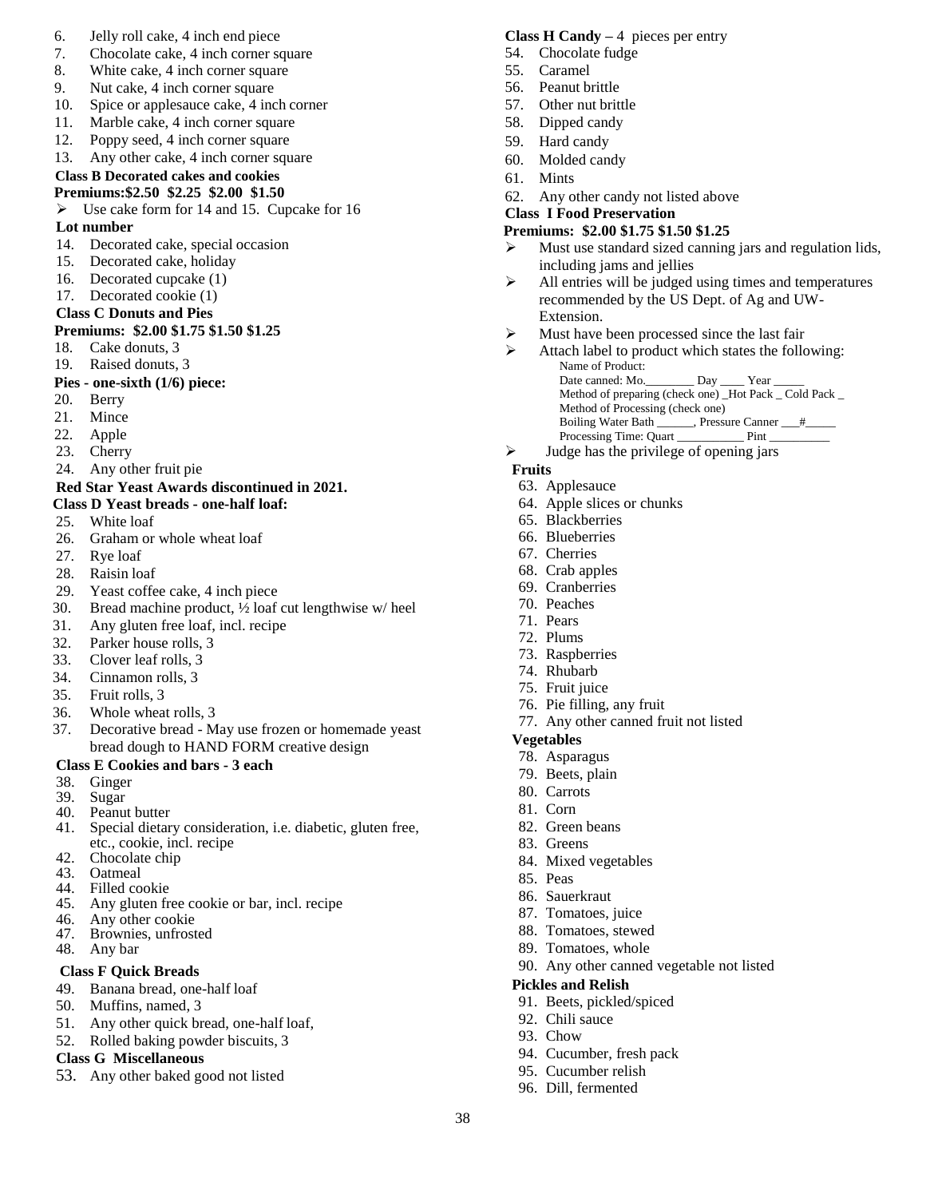6. Jelly roll cake, 4 inch end piece
7. Chocolate cake, 4 inch corner square
8. White cake, 4 inch corner square
9. Nut cake, 4 inch corner square
10. Spice or applesauce cake, 4 inch corner
11. Marble cake, 4 inch corner square
12. Poppy seed, 4 inch corner square
13. Any other cake, 4 inch corner square

**Class B Decorated cakes and cookies**

**Premiums:$2.50 $2.25 $2.00 $1.50**

- Use cake form for 14 and 15. Cupcake for 16

**Lot number**

14. Decorated cake, special occasion
15. Decorated cake, holiday
16. Decorated cupcake (1)
17. Decorated cookie (1)

**Class C Donuts and Pies**

**Premiums: $2.00 $1.75 $1.50 $1.25**

18. Cake donuts, 3
19. Raised donuts, 3

**Pies - one-sixth (1/6) piece:**

20. Berry
21. Mince
22. Apple
23. Cherry
24. Any other fruit pie

**Red Star Yeast Awards discontinued in 2021.**

**Class D Yeast breads - one-half loaf:**

25. White loaf
26. Graham or whole wheat loaf
27. Rye loaf
28. Raisin loaf
29. Yeast coffee cake, 4 inch piece
30. Bread machine product, ½ loaf cut lengthwise w/ heel
31. Any gluten free loaf, incl. recipe
32. Parker house rolls, 3
33. Clover leaf rolls, 3
34. Cinnamon rolls, 3
35. Fruit rolls, 3
36. Whole wheat rolls, 3
37. Decorative bread - May use frozen or homemade yeast bread dough to HAND FORM creative design

**Class E Cookies and bars - 3 each**

38. Ginger
39. Sugar
40. Peanut butter
41. Special dietary consideration, i.e. diabetic, gluten free, etc., cookie, incl. recipe
42. Chocolate chip
43. Oatmeal
44. Filled cookie
45. Any gluten free cookie or bar, incl. recipe
46. Any other cookie
47. Brownies, unfrosted
48. Any bar

**Class F Quick Breads**

49. Banana bread, one-half loaf
50. Muffins, named, 3
51. Any other quick bread, one-half loaf,
52. Rolled baking powder biscuits, 3

**Class G Miscellaneous**

53. Any other baked good not listed

**Class H Candy** – 4 pieces per entry

54. Chocolate fudge
55. Caramel
56. Peanut brittle
57. Other nut brittle
58. Dipped candy
59. Hard candy
60. Molded candy
61. Mints
62. Any other candy not listed above

**Class I Food Preservation**

**Premiums: $2.00 $1.75 $1.50 $1.25**

- Must use standard sized canning jars and regulation lids, including jams and jellies
- All entries will be judged using times and temperatures recommended by the US Dept. of Ag and UW-Extension.
- Must have been processed since the last fair
- Attach label to product which states the following:
  Name of Product:
  Date canned: Mo.________ Day ____ Year _____
  Method of preparing (check one) _Hot Pack _ Cold Pack _
  Method of Processing (check one)
  Boiling Water Bath ______, Pressure Canner ___#_____
  Processing Time: Quart __________ Pint _________
- Judge has the privilege of opening jars

**Fruits**

63. Applesauce
64. Apple slices or chunks
65. Blackberries
66. Blueberries
67. Cherries
68. Crab apples
69. Cranberries
70. Peaches
71. Pears
72. Plums
73. Raspberries
74. Rhubarb
75. Fruit juice
76. Pie filling, any fruit
77. Any other canned fruit not listed

**Vegetables**

78. Asparagus
79. Beets, plain
80. Carrots
81. Corn
82. Green beans
83. Greens
84. Mixed vegetables
85. Peas
86. Sauerkraut
87. Tomatoes, juice
88. Tomatoes, stewed
89. Tomatoes, whole
90. Any other canned vegetable not listed

**Pickles and Relish**

91. Beets, pickled/spiced
92. Chili sauce
93. Chow
94. Cucumber, fresh pack
95. Cucumber relish
96. Dill, fermented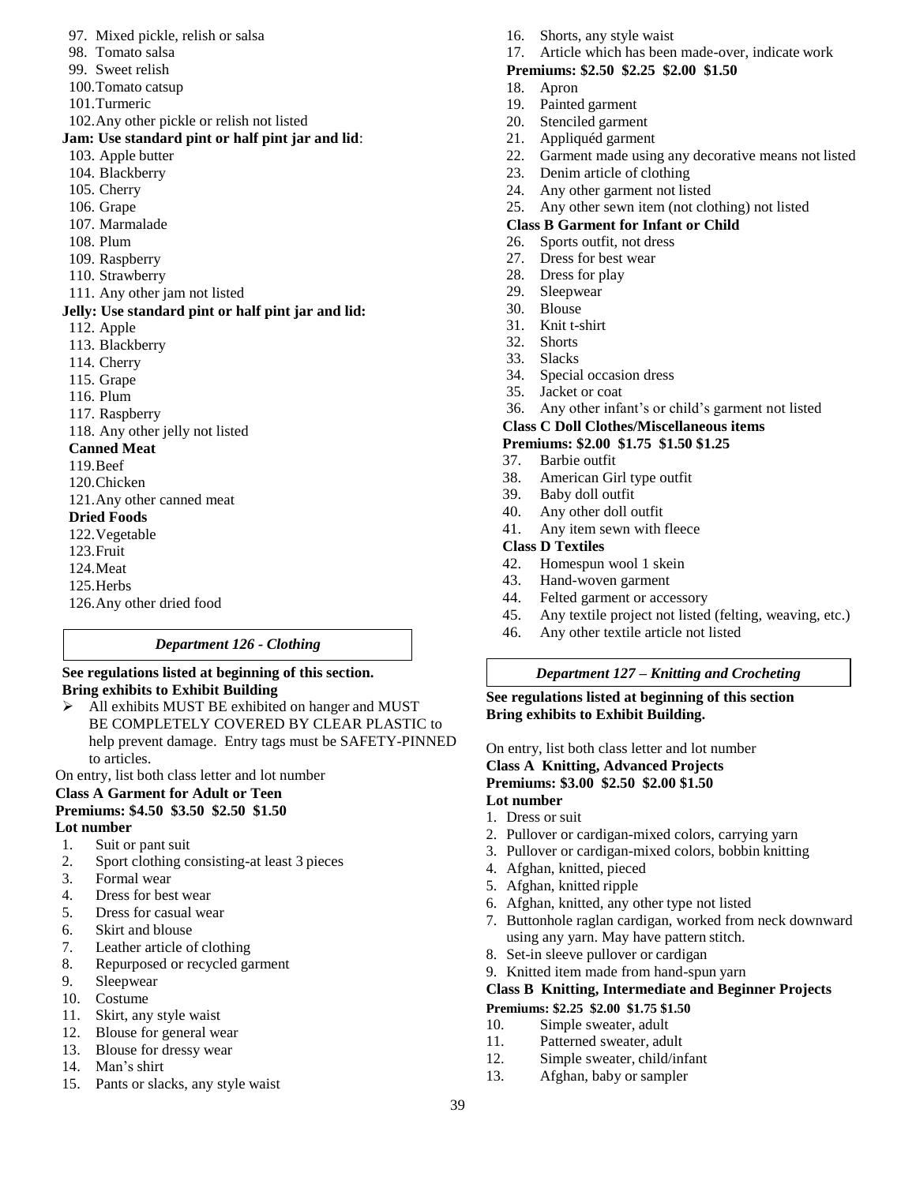97. Mixed pickle, relish or salsa
98. Tomato salsa
99. Sweet relish
100. Tomato catsup
101. Turmeric
102. Any other pickle or relish not listed

**Jam: Use standard pint or half pint jar and lid**:

103. Apple butter
104. Blackberry
105. Cherry
106. Grape
107. Marmalade
108. Plum
109. Raspberry
110. Strawberry
111. Any other jam not listed

**Jelly: Use standard pint or half pint jar and lid:**

112. Apple
113. Blackberry
114. Cherry
115. Grape
116. Plum
117. Raspberry
118. Any other jelly not listed

**Canned Meat**

119. Beef
120. Chicken
121. Any other canned meat

**Dried Foods**

122. Vegetable
123. Fruit
124. Meat
125. Herbs
126. Any other dried food

## *Department 126 - Clothing*

**See regulations listed at beginning of this section.**
**Bring exhibits to Exhibit Building**

- All exhibits MUST BE exhibited on hanger and MUST BE COMPLETELY COVERED BY CLEAR PLASTIC to help prevent damage. Entry tags must be SAFETY-PINNED to articles.

On entry, list both class letter and lot number

**Class A Garment for Adult or Teen**
**Premiums: $4.50 $3.50 $2.50 $1.50**
**Lot number**

1. Suit or pant suit
2. Sport clothing consisting-at least 3 pieces
3. Formal wear
4. Dress for best wear
5. Dress for casual wear
6. Skirt and blouse
7. Leather article of clothing
8. Repurposed or recycled garment
9. Sleepwear
10. Costume
11. Skirt, any style waist
12. Blouse for general wear
13. Blouse for dressy wear
14. Man's shirt
15. Pants or slacks, any style waist
16. Shorts, any style waist
17. Article which has been made-over, indicate work

**Premiums: $2.50 $2.25 $2.00 $1.50**

18. Apron
19. Painted garment
20. Stenciled garment
21. Appliquéd garment
22. Garment made using any decorative means not listed
23. Denim article of clothing
24. Any other garment not listed
25. Any other sewn item (not clothing) not listed

**Class B Garment for Infant or Child**

26. Sports outfit, not dress
27. Dress for best wear
28. Dress for play
29. Sleepwear
30. Blouse
31. Knit t-shirt
32. Shorts
33. Slacks
34. Special occasion dress
35. Jacket or coat
36. Any other infant's or child's garment not listed

**Class C Doll Clothes/Miscellaneous items**
**Premiums: $2.00 $1.75 $1.50 $1.25**

37. Barbie outfit
38. American Girl type outfit
39. Baby doll outfit
40. Any other doll outfit
41. Any item sewn with fleece

**Class D Textiles**

42. Homespun wool 1 skein
43. Hand-woven garment
44. Felted garment or accessory
45. Any textile project not listed (felting, weaving, etc.)
46. Any other textile article not listed

## *Department 127 – Knitting and Crocheting*

**See regulations listed at beginning of this section**
**Bring exhibits to Exhibit Building.**

On entry, list both class letter and lot number

**Class A Knitting, Advanced Projects**
**Premiums: $3.00 $2.50 $2.00 $1.50**
**Lot number**

1. Dress or suit
2. Pullover or cardigan-mixed colors, carrying yarn
3. Pullover or cardigan-mixed colors, bobbin knitting
4. Afghan, knitted, pieced
5. Afghan, knitted ripple
6. Afghan, knitted, any other type not listed
7. Buttonhole raglan cardigan, worked from neck downward using any yarn. May have pattern stitch.
8. Set-in sleeve pullover or cardigan
9. Knitted item made from hand-spun yarn

**Class B Knitting, Intermediate and Beginner Projects**
**Premiums: $2.25 $2.00 $1.75 $1.50**

10. Simple sweater, adult
11. Patterned sweater, adult
12. Simple sweater, child/infant
13. Afghan, baby or sampler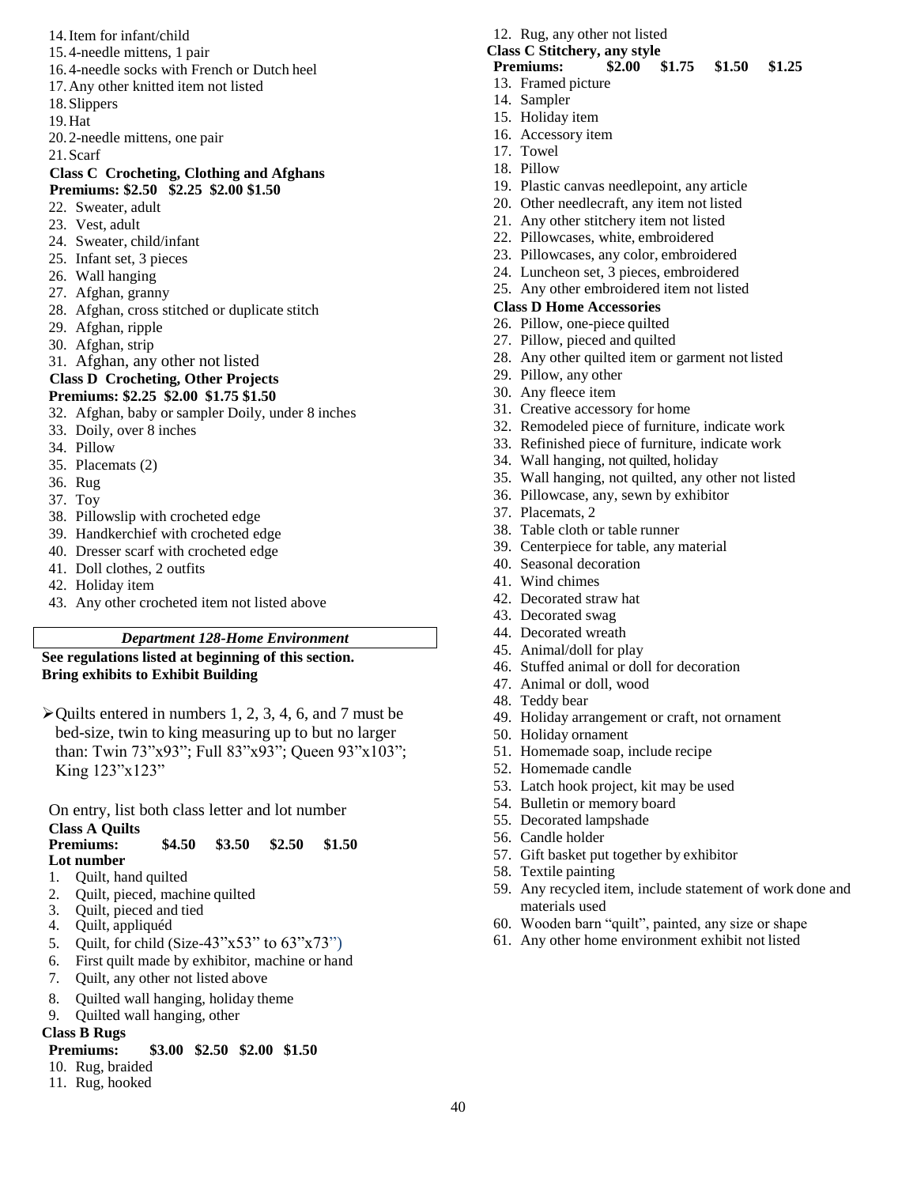14. Item for infant/child
15. 4-needle mittens, 1 pair
16. 4-needle socks with French or Dutch heel
17. Any other knitted item not listed
18. Slippers
19. Hat
20. 2-needle mittens, one pair
21. Scarf

**Class C Crocheting, Clothing and Afghans**
**Premiums: $2.50 $2.25 $2.00 $1.50**

22. Sweater, adult
23. Vest, adult
24. Sweater, child/infant
25. Infant set, 3 pieces
26. Wall hanging
27. Afghan, granny
28. Afghan, cross stitched or duplicate stitch
29. Afghan, ripple
30. Afghan, strip
31. Afghan, any other not listed

**Class D Crocheting, Other Projects**
**Premiums: $2.25 $2.00 $1.75 $1.50**

32. Afghan, baby or sampler Doily, under 8 inches
33. Doily, over 8 inches
34. Pillow
35. Placemats (2)
36. Rug
37. Toy
38. Pillowslip with crocheted edge
39. Handkerchief with crocheted edge
40. Dresser scarf with crocheted edge
41. Doll clothes, 2 outfits
42. Holiday item
43. Any other crocheted item not listed above

## *Department 128-Home Environment*

**See regulations listed at beginning of this section.**
**Bring exhibits to Exhibit Building**

- Quilts entered in numbers 1, 2, 3, 4, 6, and 7 must be bed-size, twin to king measuring up to but no larger than: Twin 73"x93"; Full 83"x93"; Queen 93"x103"; King 123"x123"

On entry, list both class letter and lot number

**Class A Quilts**
**Premiums: $4.50 $3.50 $2.50 $1.50**
**Lot number**

1. Quilt, hand quilted
2. Quilt, pieced, machine quilted
3. Quilt, pieced and tied
4. Quilt, appliquéd
5. Quilt, for child (Size-43"x53" to 63"x73")
6. First quilt made by exhibitor, machine or hand
7. Quilt, any other not listed above
8. Quilted wall hanging, holiday theme
9. Quilted wall hanging, other

**Class B Rugs**
**Premiums: $3.00 $2.50 $2.00 $1.50**

10. Rug, braided
11. Rug, hooked
12. Rug, any other not listed

**Class C Stitchery, any style**
**Premiums: $2.00 $1.75 $1.50 $1.25**

13. Framed picture
14. Sampler
15. Holiday item
16. Accessory item
17. Towel
18. Pillow
19. Plastic canvas needlepoint, any article
20. Other needlecraft, any item not listed
21. Any other stitchery item not listed
22. Pillowcases, white, embroidered
23. Pillowcases, any color, embroidered
24. Luncheon set, 3 pieces, embroidered
25. Any other embroidered item not listed

**Class D Home Accessories**

26. Pillow, one-piece quilted
27. Pillow, pieced and quilted
28. Any other quilted item or garment not listed
29. Pillow, any other
30. Any fleece item
31. Creative accessory for home
32. Remodeled piece of furniture, indicate work
33. Refinished piece of furniture, indicate work
34. Wall hanging, not quilted, holiday
35. Wall hanging, not quilted, any other not listed
36. Pillowcase, any, sewn by exhibitor
37. Placemats, 2
38. Table cloth or table runner
39. Centerpiece for table, any material
40. Seasonal decoration
41. Wind chimes
42. Decorated straw hat
43. Decorated swag
44. Decorated wreath
45. Animal/doll for play
46. Stuffed animal or doll for decoration
47. Animal or doll, wood
48. Teddy bear
49. Holiday arrangement or craft, not ornament
50. Holiday ornament
51. Homemade soap, include recipe
52. Homemade candle
53. Latch hook project, kit may be used
54. Bulletin or memory board
55. Decorated lampshade
56. Candle holder
57. Gift basket put together by exhibitor
58. Textile painting
59. Any recycled item, include statement of work done and materials used
60. Wooden barn "quilt", painted, any size or shape
61. Any other home environment exhibit not listed